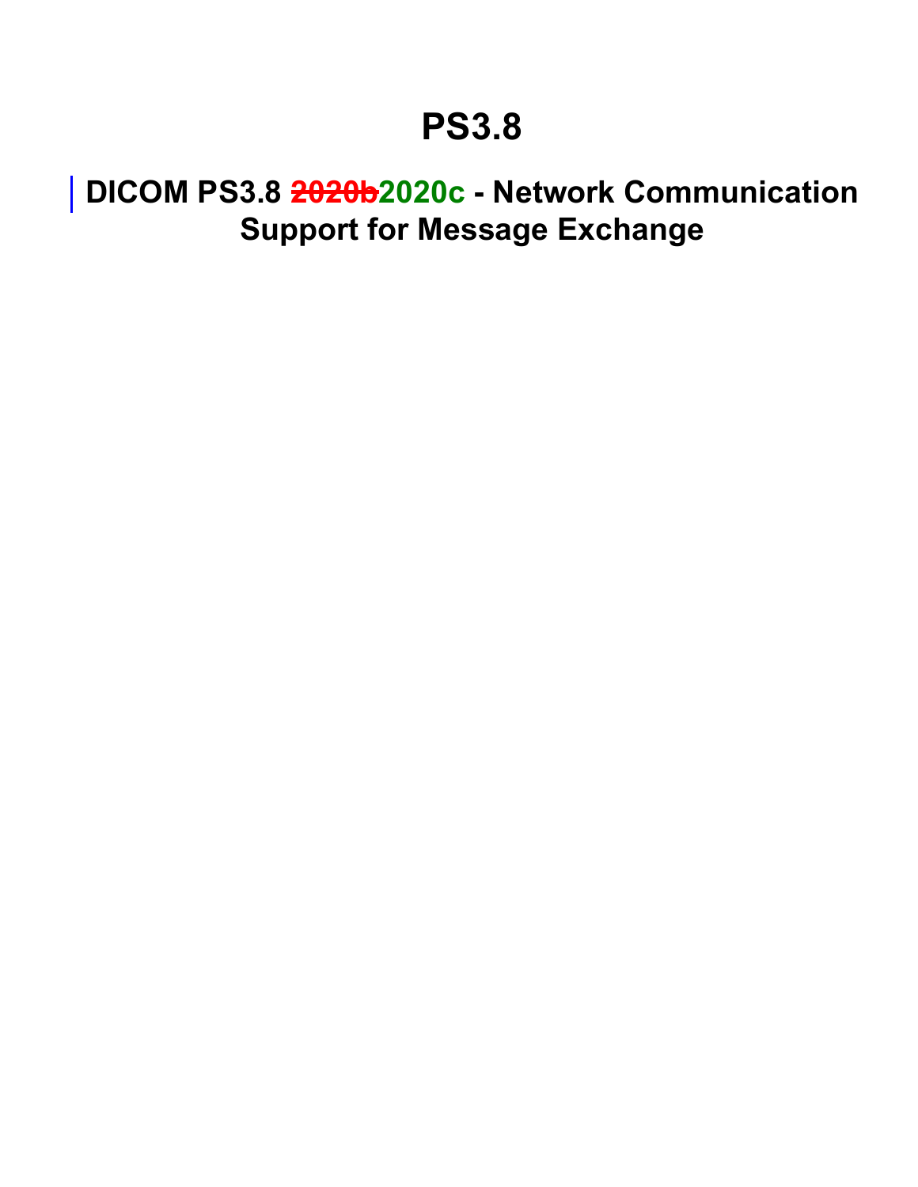# PS3.8

## DICOM PS3.8 ~~2020b~~2020c - Network Communication Support for Message Exchange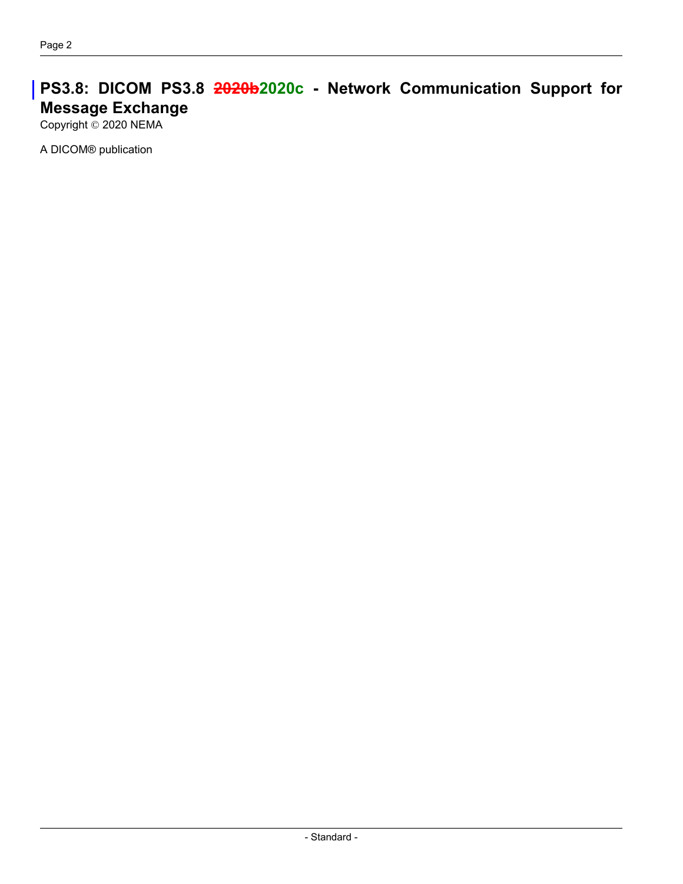# PS3.8: DICOM PS3.8 ~~2020b~~2020c - Network Communication Support for Message Exchange

Copyright © 2020 NEMA

A DICOM® publication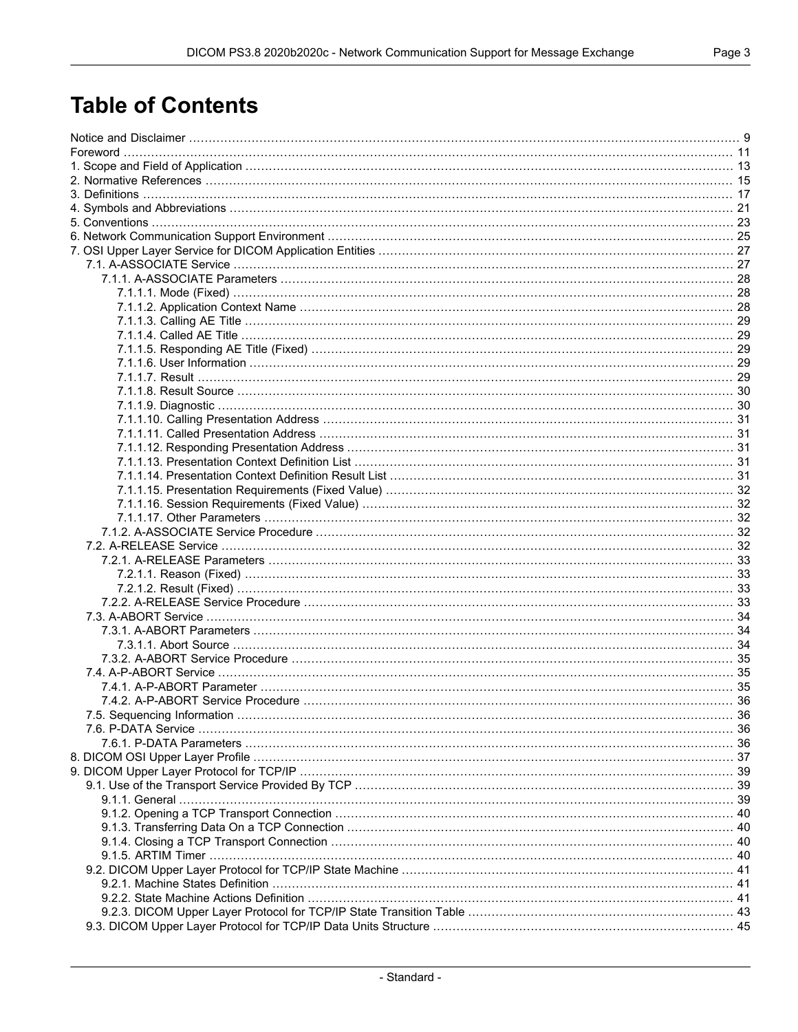# Table of Contents

- Notice and Disclaimer ... 9
- Foreword ... 11
- 1. Scope and Field of Application ... 13
- 2. Normative References ... 15
- 3. Definitions ... 17
- 4. Symbols and Abbreviations ... 21
- 5. Conventions ... 23
- 6. Network Communication Support Environment ... 25
- 7. OSI Upper Layer Service for DICOM Application Entities ... 27
  - 7.1. A-ASSOCIATE Service ... 27
    - 7.1.1. A-ASSOCIATE Parameters ... 28
      - 7.1.1.1. Mode (Fixed) ... 28
      - 7.1.1.2. Application Context Name ... 28
      - 7.1.1.3. Calling AE Title ... 29
      - 7.1.1.4. Called AE Title ... 29
      - 7.1.1.5. Responding AE Title (Fixed) ... 29
      - 7.1.1.6. User Information ... 29
      - 7.1.1.7. Result ... 29
      - 7.1.1.8. Result Source ... 30
      - 7.1.1.9. Diagnostic ... 30
      - 7.1.1.10. Calling Presentation Address ... 31
      - 7.1.1.11. Called Presentation Address ... 31
      - 7.1.1.12. Responding Presentation Address ... 31
      - 7.1.1.13. Presentation Context Definition List ... 31
      - 7.1.1.14. Presentation Context Definition Result List ... 31
      - 7.1.1.15. Presentation Requirements (Fixed Value) ... 32
      - 7.1.1.16. Session Requirements (Fixed Value) ... 32
      - 7.1.1.17. Other Parameters ... 32
    - 7.1.2. A-ASSOCIATE Service Procedure ... 32
  - 7.2. A-RELEASE Service ... 32
    - 7.2.1. A-RELEASE Parameters ... 33
      - 7.2.1.1. Reason (Fixed) ... 33
      - 7.2.1.2. Result (Fixed) ... 33
    - 7.2.2. A-RELEASE Service Procedure ... 33
  - 7.3. A-ABORT Service ... 34
    - 7.3.1. A-ABORT Parameters ... 34
      - 7.3.1.1. Abort Source ... 34
    - 7.3.2. A-ABORT Service Procedure ... 35
  - 7.4. A-P-ABORT Service ... 35
    - 7.4.1. A-P-ABORT Parameter ... 35
    - 7.4.2. A-P-ABORT Service Procedure ... 36
  - 7.5. Sequencing Information ... 36
  - 7.6. P-DATA Service ... 36
    - 7.6.1. P-DATA Parameters ... 36
- 8. DICOM OSI Upper Layer Profile ... 37
- 9. DICOM Upper Layer Protocol for TCP/IP ... 39
  - 9.1. Use of the Transport Service Provided By TCP ... 39
    - 9.1.1. General ... 39
    - 9.1.2. Opening a TCP Transport Connection ... 40
    - 9.1.3. Transferring Data On a TCP Connection ... 40
    - 9.1.4. Closing a TCP Transport Connection ... 40
    - 9.1.5. ARTIM Timer ... 40
  - 9.2. DICOM Upper Layer Protocol for TCP/IP State Machine ... 41
    - 9.2.1. Machine States Definition ... 41
    - 9.2.2. State Machine Actions Definition ... 41
    - 9.2.3. DICOM Upper Layer Protocol for TCP/IP State Transition Table ... 43
  - 9.3. DICOM Upper Layer Protocol for TCP/IP Data Units Structure ... 45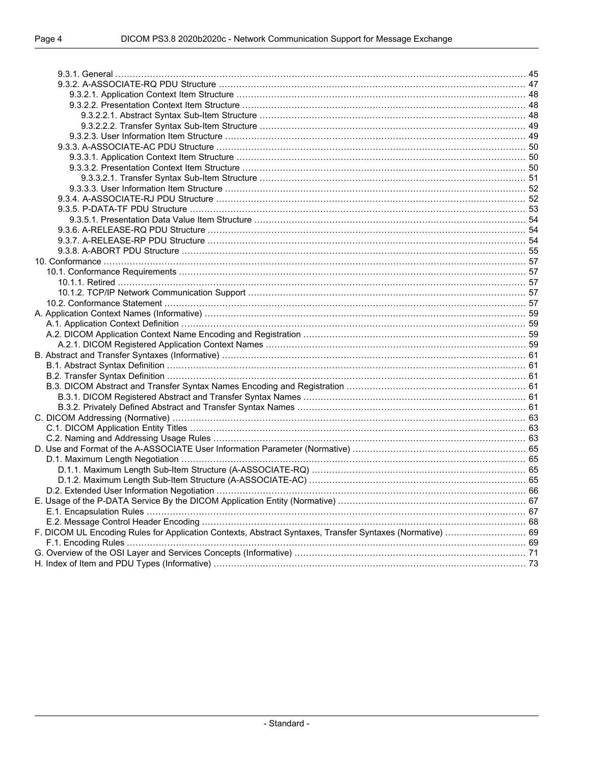- 9.3.1. General ..... 45
- 9.3.2. A-ASSOCIATE-RQ PDU Structure ..... 47
  - 9.3.2.1. Application Context Item Structure ..... 48
  - 9.3.2.2. Presentation Context Item Structure ..... 48
    - 9.3.2.2.1. Abstract Syntax Sub-Item Structure ..... 48
    - 9.3.2.2.2. Transfer Syntax Sub-Item Structure ..... 49
  - 9.3.2.3. User Information Item Structure ..... 49
- 9.3.3. A-ASSOCIATE-AC PDU Structure ..... 50
  - 9.3.3.1. Application Context Item Structure ..... 50
  - 9.3.3.2. Presentation Context Item Structure ..... 50
    - 9.3.3.2.1. Transfer Syntax Sub-Item Structure ..... 51
  - 9.3.3.3. User Information Item Structure ..... 52
- 9.3.4. A-ASSOCIATE-RJ PDU Structure ..... 52
- 9.3.5. P-DATA-TF PDU Structure ..... 53
  - 9.3.5.1. Presentation Data Value Item Structure ..... 54
- 9.3.6. A-RELEASE-RQ PDU Structure ..... 54
- 9.3.7. A-RELEASE-RP PDU Structure ..... 54
- 9.3.8. A-ABORT PDU Structure ..... 55

10. Conformance ..... 57
- 10.1. Conformance Requirements ..... 57
  - 10.1.1. Retired ..... 57
  - 10.1.2. TCP/IP Network Communication Support ..... 57
- 10.2. Conformance Statement ..... 57

A. Application Context Names (Informative) ..... 59
- A.1. Application Context Definition ..... 59
- A.2. DICOM Application Context Name Encoding and Registration ..... 59
  - A.2.1. DICOM Registered Application Context Names ..... 59

B. Abstract and Transfer Syntaxes (Informative) ..... 61
- B.1. Abstract Syntax Definition ..... 61
- B.2. Transfer Syntax Definition ..... 61
- B.3. DICOM Abstract and Transfer Syntax Names Encoding and Registration ..... 61
  - B.3.1. DICOM Registered Abstract and Transfer Syntax Names ..... 61
  - B.3.2. Privately Defined Abstract and Transfer Syntax Names ..... 61

C. DICOM Addressing (Normative) ..... 63
- C.1. DICOM Application Entity Titles ..... 63
- C.2. Naming and Addressing Usage Rules ..... 63

D. Use and Format of the A-ASSOCIATE User Information Parameter (Normative) ..... 65
- D.1. Maximum Length Negotiation ..... 65
  - D.1.1. Maximum Length Sub-Item Structure (A-ASSOCIATE-RQ) ..... 65
  - D.1.2. Maximum Length Sub-Item Structure (A-ASSOCIATE-AC) ..... 65
- D.2. Extended User Information Negotiation ..... 66

E. Usage of the P-DATA Service By the DICOM Application Entity (Normative) ..... 67
- E.1. Encapsulation Rules ..... 67
- E.2. Message Control Header Encoding ..... 68

F. DICOM UL Encoding Rules for Application Contexts, Abstract Syntaxes, Transfer Syntaxes (Normative) ..... 69
- F.1. Encoding Rules ..... 69

G. Overview of the OSI Layer and Services Concepts (Informative) ..... 71

H. Index of Item and PDU Types (Informative) ..... 73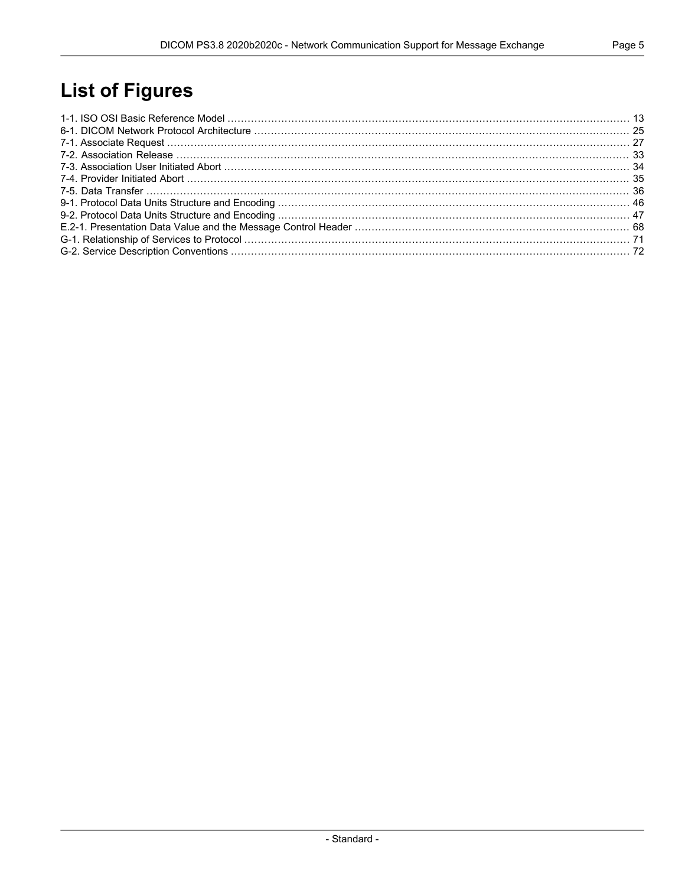# List of Figures

1-1. ISO OSI Basic Reference Model ........ 13
6-1. DICOM Network Protocol Architecture ........ 25
7-1. Associate Request ........ 27
7-2. Association Release ........ 33
7-3. Association User Initiated Abort ........ 34
7-4. Provider Initiated Abort ........ 35
7-5. Data Transfer ........ 36
9-1. Protocol Data Units Structure and Encoding ........ 46
9-2. Protocol Data Units Structure and Encoding ........ 47
E.2-1. Presentation Data Value and the Message Control Header ........ 68
G-1. Relationship of Services to Protocol ........ 71
G-2. Service Description Conventions ........ 72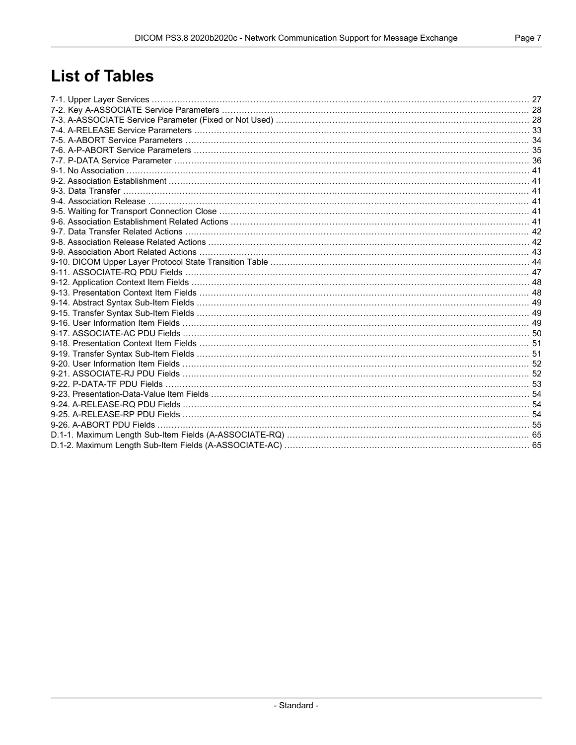# List of Tables

7-1. Upper Layer Services ........................................................................................................................................ 27
7-2. Key A-ASSOCIATE Service Parameters ............................................................................................................ 28
7-3. A-ASSOCIATE Service Parameter (Fixed or Not Used) ......................................................................................... 28
7-4. A-RELEASE Service Parameters ...................................................................................................................... 33
7-5. A-ABORT Service Parameters .......................................................................................................................... 34
7-6. A-P-ABORT Service Parameters ....................................................................................................................... 35
7-7. P-DATA Service Parameter .............................................................................................................................. 36
9-1. No Association ................................................................................................................................................ 41
9-2. Association Establishment ............................................................................................................................... 41
9-3. Data Transfer .................................................................................................................................................. 41
9-4. Association Release ........................................................................................................................................ 41
9-5. Waiting for Transport Connection Close ............................................................................................................. 41
9-6. Association Establishment Related Actions ......................................................................................................... 41
9-7. Data Transfer Related Actions .......................................................................................................................... 42
9-8. Association Release Related Actions ................................................................................................................. 42
9-9. Association Abort Related Actions ..................................................................................................................... 43
9-10. DICOM Upper Layer Protocol State Transition Table ............................................................................................ 44
9-11. ASSOCIATE-RQ PDU Fields ........................................................................................................................... 47
9-12. Application Context Item Fields ....................................................................................................................... 48
9-13. Presentation Context Item Fields ..................................................................................................................... 48
9-14. Abstract Syntax Sub-Item Fields ...................................................................................................................... 49
9-15. Transfer Syntax Sub-Item Fields ...................................................................................................................... 49
9-16. User Information Item Fields ........................................................................................................................... 49
9-17. ASSOCIATE-AC PDU Fields ........................................................................................................................... 50
9-18. Presentation Context Item Fields ..................................................................................................................... 51
9-19. Transfer Syntax Sub-Item Fields ...................................................................................................................... 51
9-20. User Information Item Fields ........................................................................................................................... 52
9-21. ASSOCIATE-RJ PDU Fields ........................................................................................................................... 52
9-22. P-DATA-TF PDU Fields ................................................................................................................................. 53
9-23. Presentation-Data-Value Item Fields ................................................................................................................. 54
9-24. A-RELEASE-RQ PDU Fields ........................................................................................................................... 54
9-25. A-RELEASE-RP PDU Fields ........................................................................................................................... 54
9-26. A-ABORT PDU Fields .................................................................................................................................... 55
D.1-1. Maximum Length Sub-Item Fields (A-ASSOCIATE-RQ) ....................................................................................... 65
D.1-2. Maximum Length Sub-Item Fields (A-ASSOCIATE-AC) ....................................................................................... 65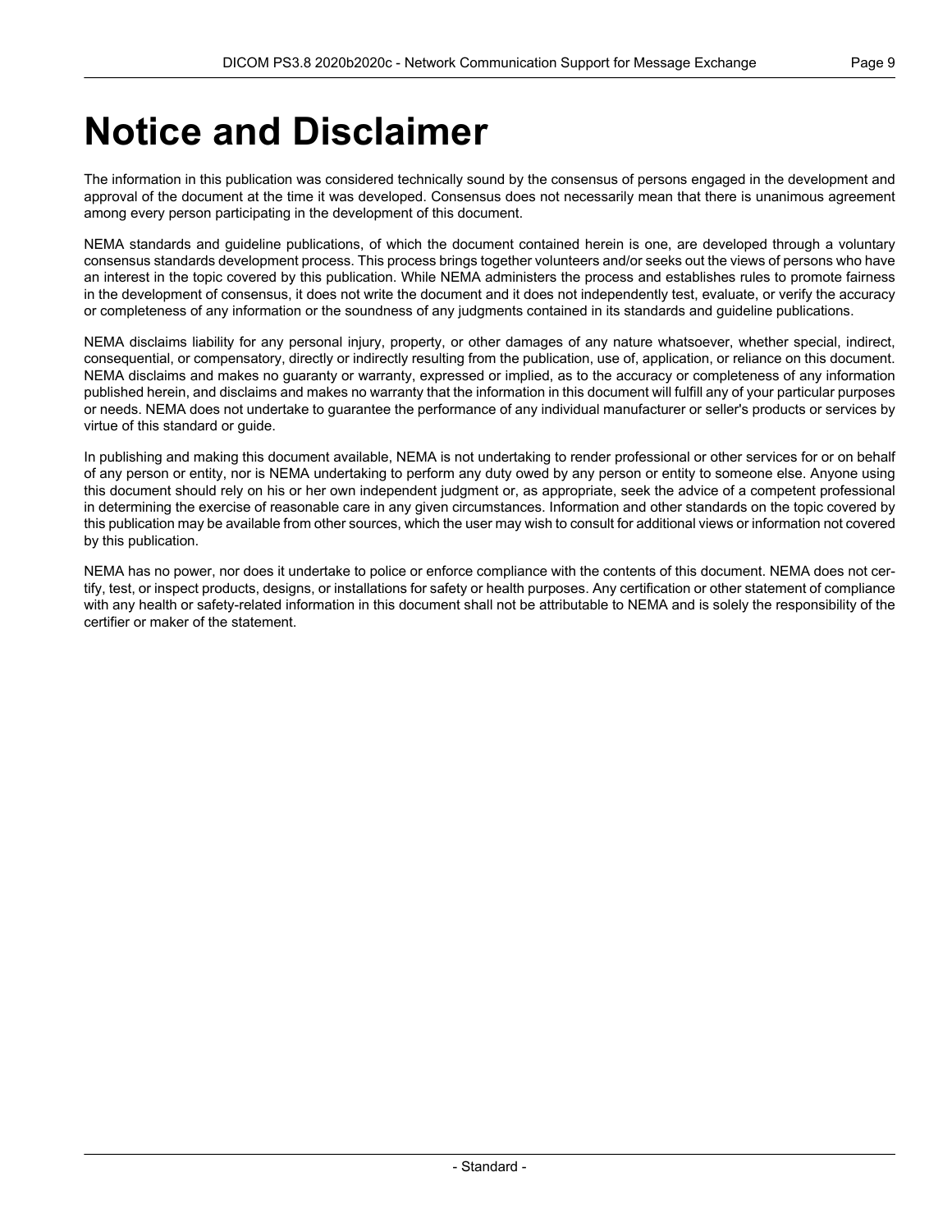# Notice and Disclaimer

The information in this publication was considered technically sound by the consensus of persons engaged in the development and approval of the document at the time it was developed. Consensus does not necessarily mean that there is unanimous agreement among every person participating in the development of this document.

NEMA standards and guideline publications, of which the document contained herein is one, are developed through a voluntary consensus standards development process. This process brings together volunteers and/or seeks out the views of persons who have an interest in the topic covered by this publication. While NEMA administers the process and establishes rules to promote fairness in the development of consensus, it does not write the document and it does not independently test, evaluate, or verify the accuracy or completeness of any information or the soundness of any judgments contained in its standards and guideline publications.

NEMA disclaims liability for any personal injury, property, or other damages of any nature whatsoever, whether special, indirect, consequential, or compensatory, directly or indirectly resulting from the publication, use of, application, or reliance on this document. NEMA disclaims and makes no guaranty or warranty, expressed or implied, as to the accuracy or completeness of any information published herein, and disclaims and makes no warranty that the information in this document will fulfill any of your particular purposes or needs. NEMA does not undertake to guarantee the performance of any individual manufacturer or seller's products or services by virtue of this standard or guide.

In publishing and making this document available, NEMA is not undertaking to render professional or other services for or on behalf of any person or entity, nor is NEMA undertaking to perform any duty owed by any person or entity to someone else. Anyone using this document should rely on his or her own independent judgment or, as appropriate, seek the advice of a competent professional in determining the exercise of reasonable care in any given circumstances. Information and other standards on the topic covered by this publication may be available from other sources, which the user may wish to consult for additional views or information not covered by this publication.

NEMA has no power, nor does it undertake to police or enforce compliance with the contents of this document. NEMA does not certify, test, or inspect products, designs, or installations for safety or health purposes. Any certification or other statement of compliance with any health or safety-related information in this document shall not be attributable to NEMA and is solely the responsibility of the certifier or maker of the statement.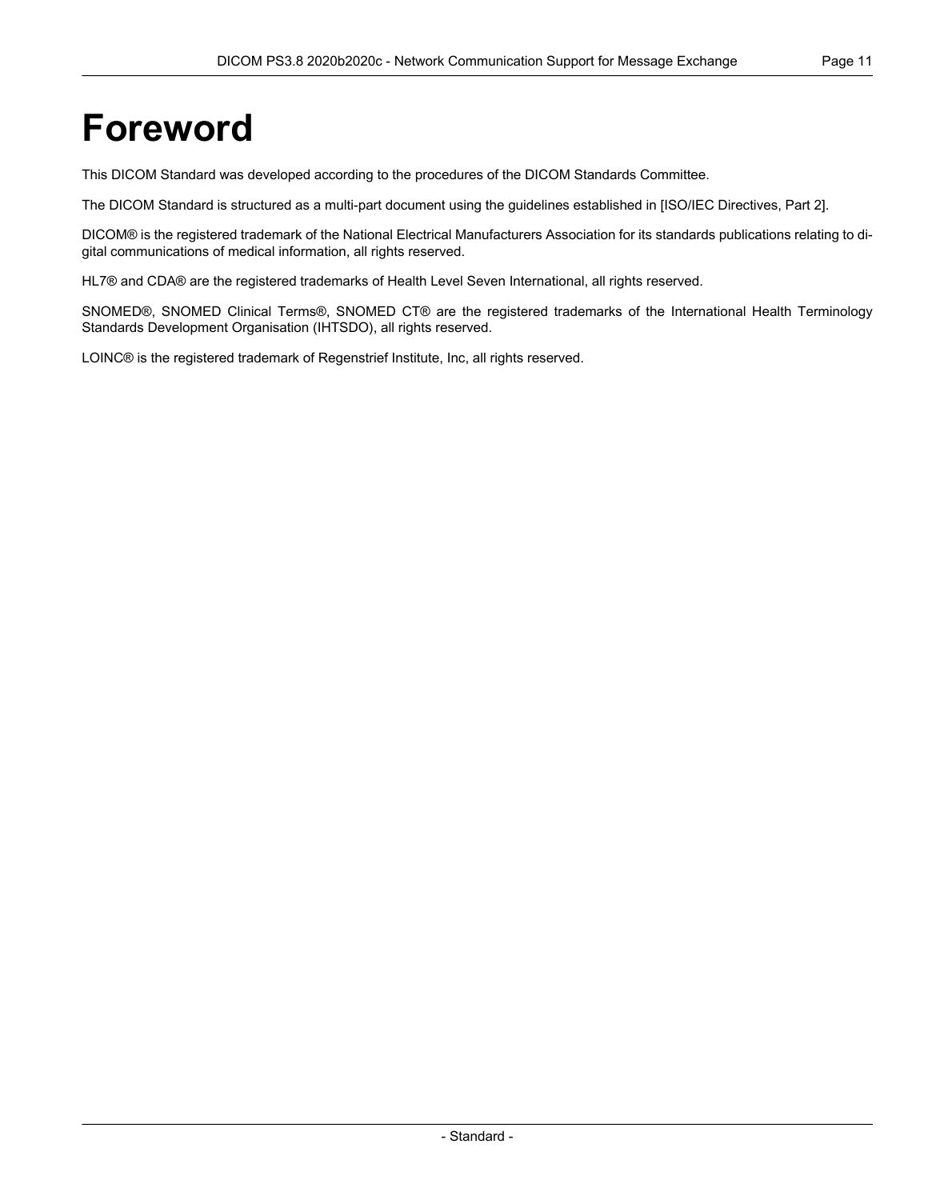# Foreword

This DICOM Standard was developed according to the procedures of the DICOM Standards Committee.

The DICOM Standard is structured as a multi-part document using the guidelines established in [ISO/IEC Directives, Part 2].

DICOM® is the registered trademark of the National Electrical Manufacturers Association for its standards publications relating to digital communications of medical information, all rights reserved.

HL7® and CDA® are the registered trademarks of Health Level Seven International, all rights reserved.

SNOMED®, SNOMED Clinical Terms®, SNOMED CT® are the registered trademarks of the International Health Terminology Standards Development Organisation (IHTSDO), all rights reserved.

LOINC® is the registered trademark of Regenstrief Institute, Inc, all rights reserved.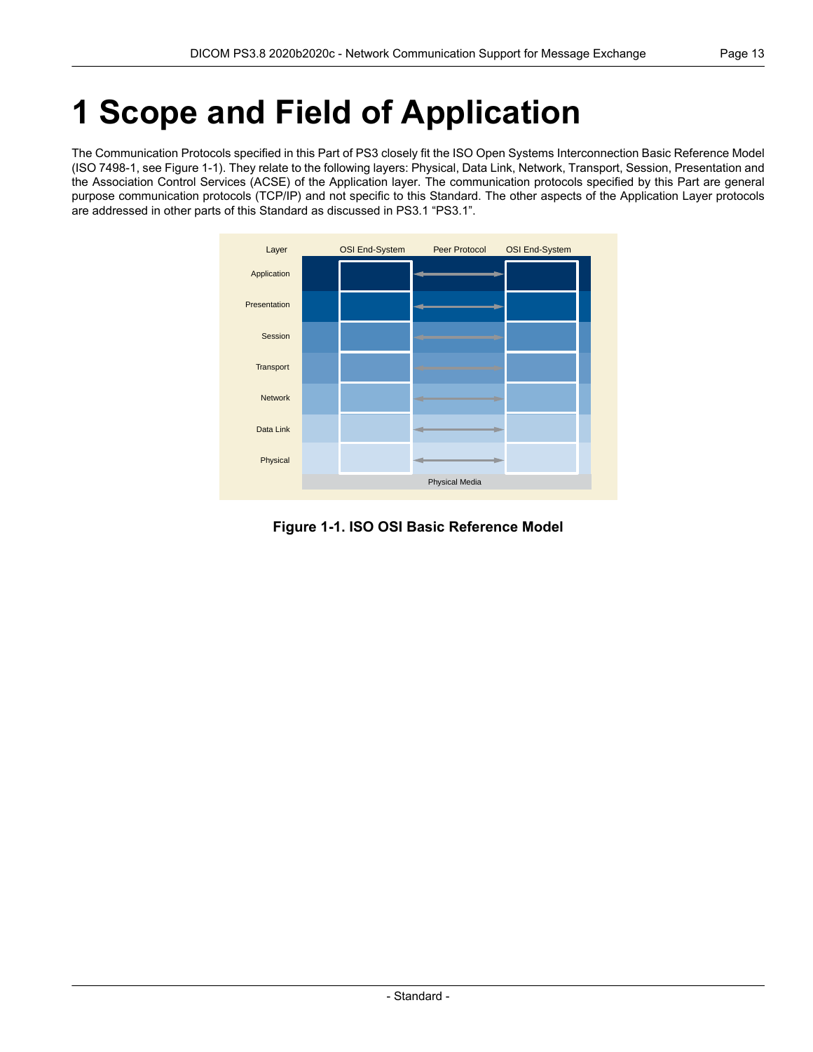# 1 Scope and Field of Application

The Communication Protocols specified in this Part of PS3 closely fit the ISO Open Systems Interconnection Basic Reference Model (ISO 7498-1, see Figure 1-1). They relate to the following layers: Physical, Data Link, Network, Transport, Session, Presentation and the Association Control Services (ACSE) of the Application layer. The communication protocols specified by this Part are general purpose communication protocols (TCP/IP) and not specific to this Standard. The other aspects of the Application Layer protocols are addressed in other parts of this Standard as discussed in PS3.1 “PS3.1”.

**Figure 1-1. ISO OSI Basic Reference Model**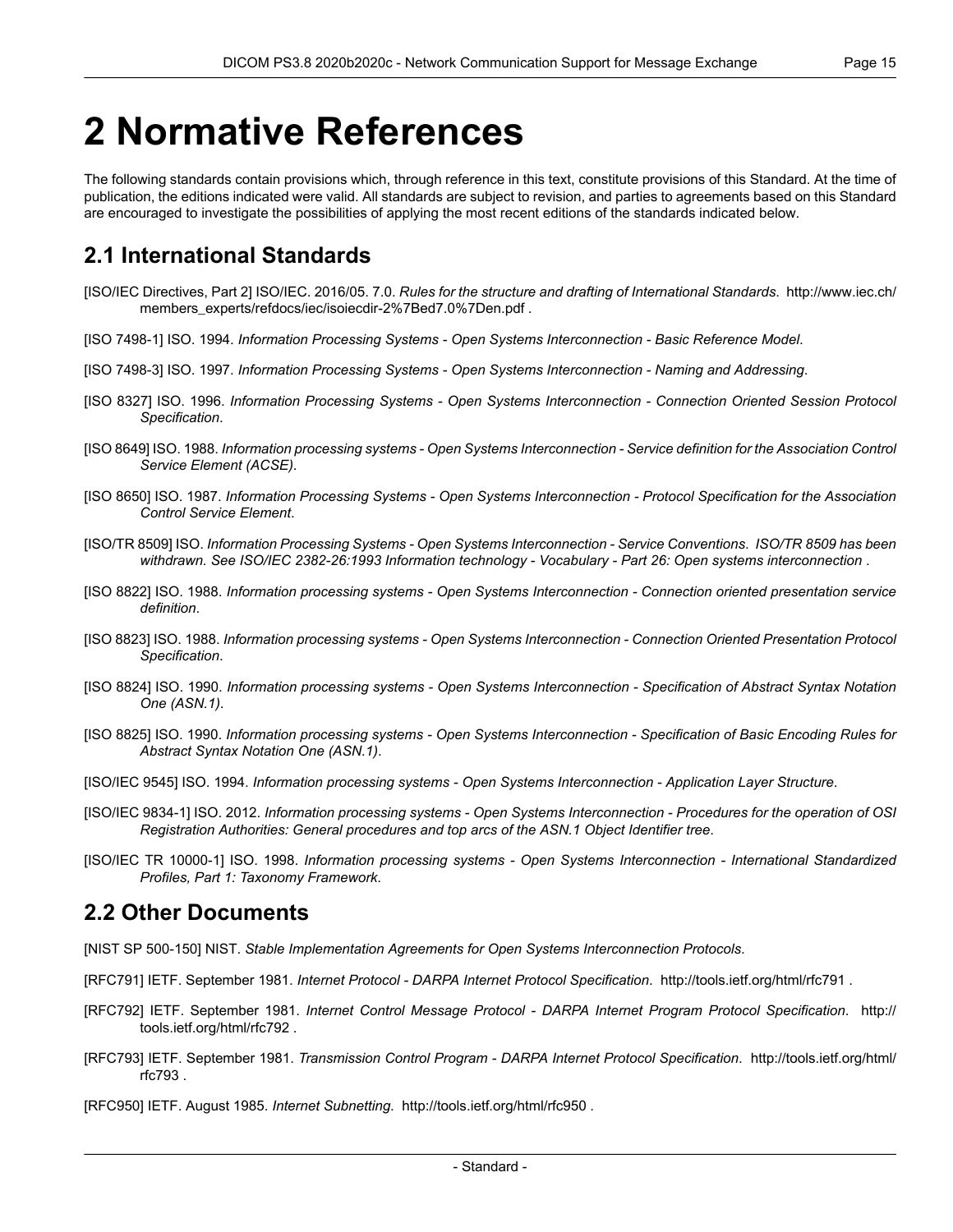# 2 Normative References

The following standards contain provisions which, through reference in this text, constitute provisions of this Standard. At the time of publication, the editions indicated were valid. All standards are subject to revision, and parties to agreements based on this Standard are encouraged to investigate the possibilities of applying the most recent editions of the standards indicated below.

## 2.1 International Standards

[ISO/IEC Directives, Part 2] ISO/IEC. 2016/05. 7.0. *Rules for the structure and drafting of International Standards*. http://www.iec.ch/members_experts/refdocs/iec/isoiecdir-2%7Bed7.0%7Den.pdf .

[ISO 7498-1] ISO. 1994. *Information Processing Systems - Open Systems Interconnection - Basic Reference Model*.

[ISO 7498-3] ISO. 1997. *Information Processing Systems - Open Systems Interconnection - Naming and Addressing*.

[ISO 8327] ISO. 1996. *Information Processing Systems - Open Systems Interconnection - Connection Oriented Session Protocol Specification*.

[ISO 8649] ISO. 1988. *Information processing systems - Open Systems Interconnection - Service definition for the Association Control Service Element (ACSE)*.

[ISO 8650] ISO. 1987. *Information Processing Systems - Open Systems Interconnection - Protocol Specification for the Association Control Service Element*.

[ISO/TR 8509] ISO. *Information Processing Systems - Open Systems Interconnection - Service Conventions. ISO/TR 8509 has been withdrawn. See ISO/IEC 2382-26:1993 Information technology - Vocabulary - Part 26: Open systems interconnection* .

[ISO 8822] ISO. 1988. *Information processing systems - Open Systems Interconnection - Connection oriented presentation service definition*.

[ISO 8823] ISO. 1988. *Information processing systems - Open Systems Interconnection - Connection Oriented Presentation Protocol Specification*.

[ISO 8824] ISO. 1990. *Information processing systems - Open Systems Interconnection - Specification of Abstract Syntax Notation One (ASN.1)*.

[ISO 8825] ISO. 1990. *Information processing systems - Open Systems Interconnection - Specification of Basic Encoding Rules for Abstract Syntax Notation One (ASN.1)*.

[ISO/IEC 9545] ISO. 1994. *Information processing systems - Open Systems Interconnection - Application Layer Structure*.

[ISO/IEC 9834-1] ISO. 2012. *Information processing systems - Open Systems Interconnection - Procedures for the operation of OSI Registration Authorities: General procedures and top arcs of the ASN.1 Object Identifier tree*.

[ISO/IEC TR 10000-1] ISO. 1998. *Information processing systems - Open Systems Interconnection - International Standardized Profiles, Part 1: Taxonomy Framework*.

## 2.2 Other Documents

[NIST SP 500-150] NIST. *Stable Implementation Agreements for Open Systems Interconnection Protocols*.

[RFC791] IETF. September 1981. *Internet Protocol - DARPA Internet Protocol Specification*. http://tools.ietf.org/html/rfc791 .

[RFC792] IETF. September 1981. *Internet Control Message Protocol - DARPA Internet Program Protocol Specification*. http://tools.ietf.org/html/rfc792 .

[RFC793] IETF. September 1981. *Transmission Control Program - DARPA Internet Protocol Specification*. http://tools.ietf.org/html/rfc793 .

[RFC950] IETF. August 1985. *Internet Subnetting*. http://tools.ietf.org/html/rfc950 .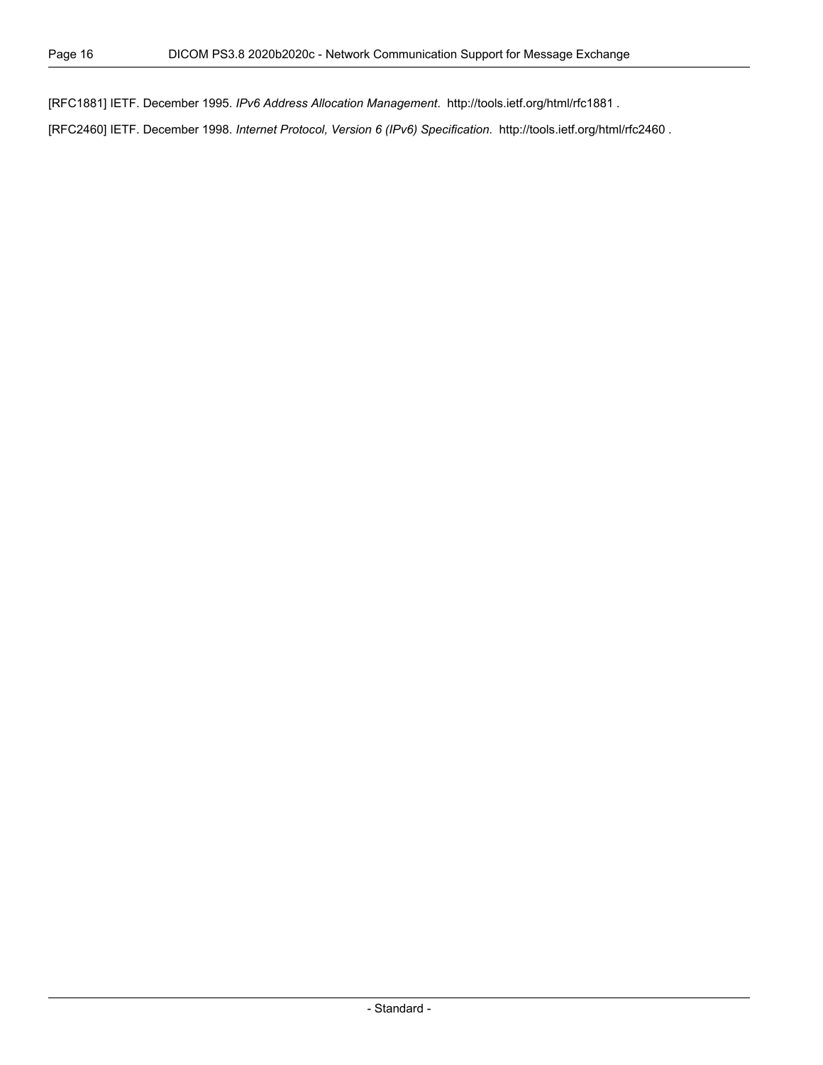[RFC1881] IETF. December 1995. *IPv6 Address Allocation Management*. http://tools.ietf.org/html/rfc1881 .

[RFC2460] IETF. December 1998. *Internet Protocol, Version 6 (IPv6) Specification*. http://tools.ietf.org/html/rfc2460 .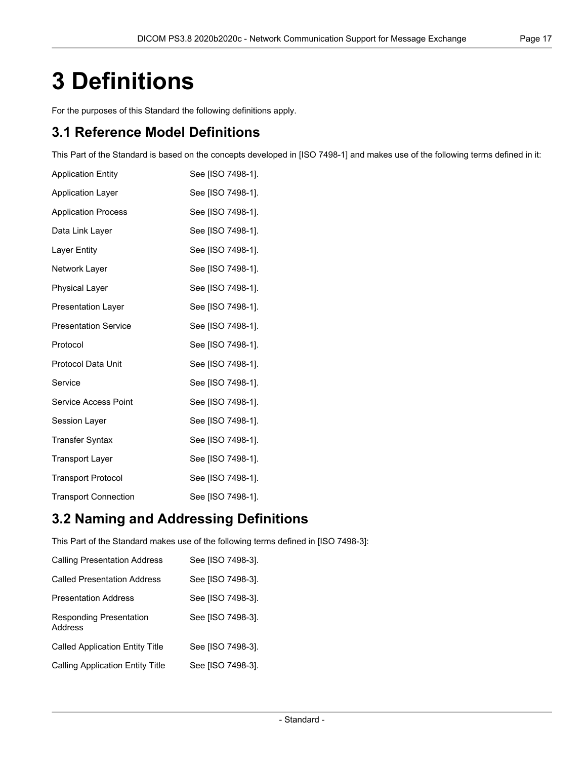# 3 Definitions

For the purposes of this Standard the following definitions apply.

## 3.1 Reference Model Definitions

This Part of the Standard is based on the concepts developed in [ISO 7498-1] and makes use of the following terms defined in it:

| | |
|---|---|
| Application Entity | See [ISO 7498-1]. |
| Application Layer | See [ISO 7498-1]. |
| Application Process | See [ISO 7498-1]. |
| Data Link Layer | See [ISO 7498-1]. |
| Layer Entity | See [ISO 7498-1]. |
| Network Layer | See [ISO 7498-1]. |
| Physical Layer | See [ISO 7498-1]. |
| Presentation Layer | See [ISO 7498-1]. |
| Presentation Service | See [ISO 7498-1]. |
| Protocol | See [ISO 7498-1]. |
| Protocol Data Unit | See [ISO 7498-1]. |
| Service | See [ISO 7498-1]. |
| Service Access Point | See [ISO 7498-1]. |
| Session Layer | See [ISO 7498-1]. |
| Transfer Syntax | See [ISO 7498-1]. |
| Transport Layer | See [ISO 7498-1]. |
| Transport Protocol | See [ISO 7498-1]. |
| Transport Connection | See [ISO 7498-1]. |

## 3.2 Naming and Addressing Definitions

This Part of the Standard makes use of the following terms defined in [ISO 7498-3]:

| | |
|---|---|
| Calling Presentation Address | See [ISO 7498-3]. |
| Called Presentation Address | See [ISO 7498-3]. |
| Presentation Address | See [ISO 7498-3]. |
| Responding Presentation Address | See [ISO 7498-3]. |
| Called Application Entity Title | See [ISO 7498-3]. |
| Calling Application Entity Title | See [ISO 7498-3]. |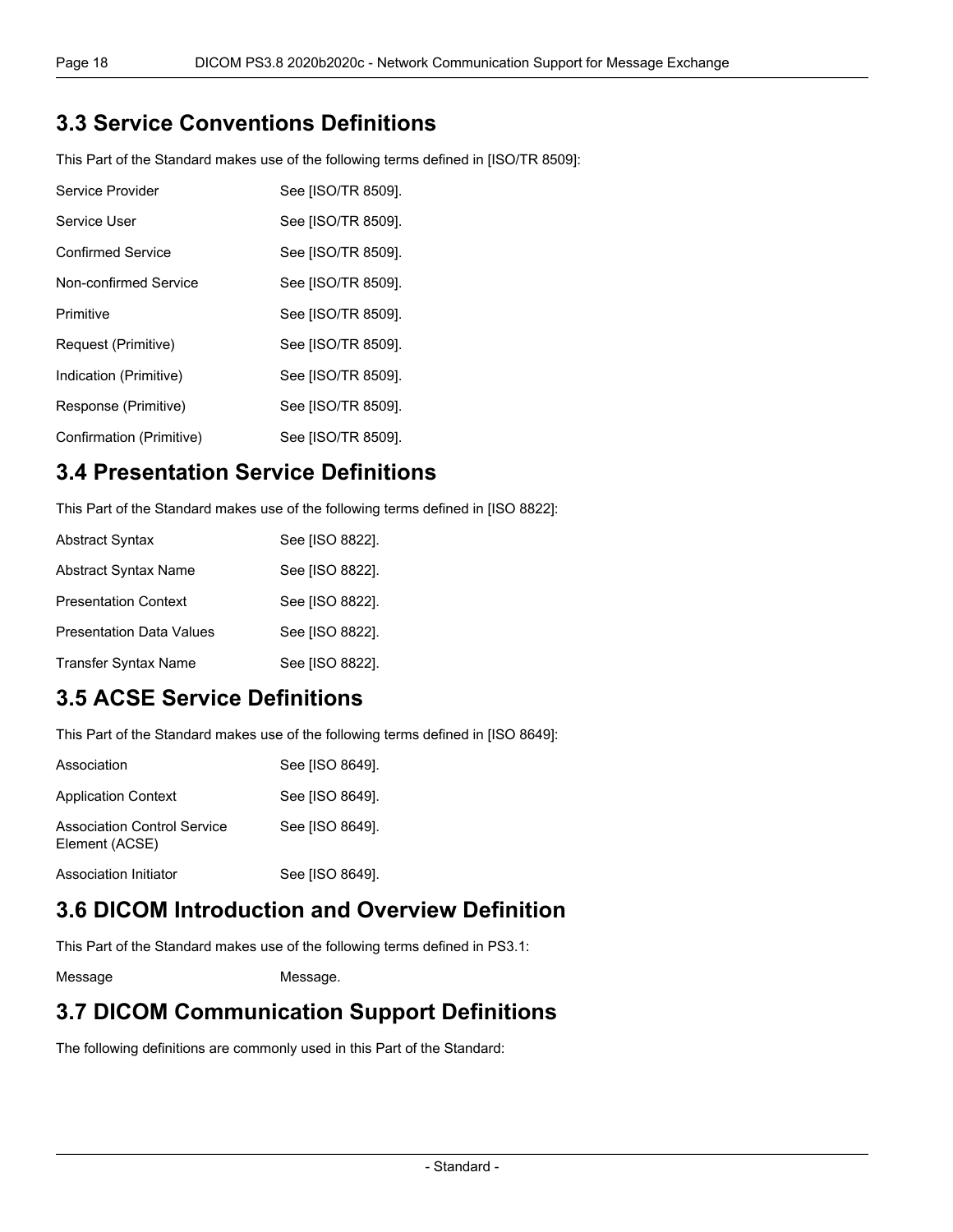## 3.3 Service Conventions Definitions

This Part of the Standard makes use of the following terms defined in [ISO/TR 8509]:

Service Provider — See [ISO/TR 8509].

Service User — See [ISO/TR 8509].

Confirmed Service — See [ISO/TR 8509].

Non-confirmed Service — See [ISO/TR 8509].

Primitive — See [ISO/TR 8509].

Request (Primitive) — See [ISO/TR 8509].

Indication (Primitive) — See [ISO/TR 8509].

Response (Primitive) — See [ISO/TR 8509].

Confirmation (Primitive) — See [ISO/TR 8509].

## 3.4 Presentation Service Definitions

This Part of the Standard makes use of the following terms defined in [ISO 8822]:

Abstract Syntax — See [ISO 8822].

Abstract Syntax Name — See [ISO 8822].

Presentation Context — See [ISO 8822].

Presentation Data Values — See [ISO 8822].

Transfer Syntax Name — See [ISO 8822].

## 3.5 ACSE Service Definitions

This Part of the Standard makes use of the following terms defined in [ISO 8649]:

Association — See [ISO 8649].

Application Context — See [ISO 8649].

Association Control Service Element (ACSE) — See [ISO 8649].

Association Initiator — See [ISO 8649].

## 3.6 DICOM Introduction and Overview Definition

This Part of the Standard makes use of the following terms defined in PS3.1:

Message — Message.

## 3.7 DICOM Communication Support Definitions

The following definitions are commonly used in this Part of the Standard: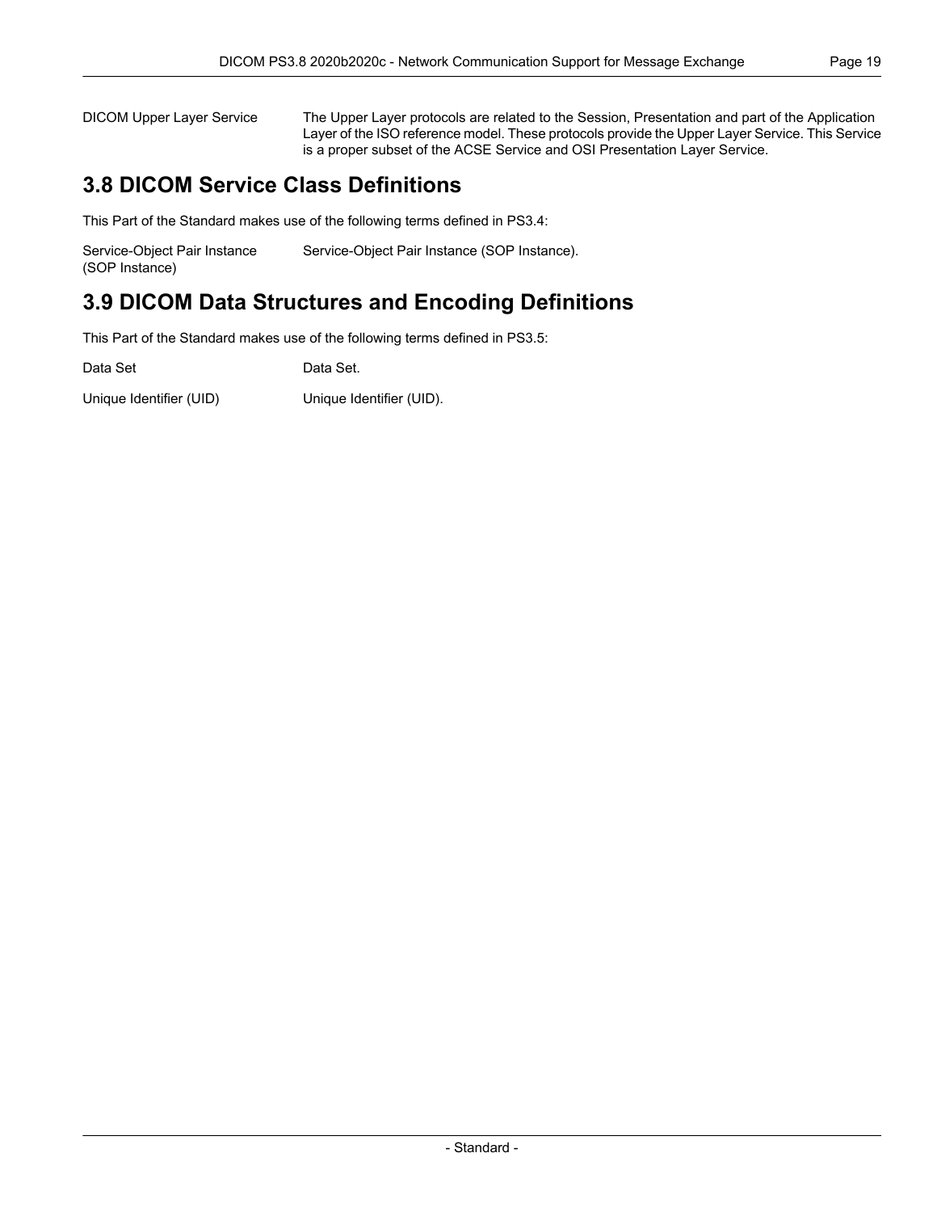DICOM Upper Layer Service
: The Upper Layer protocols are related to the Session, Presentation and part of the Application Layer of the ISO reference model. These protocols provide the Upper Layer Service. This Service is a proper subset of the ACSE Service and OSI Presentation Layer Service.

## 3.8 DICOM Service Class Definitions

This Part of the Standard makes use of the following terms defined in PS3.4:

Service-Object Pair Instance (SOP Instance)
: Service-Object Pair Instance (SOP Instance).

## 3.9 DICOM Data Structures and Encoding Definitions

This Part of the Standard makes use of the following terms defined in PS3.5:

Data Set
: Data Set.

Unique Identifier (UID)
: Unique Identifier (UID).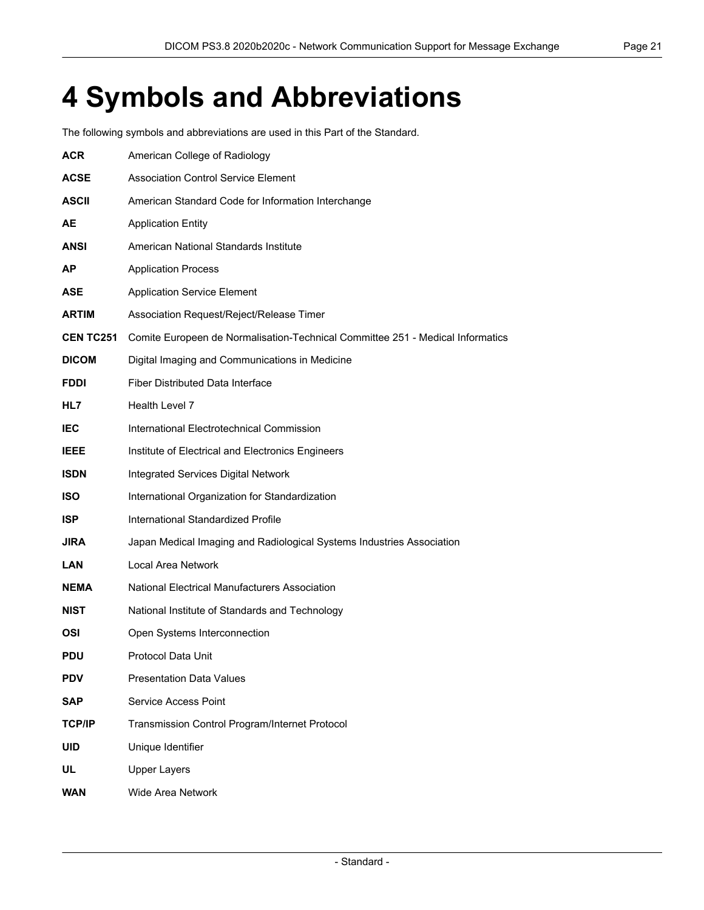# 4 Symbols and Abbreviations

The following symbols and abbreviations are used in this Part of the Standard.

**ACR** American College of Radiology

**ACSE** Association Control Service Element

**ASCII** American Standard Code for Information Interchange

**AE** Application Entity

**ANSI** American National Standards Institute

**AP** Application Process

**ASE** Application Service Element

**ARTIM** Association Request/Reject/Release Timer

**CEN TC251** Comite Europeen de Normalisation-Technical Committee 251 - Medical Informatics

**DICOM** Digital Imaging and Communications in Medicine

**FDDI** Fiber Distributed Data Interface

**HL7** Health Level 7

**IEC** International Electrotechnical Commission

**IEEE** Institute of Electrical and Electronics Engineers

**ISDN** Integrated Services Digital Network

**ISO** International Organization for Standardization

**ISP** International Standardized Profile

**JIRA** Japan Medical Imaging and Radiological Systems Industries Association

**LAN** Local Area Network

**NEMA** National Electrical Manufacturers Association

**NIST** National Institute of Standards and Technology

**OSI** Open Systems Interconnection

**PDU** Protocol Data Unit

**PDV** Presentation Data Values

**SAP** Service Access Point

**TCP/IP** Transmission Control Program/Internet Protocol

**UID** Unique Identifier

**UL** Upper Layers

**WAN** Wide Area Network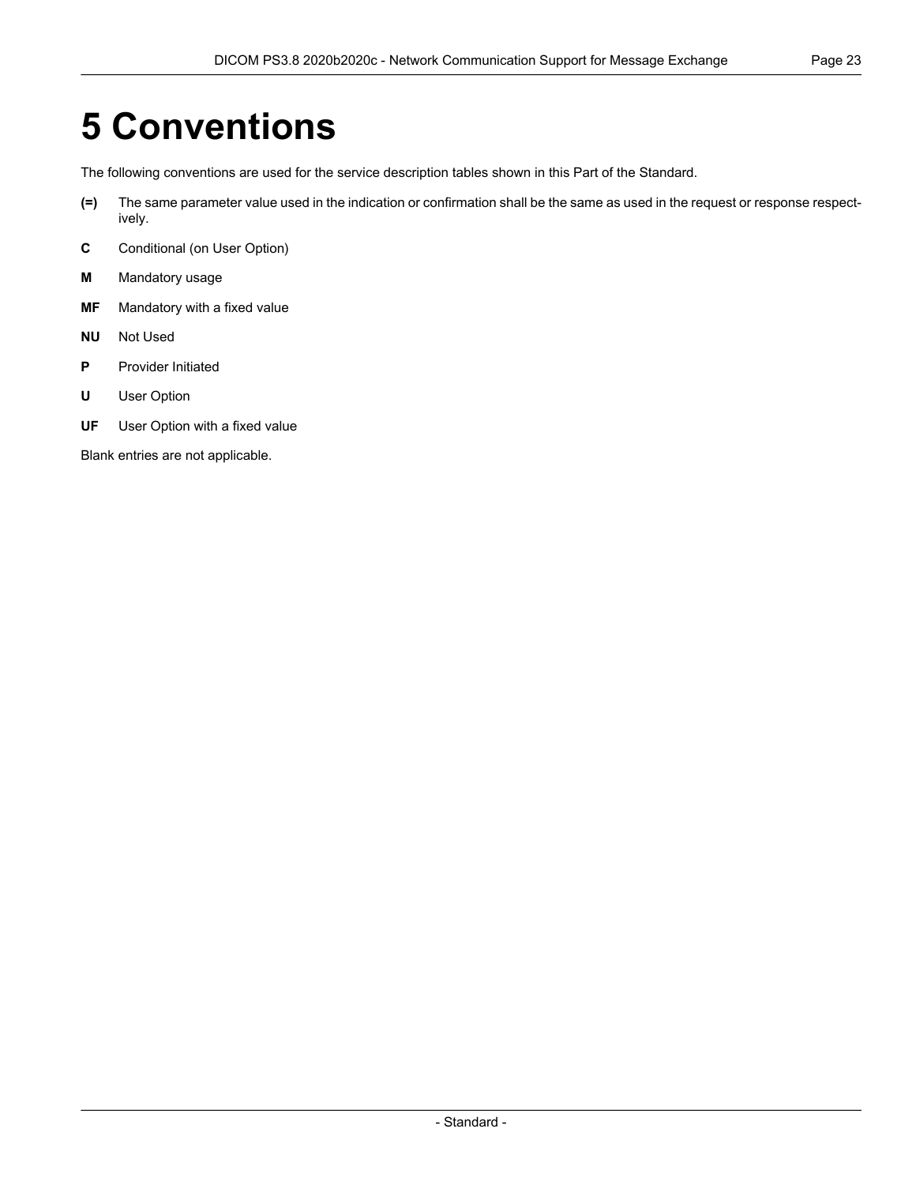# 5 Conventions

The following conventions are used for the service description tables shown in this Part of the Standard.

**(=)** The same parameter value used in the indication or confirmation shall be the same as used in the request or response respectively.

**C** Conditional (on User Option)

**M** Mandatory usage

**MF** Mandatory with a fixed value

**NU** Not Used

**P** Provider Initiated

**U** User Option

**UF** User Option with a fixed value

Blank entries are not applicable.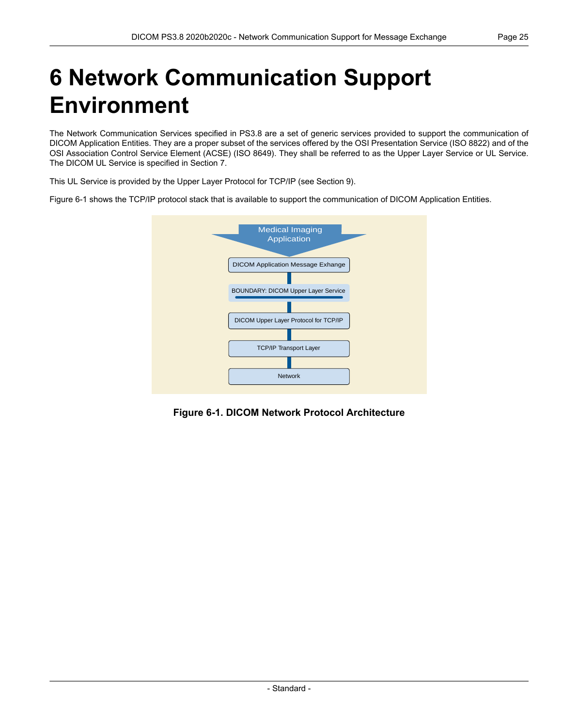# 6 Network Communication Support Environment

The Network Communication Services specified in PS3.8 are a set of generic services provided to support the communication of DICOM Application Entities. They are a proper subset of the services offered by the OSI Presentation Service (ISO 8822) and of the OSI Association Control Service Element (ACSE) (ISO 8649). They shall be referred to as the Upper Layer Service or UL Service. The DICOM UL Service is specified in Section 7.

This UL Service is provided by the Upper Layer Protocol for TCP/IP (see Section 9).

Figure 6-1 shows the TCP/IP protocol stack that is available to support the communication of DICOM Application Entities.

Medical Imaging Application

DICOM Application Message Exhange

BOUNDARY: DICOM Upper Layer Service

DICOM Upper Layer Protocol for TCP/IP

TCP/IP Transport Layer

Network

**Figure 6-1. DICOM Network Protocol Architecture**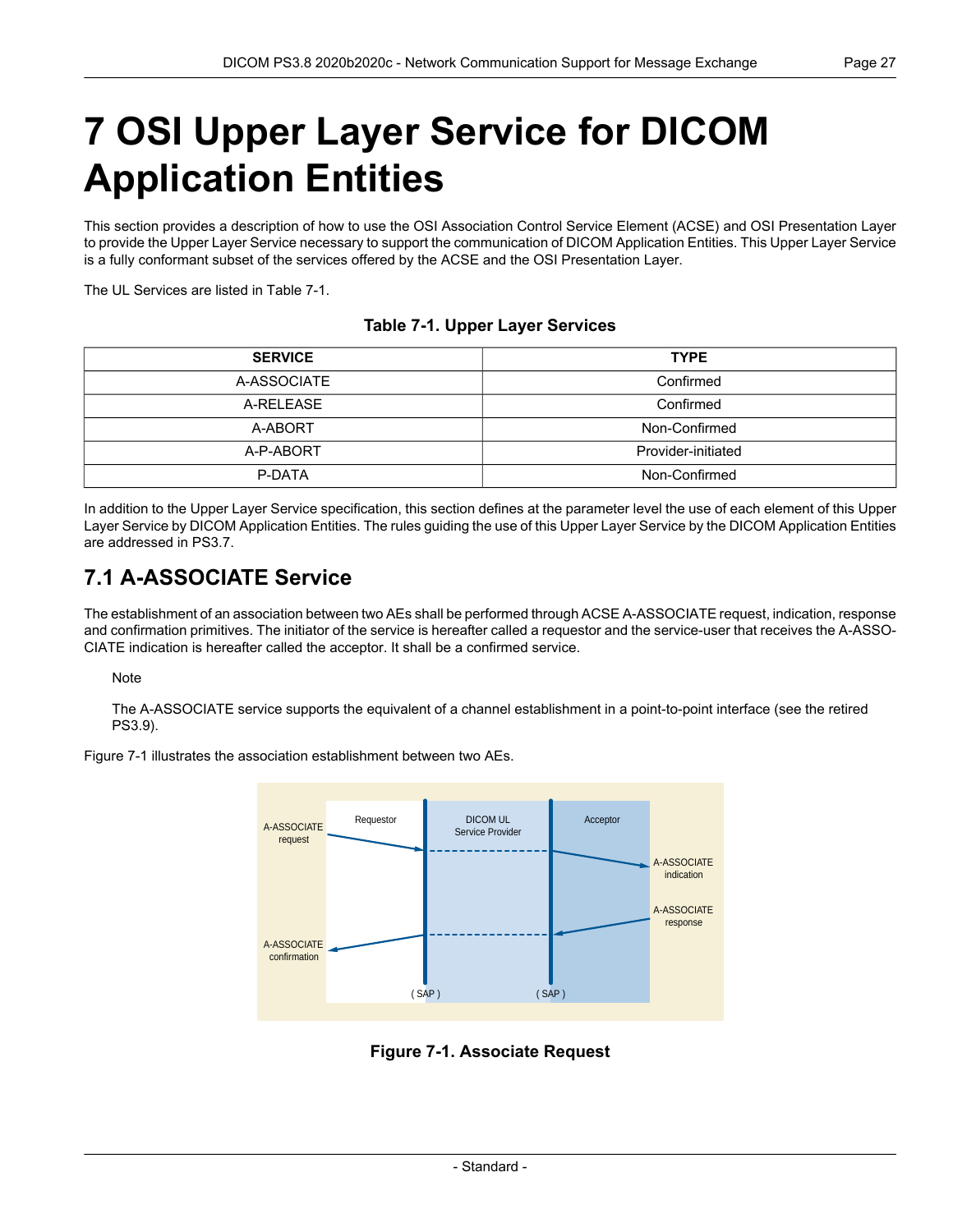# 7 OSI Upper Layer Service for DICOM Application Entities

This section provides a description of how to use the OSI Association Control Service Element (ACSE) and OSI Presentation Layer to provide the Upper Layer Service necessary to support the communication of DICOM Application Entities. This Upper Layer Service is a fully conformant subset of the services offered by the ACSE and the OSI Presentation Layer.

The UL Services are listed in Table 7-1.

**Table 7-1. Upper Layer Services**

| SERVICE | TYPE |
| --- | --- |
| A-ASSOCIATE | Confirmed |
| A-RELEASE | Confirmed |
| A-ABORT | Non-Confirmed |
| A-P-ABORT | Provider-initiated |
| P-DATA | Non-Confirmed |

In addition to the Upper Layer Service specification, this section defines at the parameter level the use of each element of this Upper Layer Service by DICOM Application Entities. The rules guiding the use of this Upper Layer Service by the DICOM Application Entities are addressed in PS3.7.

## 7.1 A-ASSOCIATE Service

The establishment of an association between two AEs shall be performed through ACSE A-ASSOCIATE request, indication, response and confirmation primitives. The initiator of the service is hereafter called a requestor and the service-user that receives the A-ASSOCIATE indication is hereafter called the acceptor. It shall be a confirmed service.

> Note
>
> The A-ASSOCIATE service supports the equivalent of a channel establishment in a point-to-point interface (see the retired PS3.9).

Figure 7-1 illustrates the association establishment between two AEs.

**Figure 7-1. Associate Request**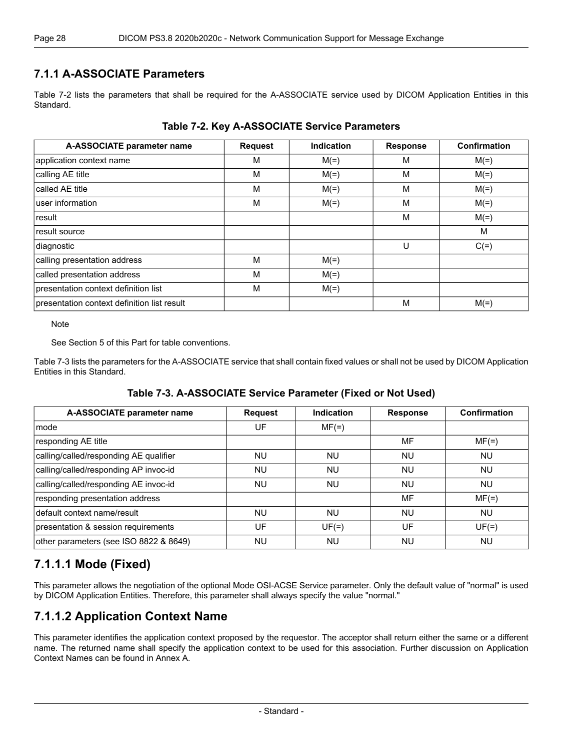### 7.1.1 A-ASSOCIATE Parameters

Table 7-2 lists the parameters that shall be required for the A-ASSOCIATE service used by DICOM Application Entities in this Standard.

**Table 7-2. Key A-ASSOCIATE Service Parameters**

| A-ASSOCIATE parameter name | Request | Indication | Response | Confirmation |
|---|---|---|---|---|
| application context name | M | M(=) | M | M(=) |
| calling AE title | M | M(=) | M | M(=) |
| called AE title | M | M(=) | M | M(=) |
| user information | M | M(=) | M | M(=) |
| result | | | M | M(=) |
| result source | | | | M |
| diagnostic | | | U | C(=) |
| calling presentation address | M | M(=) | | |
| called presentation address | M | M(=) | | |
| presentation context definition list | M | M(=) | | |
| presentation context definition list result | | | M | M(=) |

Note

See Section 5 of this Part for table conventions.

Table 7-3 lists the parameters for the A-ASSOCIATE service that shall contain fixed values or shall not be used by DICOM Application Entities in this Standard.

**Table 7-3. A-ASSOCIATE Service Parameter (Fixed or Not Used)**

| A-ASSOCIATE parameter name | Request | Indication | Response | Confirmation |
|---|---|---|---|---|
| mode | UF | MF(=) | | |
| responding AE title | | | MF | MF(=) |
| calling/called/responding AE qualifier | NU | NU | NU | NU |
| calling/called/responding AP invoc-id | NU | NU | NU | NU |
| calling/called/responding AE invoc-id | NU | NU | NU | NU |
| responding presentation address | | | MF | MF(=) |
| default context name/result | NU | NU | NU | NU |
| presentation & session requirements | UF | UF(=) | UF | UF(=) |
| other parameters (see ISO 8822 & 8649) | NU | NU | NU | NU |

## 7.1.1.1 Mode (Fixed)

This parameter allows the negotiation of the optional Mode OSI-ACSE Service parameter. Only the default value of "normal" is used by DICOM Application Entities. Therefore, this parameter shall always specify the value "normal."

## 7.1.1.2 Application Context Name

This parameter identifies the application context proposed by the requestor. The acceptor shall return either the same or a different name. The returned name shall specify the application context to be used for this association. Further discussion on Application Context Names can be found in Annex A.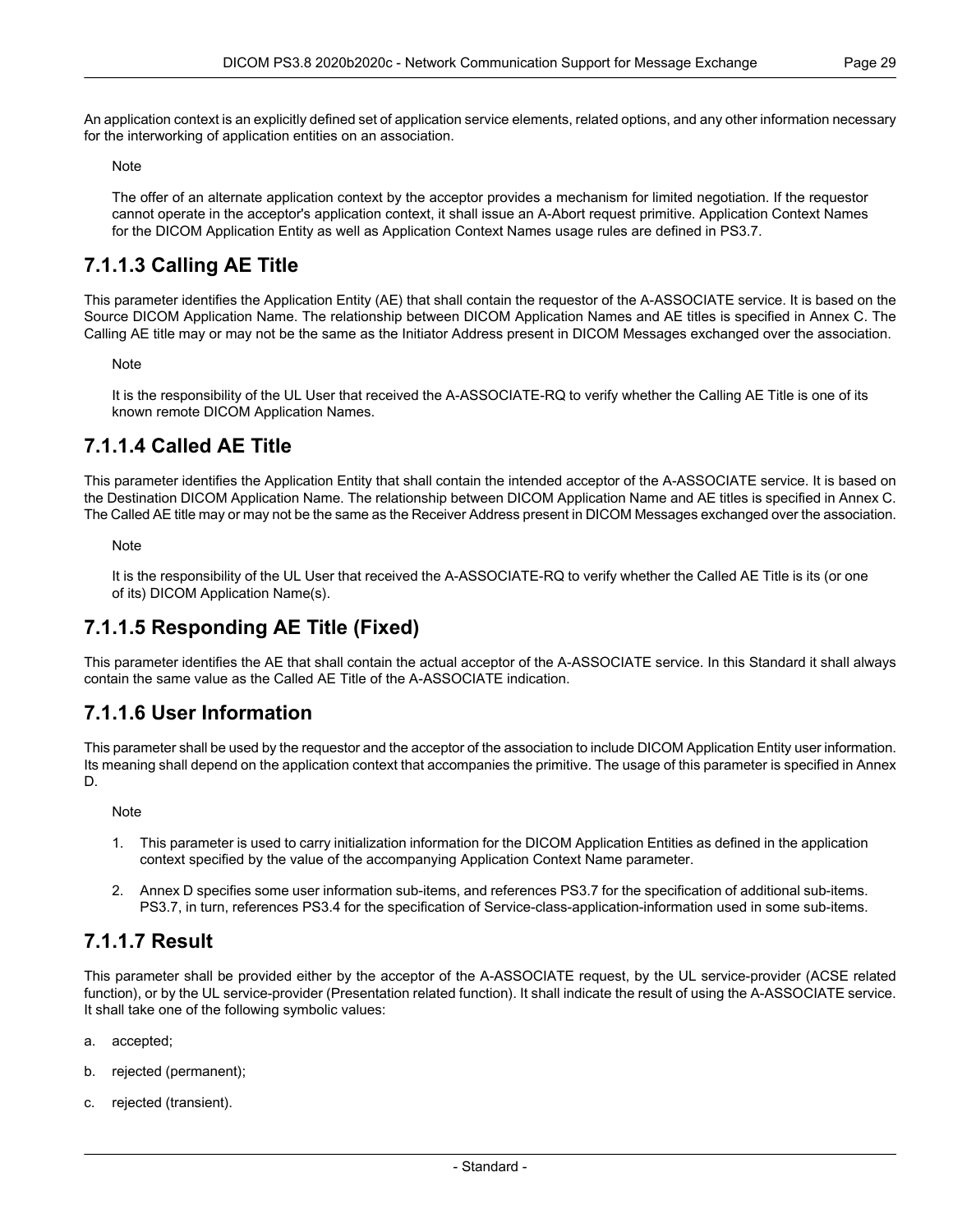An application context is an explicitly defined set of application service elements, related options, and any other information necessary for the interworking of application entities on an association.

Note

The offer of an alternate application context by the acceptor provides a mechanism for limited negotiation. If the requestor cannot operate in the acceptor's application context, it shall issue an A-Abort request primitive. Application Context Names for the DICOM Application Entity as well as Application Context Names usage rules are defined in PS3.7.

### 7.1.1.3 Calling AE Title

This parameter identifies the Application Entity (AE) that shall contain the requestor of the A-ASSOCIATE service. It is based on the Source DICOM Application Name. The relationship between DICOM Application Names and AE titles is specified in Annex C. The Calling AE title may or may not be the same as the Initiator Address present in DICOM Messages exchanged over the association.

Note

It is the responsibility of the UL User that received the A-ASSOCIATE-RQ to verify whether the Calling AE Title is one of its known remote DICOM Application Names.

### 7.1.1.4 Called AE Title

This parameter identifies the Application Entity that shall contain the intended acceptor of the A-ASSOCIATE service. It is based on the Destination DICOM Application Name. The relationship between DICOM Application Name and AE titles is specified in Annex C. The Called AE title may or may not be the same as the Receiver Address present in DICOM Messages exchanged over the association.

Note

It is the responsibility of the UL User that received the A-ASSOCIATE-RQ to verify whether the Called AE Title is its (or one of its) DICOM Application Name(s).

### 7.1.1.5 Responding AE Title (Fixed)

This parameter identifies the AE that shall contain the actual acceptor of the A-ASSOCIATE service. In this Standard it shall always contain the same value as the Called AE Title of the A-ASSOCIATE indication.

### 7.1.1.6 User Information

This parameter shall be used by the requestor and the acceptor of the association to include DICOM Application Entity user information. Its meaning shall depend on the application context that accompanies the primitive. The usage of this parameter is specified in Annex D.

Note

1. This parameter is used to carry initialization information for the DICOM Application Entities as defined in the application context specified by the value of the accompanying Application Context Name parameter.
2. Annex D specifies some user information sub-items, and references PS3.7 for the specification of additional sub-items. PS3.7, in turn, references PS3.4 for the specification of Service-class-application-information used in some sub-items.

### 7.1.1.7 Result

This parameter shall be provided either by the acceptor of the A-ASSOCIATE request, by the UL service-provider (ACSE related function), or by the UL service-provider (Presentation related function). It shall indicate the result of using the A-ASSOCIATE service. It shall take one of the following symbolic values:

a. accepted;

b. rejected (permanent);

c. rejected (transient).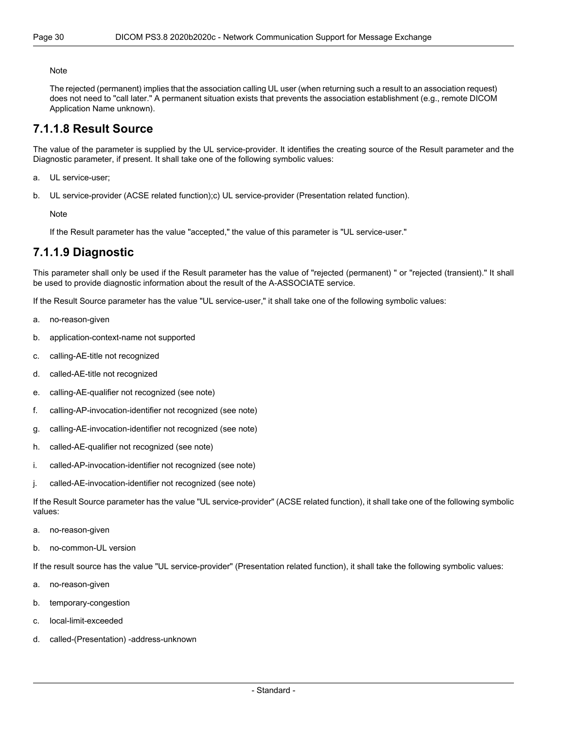Note

The rejected (permanent) implies that the association calling UL user (when returning such a result to an association request) does not need to "call later." A permanent situation exists that prevents the association establishment (e.g., remote DICOM Application Name unknown).

### 7.1.1.8 Result Source

The value of the parameter is supplied by the UL service-provider. It identifies the creating source of the Result parameter and the Diagnostic parameter, if present. It shall take one of the following symbolic values:

a. UL service-user;

b. UL service-provider (ACSE related function);c) UL service-provider (Presentation related function).

Note

If the Result parameter has the value "accepted," the value of this parameter is "UL service-user."

### 7.1.1.9 Diagnostic

This parameter shall only be used if the Result parameter has the value of "rejected (permanent) " or "rejected (transient)." It shall be used to provide diagnostic information about the result of the A-ASSOCIATE service.

If the Result Source parameter has the value "UL service-user," it shall take one of the following symbolic values:

a. no-reason-given

b. application-context-name not supported

c. calling-AE-title not recognized

d. called-AE-title not recognized

e. calling-AE-qualifier not recognized (see note)

f. calling-AP-invocation-identifier not recognized (see note)

g. calling-AE-invocation-identifier not recognized (see note)

h. called-AE-qualifier not recognized (see note)

i. called-AP-invocation-identifier not recognized (see note)

j. called-AE-invocation-identifier not recognized (see note)

If the Result Source parameter has the value "UL service-provider" (ACSE related function), it shall take one of the following symbolic values:

a. no-reason-given

b. no-common-UL version

If the result source has the value "UL service-provider" (Presentation related function), it shall take the following symbolic values:

a. no-reason-given

b. temporary-congestion

c. local-limit-exceeded

d. called-(Presentation) -address-unknown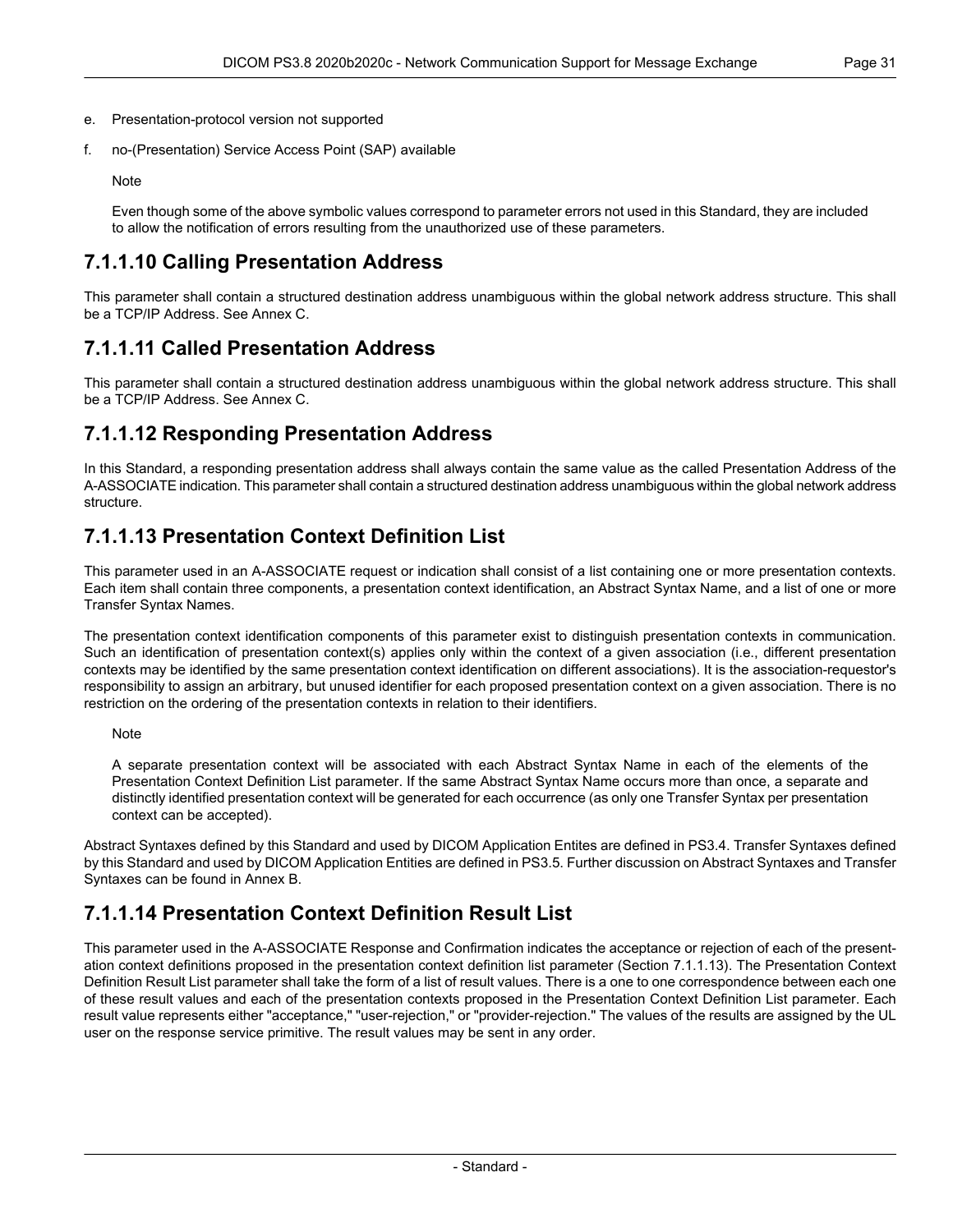e. Presentation-protocol version not supported

f. no-(Presentation) Service Access Point (SAP) available

Note

Even though some of the above symbolic values correspond to parameter errors not used in this Standard, they are included to allow the notification of errors resulting from the unauthorized use of these parameters.

## 7.1.1.10 Calling Presentation Address

This parameter shall contain a structured destination address unambiguous within the global network address structure. This shall be a TCP/IP Address. See Annex C.

## 7.1.1.11 Called Presentation Address

This parameter shall contain a structured destination address unambiguous within the global network address structure. This shall be a TCP/IP Address. See Annex C.

## 7.1.1.12 Responding Presentation Address

In this Standard, a responding presentation address shall always contain the same value as the called Presentation Address of the A-ASSOCIATE indication. This parameter shall contain a structured destination address unambiguous within the global network address structure.

## 7.1.1.13 Presentation Context Definition List

This parameter used in an A-ASSOCIATE request or indication shall consist of a list containing one or more presentation contexts. Each item shall contain three components, a presentation context identification, an Abstract Syntax Name, and a list of one or more Transfer Syntax Names.

The presentation context identification components of this parameter exist to distinguish presentation contexts in communication. Such an identification of presentation context(s) applies only within the context of a given association (i.e., different presentation contexts may be identified by the same presentation context identification on different associations). It is the association-requestor's responsibility to assign an arbitrary, but unused identifier for each proposed presentation context on a given association. There is no restriction on the ordering of the presentation contexts in relation to their identifiers.

Note

A separate presentation context will be associated with each Abstract Syntax Name in each of the elements of the Presentation Context Definition List parameter. If the same Abstract Syntax Name occurs more than once, a separate and distinctly identified presentation context will be generated for each occurrence (as only one Transfer Syntax per presentation context can be accepted).

Abstract Syntaxes defined by this Standard and used by DICOM Application Entites are defined in PS3.4. Transfer Syntaxes defined by this Standard and used by DICOM Application Entities are defined in PS3.5. Further discussion on Abstract Syntaxes and Transfer Syntaxes can be found in Annex B.

## 7.1.1.14 Presentation Context Definition Result List

This parameter used in the A-ASSOCIATE Response and Confirmation indicates the acceptance or rejection of each of the presentation context definitions proposed in the presentation context definition list parameter (Section 7.1.1.13). The Presentation Context Definition Result List parameter shall take the form of a list of result values. There is a one to one correspondence between each one of these result values and each of the presentation contexts proposed in the Presentation Context Definition List parameter. Each result value represents either "acceptance," "user-rejection," or "provider-rejection." The values of the results are assigned by the UL user on the response service primitive. The result values may be sent in any order.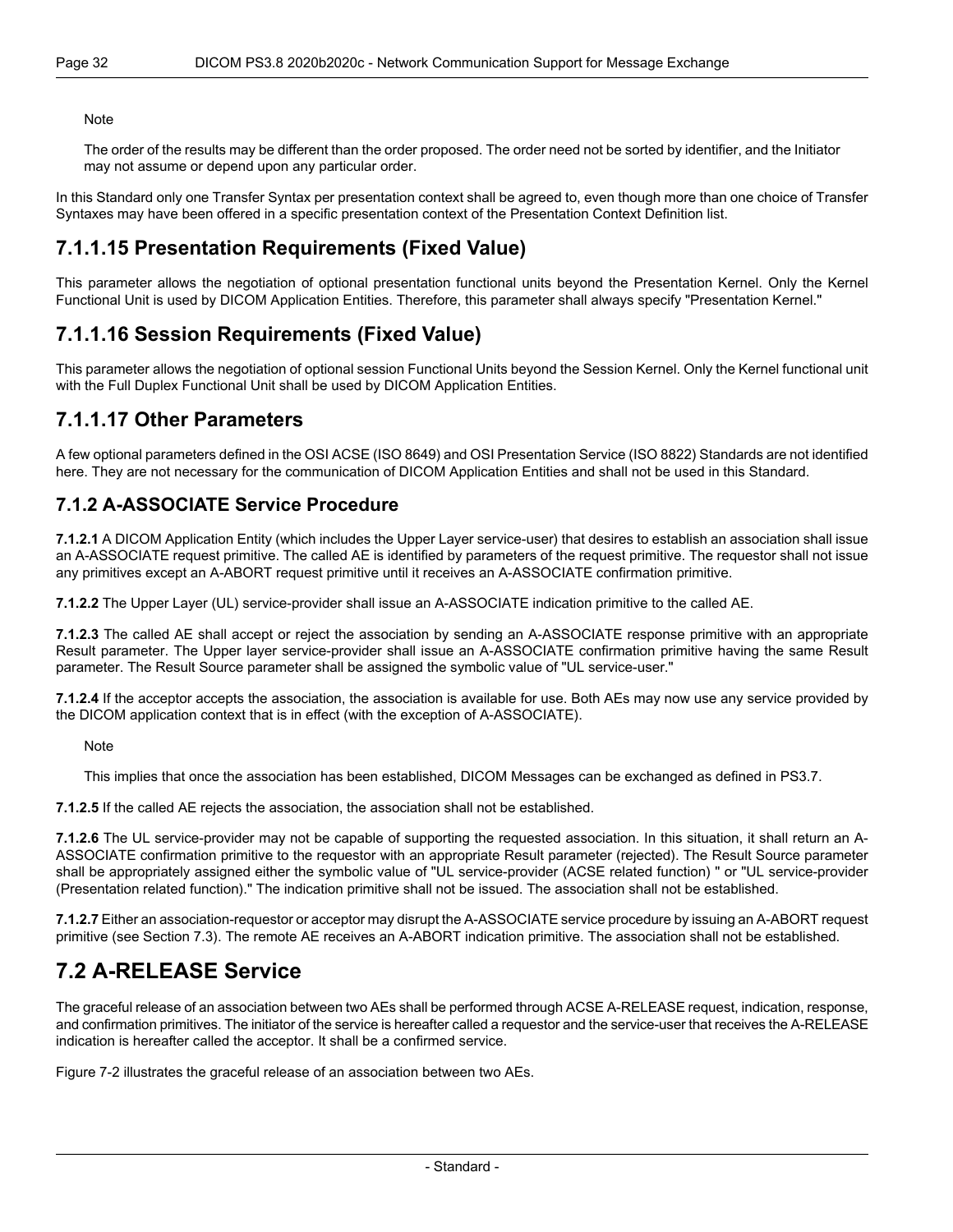Note

The order of the results may be different than the order proposed. The order need not be sorted by identifier, and the Initiator may not assume or depend upon any particular order.

In this Standard only one Transfer Syntax per presentation context shall be agreed to, even though more than one choice of Transfer Syntaxes may have been offered in a specific presentation context of the Presentation Context Definition list.

### 7.1.1.15 Presentation Requirements (Fixed Value)

This parameter allows the negotiation of optional presentation functional units beyond the Presentation Kernel. Only the Kernel Functional Unit is used by DICOM Application Entities. Therefore, this parameter shall always specify "Presentation Kernel."

### 7.1.1.16 Session Requirements (Fixed Value)

This parameter allows the negotiation of optional session Functional Units beyond the Session Kernel. Only the Kernel functional unit with the Full Duplex Functional Unit shall be used by DICOM Application Entities.

### 7.1.1.17 Other Parameters

A few optional parameters defined in the OSI ACSE (ISO 8649) and OSI Presentation Service (ISO 8822) Standards are not identified here. They are not necessary for the communication of DICOM Application Entities and shall not be used in this Standard.

### 7.1.2 A-ASSOCIATE Service Procedure

**7.1.2.1** A DICOM Application Entity (which includes the Upper Layer service-user) that desires to establish an association shall issue an A-ASSOCIATE request primitive. The called AE is identified by parameters of the request primitive. The requestor shall not issue any primitives except an A-ABORT request primitive until it receives an A-ASSOCIATE confirmation primitive.

**7.1.2.2** The Upper Layer (UL) service-provider shall issue an A-ASSOCIATE indication primitive to the called AE.

**7.1.2.3** The called AE shall accept or reject the association by sending an A-ASSOCIATE response primitive with an appropriate Result parameter. The Upper layer service-provider shall issue an A-ASSOCIATE confirmation primitive having the same Result parameter. The Result Source parameter shall be assigned the symbolic value of "UL service-user."

**7.1.2.4** If the acceptor accepts the association, the association is available for use. Both AEs may now use any service provided by the DICOM application context that is in effect (with the exception of A-ASSOCIATE).

Note

This implies that once the association has been established, DICOM Messages can be exchanged as defined in PS3.7.

**7.1.2.5** If the called AE rejects the association, the association shall not be established.

**7.1.2.6** The UL service-provider may not be capable of supporting the requested association. In this situation, it shall return an A-ASSOCIATE confirmation primitive to the requestor with an appropriate Result parameter (rejected). The Result Source parameter shall be appropriately assigned either the symbolic value of "UL service-provider (ACSE related function) " or "UL service-provider (Presentation related function)." The indication primitive shall not be issued. The association shall not be established.

**7.1.2.7** Either an association-requestor or acceptor may disrupt the A-ASSOCIATE service procedure by issuing an A-ABORT request primitive (see Section 7.3). The remote AE receives an A-ABORT indication primitive. The association shall not be established.

## 7.2 A-RELEASE Service

The graceful release of an association between two AEs shall be performed through ACSE A-RELEASE request, indication, response, and confirmation primitives. The initiator of the service is hereafter called a requestor and the service-user that receives the A-RELEASE indication is hereafter called the acceptor. It shall be a confirmed service.

Figure 7-2 illustrates the graceful release of an association between two AEs.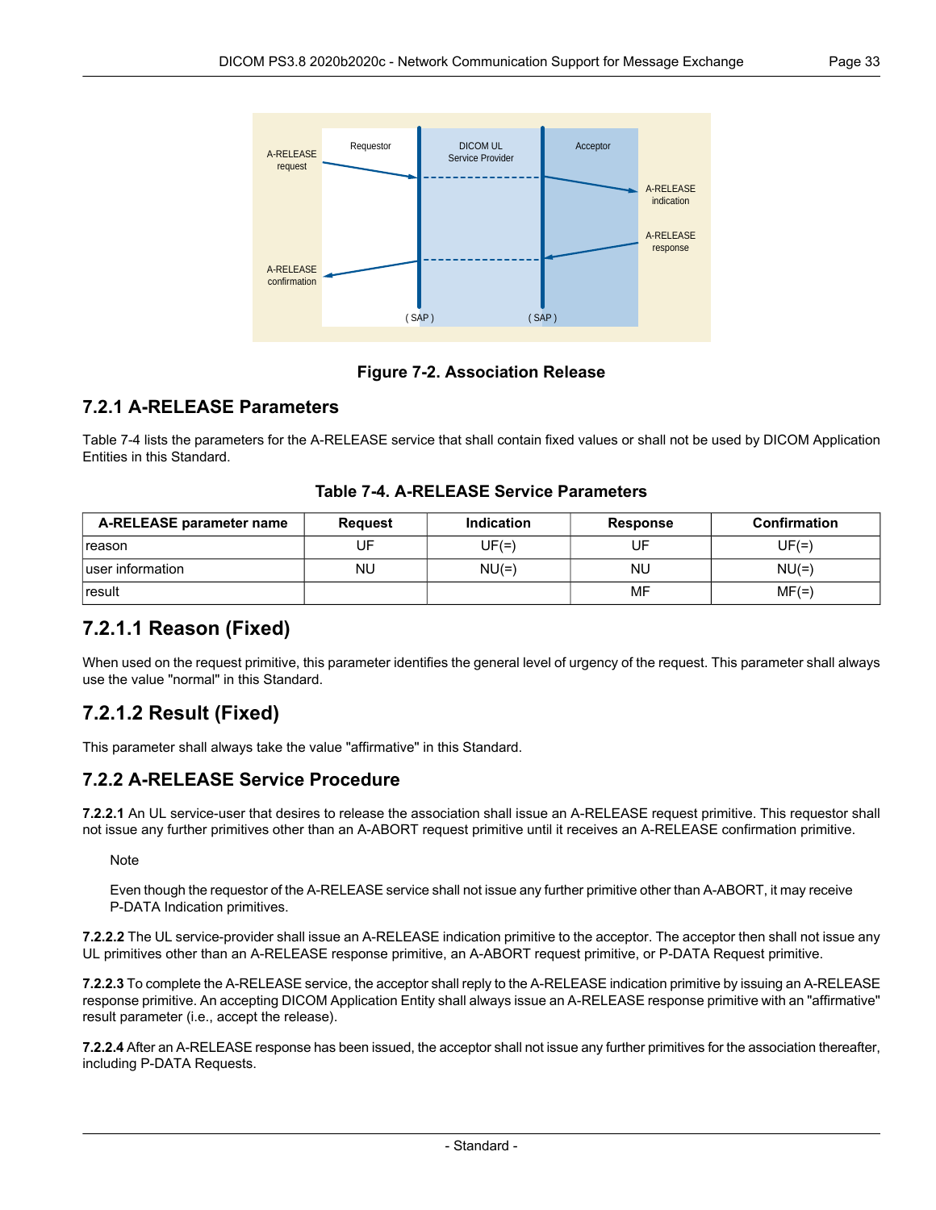Figure 7-2. Association Release

### 7.2.1 A-RELEASE Parameters

Table 7-4 lists the parameters for the A-RELEASE service that shall contain fixed values or shall not be used by DICOM Application Entities in this Standard.

**Table 7-4. A-RELEASE Service Parameters**

| A-RELEASE parameter name | Request | Indication | Response | Confirmation |
|---|---|---|---|---|
| reason | UF | UF(=) | UF | UF(=) |
| user information | NU | NU(=) | NU | NU(=) |
| result | | | MF | MF(=) |

#### 7.2.1.1 Reason (Fixed)

When used on the request primitive, this parameter identifies the general level of urgency of the request. This parameter shall always use the value "normal" in this Standard.

#### 7.2.1.2 Result (Fixed)

This parameter shall always take the value "affirmative" in this Standard.

### 7.2.2 A-RELEASE Service Procedure

**7.2.2.1** An UL service-user that desires to release the association shall issue an A-RELEASE request primitive. This requestor shall not issue any further primitives other than an A-ABORT request primitive until it receives an A-RELEASE confirmation primitive.

> Note
>
> Even though the requestor of the A-RELEASE service shall not issue any further primitive other than A-ABORT, it may receive P-DATA Indication primitives.

**7.2.2.2** The UL service-provider shall issue an A-RELEASE indication primitive to the acceptor. The acceptor then shall not issue any UL primitives other than an A-RELEASE response primitive, an A-ABORT request primitive, or P-DATA Request primitive.

**7.2.2.3** To complete the A-RELEASE service, the acceptor shall reply to the A-RELEASE indication primitive by issuing an A-RELEASE response primitive. An accepting DICOM Application Entity shall always issue an A-RELEASE response primitive with an "affirmative" result parameter (i.e., accept the release).

**7.2.2.4** After an A-RELEASE response has been issued, the acceptor shall not issue any further primitives for the association thereafter, including P-DATA Requests.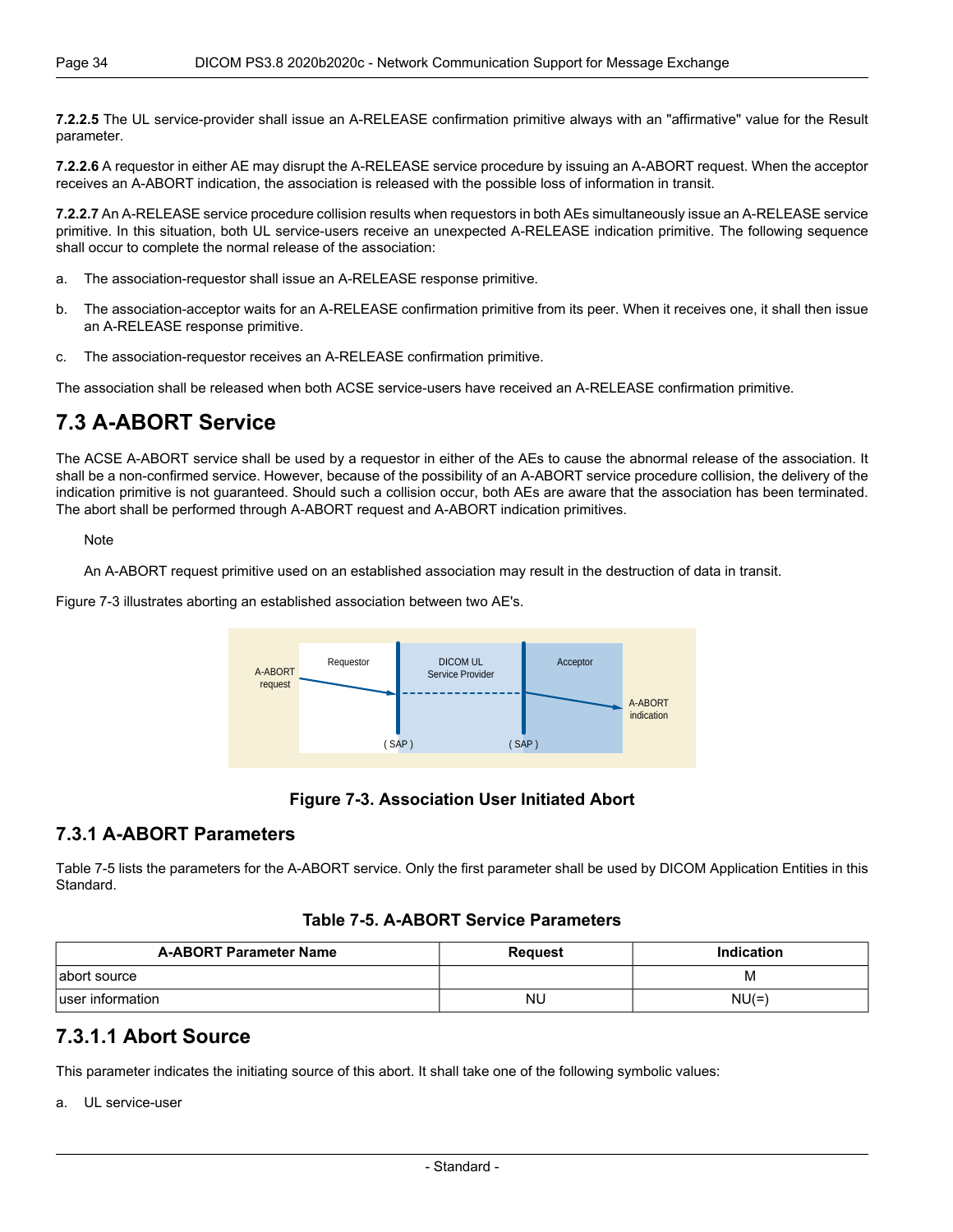**7.2.2.5** The UL service-provider shall issue an A-RELEASE confirmation primitive always with an "affirmative" value for the Result parameter.

**7.2.2.6** A requestor in either AE may disrupt the A-RELEASE service procedure by issuing an A-ABORT request. When the acceptor receives an A-ABORT indication, the association is released with the possible loss of information in transit.

**7.2.2.7** An A-RELEASE service procedure collision results when requestors in both AEs simultaneously issue an A-RELEASE service primitive. In this situation, both UL service-users receive an unexpected A-RELEASE indication primitive. The following sequence shall occur to complete the normal release of the association:

a. The association-requestor shall issue an A-RELEASE response primitive.

b. The association-acceptor waits for an A-RELEASE confirmation primitive from its peer. When it receives one, it shall then issue an A-RELEASE response primitive.

c. The association-requestor receives an A-RELEASE confirmation primitive.

The association shall be released when both ACSE service-users have received an A-RELEASE confirmation primitive.

## 7.3 A-ABORT Service

The ACSE A-ABORT service shall be used by a requestor in either of the AEs to cause the abnormal release of the association. It shall be a non-confirmed service. However, because of the possibility of an A-ABORT service procedure collision, the delivery of the indication primitive is not guaranteed. Should such a collision occur, both AEs are aware that the association has been terminated. The abort shall be performed through A-ABORT request and A-ABORT indication primitives.

Note

An A-ABORT request primitive used on an established association may result in the destruction of data in transit.

Figure 7-3 illustrates aborting an established association between two AE's.

**Figure 7-3. Association User Initiated Abort**

### 7.3.1 A-ABORT Parameters

Table 7-5 lists the parameters for the A-ABORT service. Only the first parameter shall be used by DICOM Application Entities in this Standard.

**Table 7-5. A-ABORT Service Parameters**

| A-ABORT Parameter Name | Request | Indication |
|---|---|---|
| abort source | | M |
| user information | NU | NU(=) |

### 7.3.1.1 Abort Source

This parameter indicates the initiating source of this abort. It shall take one of the following symbolic values:

a. UL service-user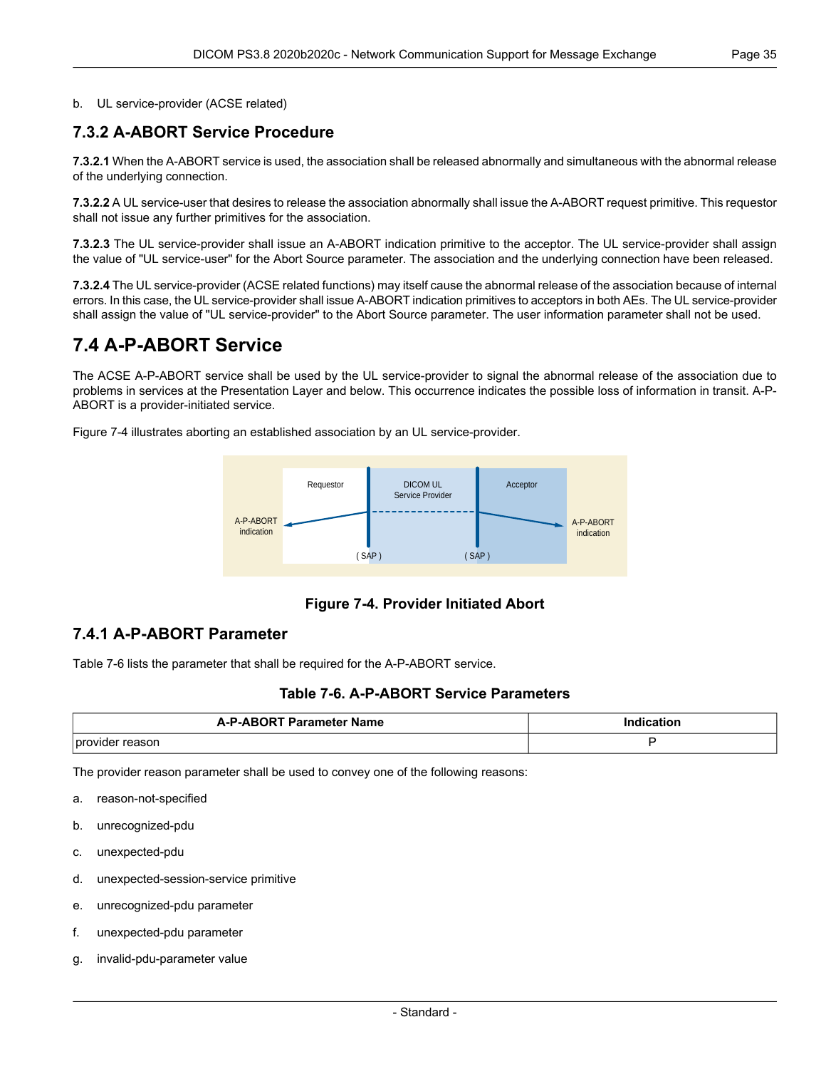b. UL service-provider (ACSE related)

### 7.3.2 A-ABORT Service Procedure

**7.3.2.1** When the A-ABORT service is used, the association shall be released abnormally and simultaneous with the abnormal release of the underlying connection.

**7.3.2.2** A UL service-user that desires to release the association abnormally shall issue the A-ABORT request primitive. This requestor shall not issue any further primitives for the association.

**7.3.2.3** The UL service-provider shall issue an A-ABORT indication primitive to the acceptor. The UL service-provider shall assign the value of "UL service-user" for the Abort Source parameter. The association and the underlying connection have been released.

**7.3.2.4** The UL service-provider (ACSE related functions) may itself cause the abnormal release of the association because of internal errors. In this case, the UL service-provider shall issue A-ABORT indication primitives to acceptors in both AEs. The UL service-provider shall assign the value of "UL service-provider" to the Abort Source parameter. The user information parameter shall not be used.

## 7.4 A-P-ABORT Service

The ACSE A-P-ABORT service shall be used by the UL service-provider to signal the abnormal release of the association due to problems in services at the Presentation Layer and below. This occurrence indicates the possible loss of information in transit. A-P-ABORT is a provider-initiated service.

Figure 7-4 illustrates aborting an established association by an UL service-provider.

**Figure 7-4. Provider Initiated Abort**

### 7.4.1 A-P-ABORT Parameter

Table 7-6 lists the parameter that shall be required for the A-P-ABORT service.

**Table 7-6. A-P-ABORT Service Parameters**

| A-P-ABORT Parameter Name | Indication |
|---|---|
| provider reason | P |

The provider reason parameter shall be used to convey one of the following reasons:

a. reason-not-specified

b. unrecognized-pdu

c. unexpected-pdu

d. unexpected-session-service primitive

e. unrecognized-pdu parameter

f. unexpected-pdu parameter

g. invalid-pdu-parameter value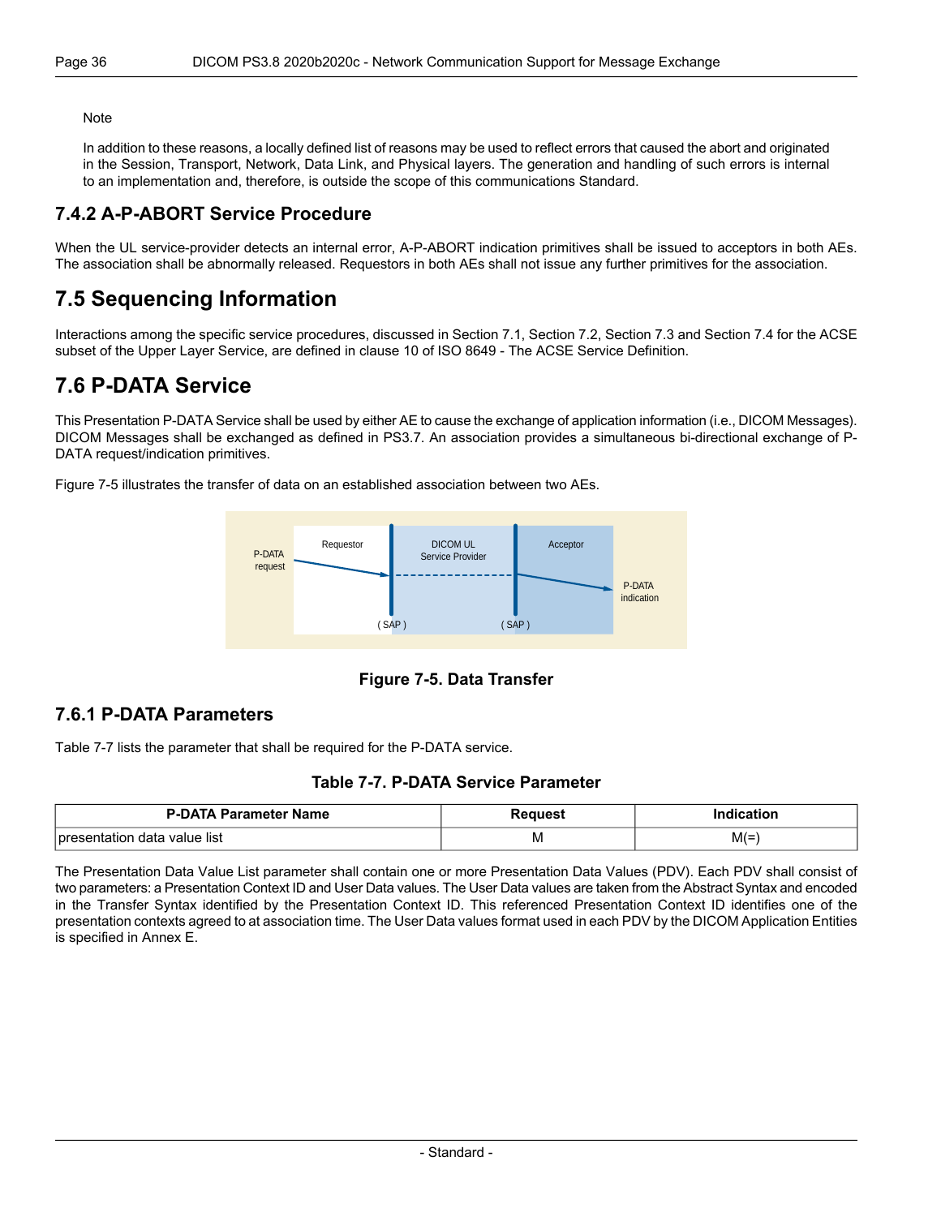Note

In addition to these reasons, a locally defined list of reasons may be used to reflect errors that caused the abort and originated in the Session, Transport, Network, Data Link, and Physical layers. The generation and handling of such errors is internal to an implementation and, therefore, is outside the scope of this communications Standard.

### 7.4.2 A-P-ABORT Service Procedure

When the UL service-provider detects an internal error, A-P-ABORT indication primitives shall be issued to acceptors in both AEs. The association shall be abnormally released. Requestors in both AEs shall not issue any further primitives for the association.

## 7.5 Sequencing Information

Interactions among the specific service procedures, discussed in Section 7.1, Section 7.2, Section 7.3 and Section 7.4 for the ACSE subset of the Upper Layer Service, are defined in clause 10 of ISO 8649 - The ACSE Service Definition.

## 7.6 P-DATA Service

This Presentation P-DATA Service shall be used by either AE to cause the exchange of application information (i.e., DICOM Messages). DICOM Messages shall be exchanged as defined in PS3.7. An association provides a simultaneous bi-directional exchange of P-DATA request/indication primitives.

Figure 7-5 illustrates the transfer of data on an established association between two AEs.

**Figure 7-5. Data Transfer**

### 7.6.1 P-DATA Parameters

Table 7-7 lists the parameter that shall be required for the P-DATA service.

**Table 7-7. P-DATA Service Parameter**

| P-DATA Parameter Name | Request | Indication |
|---|---|---|
| presentation data value list | M | M(=) |

The Presentation Data Value List parameter shall contain one or more Presentation Data Values (PDV). Each PDV shall consist of two parameters: a Presentation Context ID and User Data values. The User Data values are taken from the Abstract Syntax and encoded in the Transfer Syntax identified by the Presentation Context ID. This referenced Presentation Context ID identifies one of the presentation contexts agreed to at association time. The User Data values format used in each PDV by the DICOM Application Entities is specified in Annex E.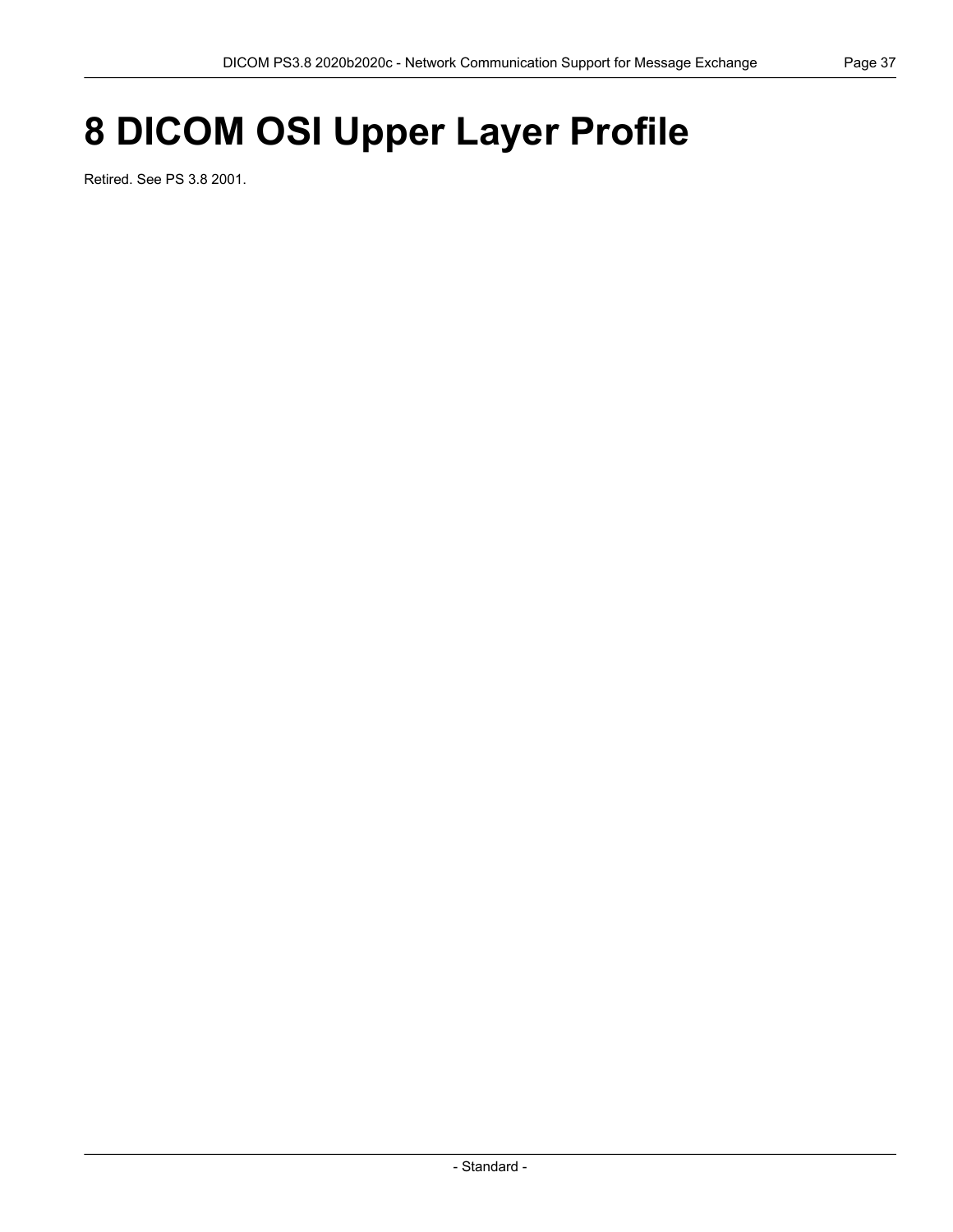# 8 DICOM OSI Upper Layer Profile

Retired. See PS 3.8 2001.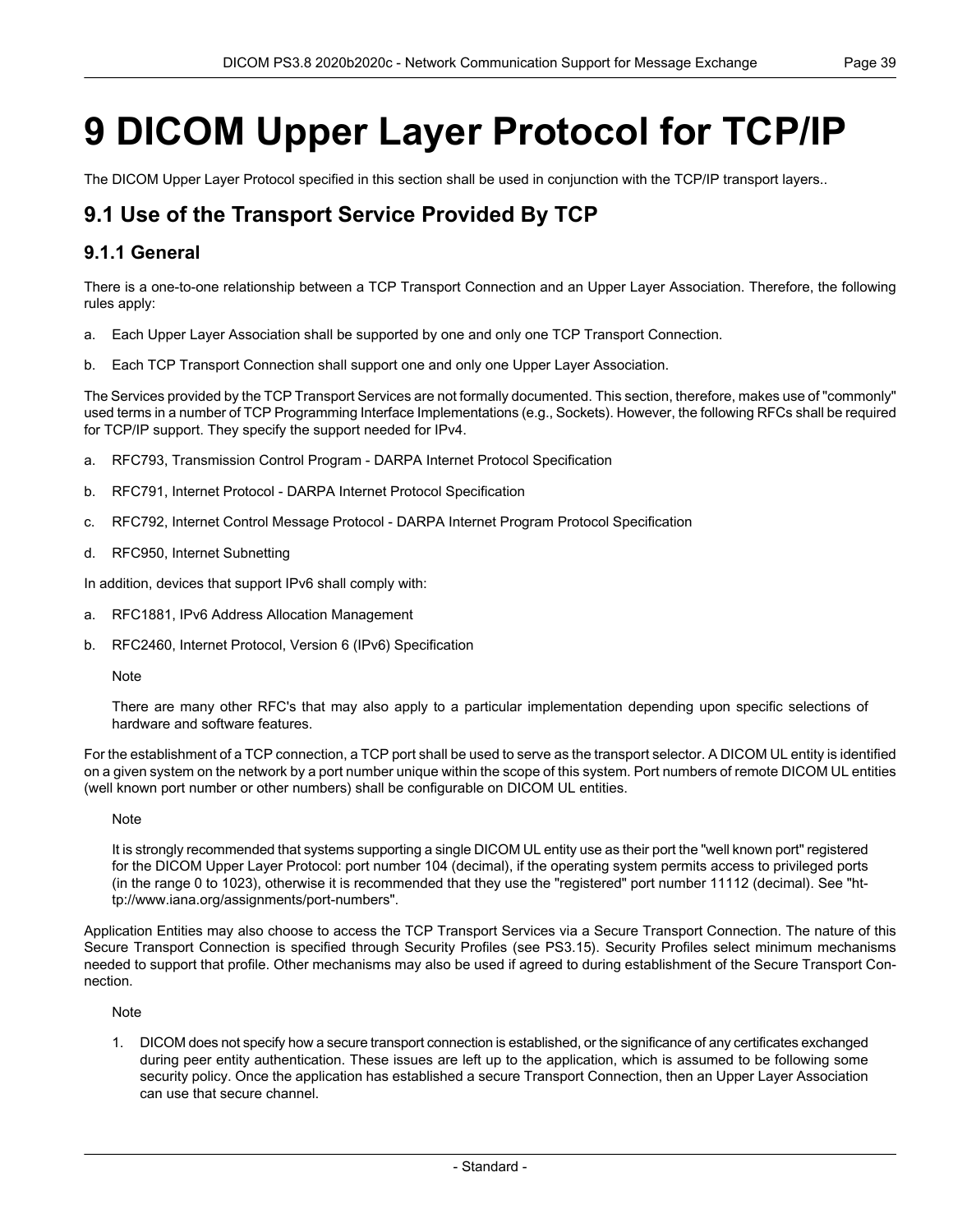# 9 DICOM Upper Layer Protocol for TCP/IP

The DICOM Upper Layer Protocol specified in this section shall be used in conjunction with the TCP/IP transport layers..

## 9.1 Use of the Transport Service Provided By TCP

### 9.1.1 General

There is a one-to-one relationship between a TCP Transport Connection and an Upper Layer Association. Therefore, the following rules apply:

a. Each Upper Layer Association shall be supported by one and only one TCP Transport Connection.

b. Each TCP Transport Connection shall support one and only one Upper Layer Association.

The Services provided by the TCP Transport Services are not formally documented. This section, therefore, makes use of "commonly" used terms in a number of TCP Programming Interface Implementations (e.g., Sockets). However, the following RFCs shall be required for TCP/IP support. They specify the support needed for IPv4.

a. RFC793, Transmission Control Program - DARPA Internet Protocol Specification

b. RFC791, Internet Protocol - DARPA Internet Protocol Specification

c. RFC792, Internet Control Message Protocol - DARPA Internet Program Protocol Specification

d. RFC950, Internet Subnetting

In addition, devices that support IPv6 shall comply with:

a. RFC1881, IPv6 Address Allocation Management

b. RFC2460, Internet Protocol, Version 6 (IPv6) Specification

> Note
>
> There are many other RFC's that may also apply to a particular implementation depending upon specific selections of hardware and software features.

For the establishment of a TCP connection, a TCP port shall be used to serve as the transport selector. A DICOM UL entity is identified on a given system on the network by a port number unique within the scope of this system. Port numbers of remote DICOM UL entities (well known port number or other numbers) shall be configurable on DICOM UL entities.

> Note
>
> It is strongly recommended that systems supporting a single DICOM UL entity use as their port the "well known port" registered for the DICOM Upper Layer Protocol: port number 104 (decimal), if the operating system permits access to privileged ports (in the range 0 to 1023), otherwise it is recommended that they use the "registered" port number 11112 (decimal). See "http://www.iana.org/assignments/port-numbers".

Application Entities may also choose to access the TCP Transport Services via a Secure Transport Connection. The nature of this Secure Transport Connection is specified through Security Profiles (see PS3.15). Security Profiles select minimum mechanisms needed to support that profile. Other mechanisms may also be used if agreed to during establishment of the Secure Transport Connection.

> Note
>
> 1. DICOM does not specify how a secure transport connection is established, or the significance of any certificates exchanged during peer entity authentication. These issues are left up to the application, which is assumed to be following some security policy. Once the application has established a secure Transport Connection, then an Upper Layer Association can use that secure channel.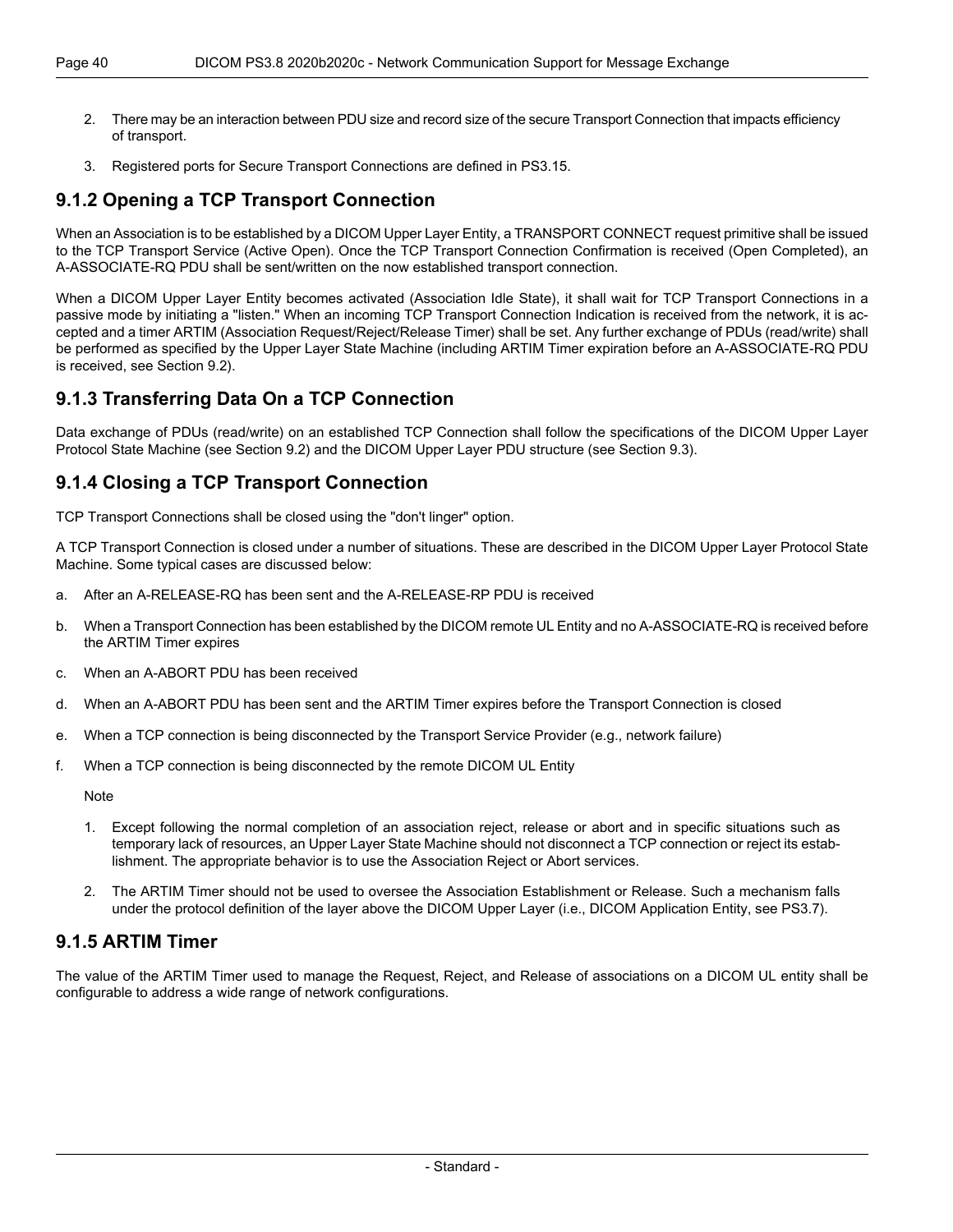2. There may be an interaction between PDU size and record size of the secure Transport Connection that impacts efficiency of transport.

3. Registered ports for Secure Transport Connections are defined in PS3.15.

### 9.1.2 Opening a TCP Transport Connection

When an Association is to be established by a DICOM Upper Layer Entity, a TRANSPORT CONNECT request primitive shall be issued to the TCP Transport Service (Active Open). Once the TCP Transport Connection Confirmation is received (Open Completed), an A-ASSOCIATE-RQ PDU shall be sent/written on the now established transport connection.

When a DICOM Upper Layer Entity becomes activated (Association Idle State), it shall wait for TCP Transport Connections in a passive mode by initiating a "listen." When an incoming TCP Transport Connection Indication is received from the network, it is accepted and a timer ARTIM (Association Request/Reject/Release Timer) shall be set. Any further exchange of PDUs (read/write) shall be performed as specified by the Upper Layer State Machine (including ARTIM Timer expiration before an A-ASSOCIATE-RQ PDU is received, see Section 9.2).

### 9.1.3 Transferring Data On a TCP Connection

Data exchange of PDUs (read/write) on an established TCP Connection shall follow the specifications of the DICOM Upper Layer Protocol State Machine (see Section 9.2) and the DICOM Upper Layer PDU structure (see Section 9.3).

### 9.1.4 Closing a TCP Transport Connection

TCP Transport Connections shall be closed using the "don't linger" option.

A TCP Transport Connection is closed under a number of situations. These are described in the DICOM Upper Layer Protocol State Machine. Some typical cases are discussed below:

a. After an A-RELEASE-RQ has been sent and the A-RELEASE-RP PDU is received

b. When a Transport Connection has been established by the DICOM remote UL Entity and no A-ASSOCIATE-RQ is received before the ARTIM Timer expires

c. When an A-ABORT PDU has been received

d. When an A-ABORT PDU has been sent and the ARTIM Timer expires before the Transport Connection is closed

e. When a TCP connection is being disconnected by the Transport Service Provider (e.g., network failure)

f. When a TCP connection is being disconnected by the remote DICOM UL Entity

Note

1. Except following the normal completion of an association reject, release or abort and in specific situations such as temporary lack of resources, an Upper Layer State Machine should not disconnect a TCP connection or reject its establishment. The appropriate behavior is to use the Association Reject or Abort services.

2. The ARTIM Timer should not be used to oversee the Association Establishment or Release. Such a mechanism falls under the protocol definition of the layer above the DICOM Upper Layer (i.e., DICOM Application Entity, see PS3.7).

### 9.1.5 ARTIM Timer

The value of the ARTIM Timer used to manage the Request, Reject, and Release of associations on a DICOM UL entity shall be configurable to address a wide range of network configurations.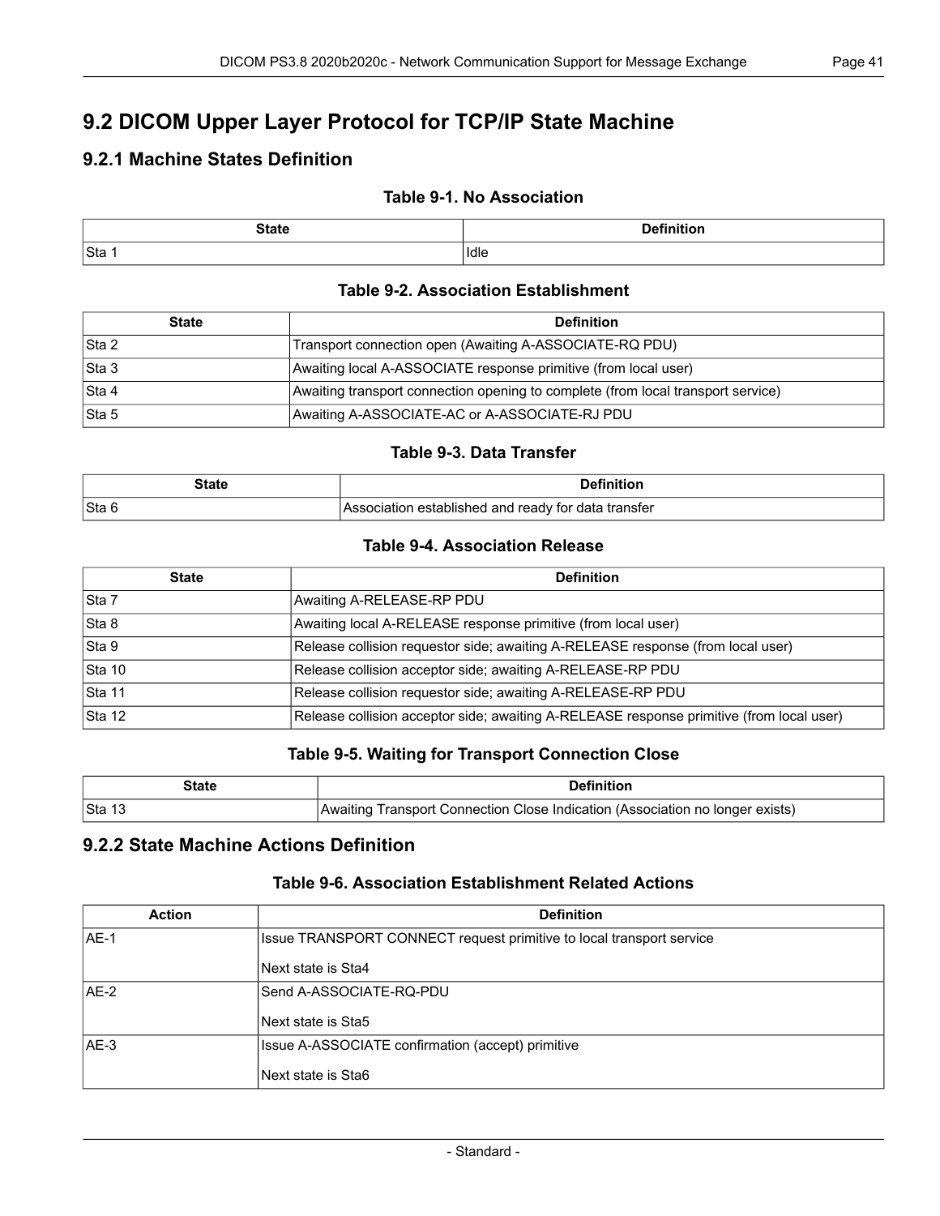## 9.2 DICOM Upper Layer Protocol for TCP/IP State Machine

### 9.2.1 Machine States Definition

**Table 9-1. No Association**

| State | Definition |
|---|---|
| Sta 1 | Idle |

**Table 9-2. Association Establishment**

| State | Definition |
|---|---|
| Sta 2 | Transport connection open (Awaiting A-ASSOCIATE-RQ PDU) |
| Sta 3 | Awaiting local A-ASSOCIATE response primitive (from local user) |
| Sta 4 | Awaiting transport connection opening to complete (from local transport service) |
| Sta 5 | Awaiting A-ASSOCIATE-AC or A-ASSOCIATE-RJ PDU |

**Table 9-3. Data Transfer**

| State | Definition |
|---|---|
| Sta 6 | Association established and ready for data transfer |

**Table 9-4. Association Release**

| State | Definition |
|---|---|
| Sta 7 | Awaiting A-RELEASE-RP PDU |
| Sta 8 | Awaiting local A-RELEASE response primitive (from local user) |
| Sta 9 | Release collision requestor side; awaiting A-RELEASE response (from local user) |
| Sta 10 | Release collision acceptor side; awaiting A-RELEASE-RP PDU |
| Sta 11 | Release collision requestor side; awaiting A-RELEASE-RP PDU |
| Sta 12 | Release collision acceptor side; awaiting A-RELEASE response primitive (from local user) |

**Table 9-5. Waiting for Transport Connection Close**

| State | Definition |
|---|---|
| Sta 13 | Awaiting Transport Connection Close Indication (Association no longer exists) |

### 9.2.2 State Machine Actions Definition

**Table 9-6. Association Establishment Related Actions**

| Action | Definition |
|---|---|
| AE-1 | Issue TRANSPORT CONNECT request primitive to local transport service<br><br>Next state is Sta4 |
| AE-2 | Send A-ASSOCIATE-RQ-PDU<br><br>Next state is Sta5 |
| AE-3 | Issue A-ASSOCIATE confirmation (accept) primitive<br><br>Next state is Sta6 |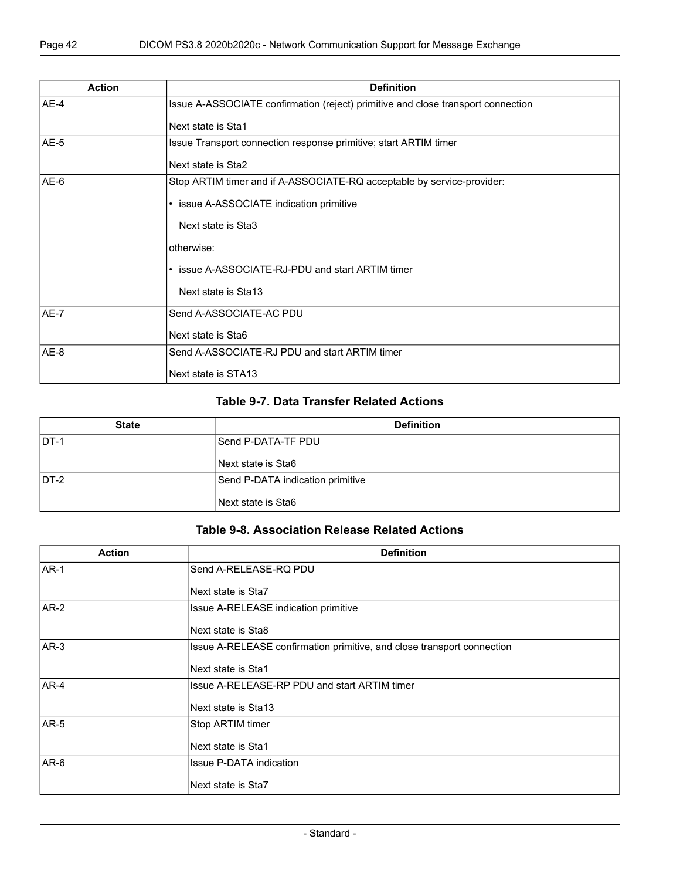| Action | Definition |
| --- | --- |
| AE-4 | Issue A-ASSOCIATE confirmation (reject) primitive and close transport connection<br><br>Next state is Sta1 |
| AE-5 | Issue Transport connection response primitive; start ARTIM timer<br><br>Next state is Sta2 |
| AE-6 | Stop ARTIM timer and if A-ASSOCIATE-RQ acceptable by service-provider:<br><br>• issue A-ASSOCIATE indication primitive<br><br>Next state is Sta3<br><br>otherwise:<br><br>• issue A-ASSOCIATE-RJ-PDU and start ARTIM timer<br><br>Next state is Sta13 |
| AE-7 | Send A-ASSOCIATE-AC PDU<br><br>Next state is Sta6 |
| AE-8 | Send A-ASSOCIATE-RJ PDU and start ARTIM timer<br><br>Next state is STA13 |

### Table 9-7. Data Transfer Related Actions

| State | Definition |
| --- | --- |
| DT-1 | Send P-DATA-TF PDU<br><br>Next state is Sta6 |
| DT-2 | Send P-DATA indication primitive<br><br>Next state is Sta6 |

### Table 9-8. Association Release Related Actions

| Action | Definition |
| --- | --- |
| AR-1 | Send A-RELEASE-RQ PDU<br><br>Next state is Sta7 |
| AR-2 | Issue A-RELEASE indication primitive<br><br>Next state is Sta8 |
| AR-3 | Issue A-RELEASE confirmation primitive, and close transport connection<br><br>Next state is Sta1 |
| AR-4 | Issue A-RELEASE-RP PDU and start ARTIM timer<br><br>Next state is Sta13 |
| AR-5 | Stop ARTIM timer<br><br>Next state is Sta1 |
| AR-6 | Issue P-DATA indication<br><br>Next state is Sta7 |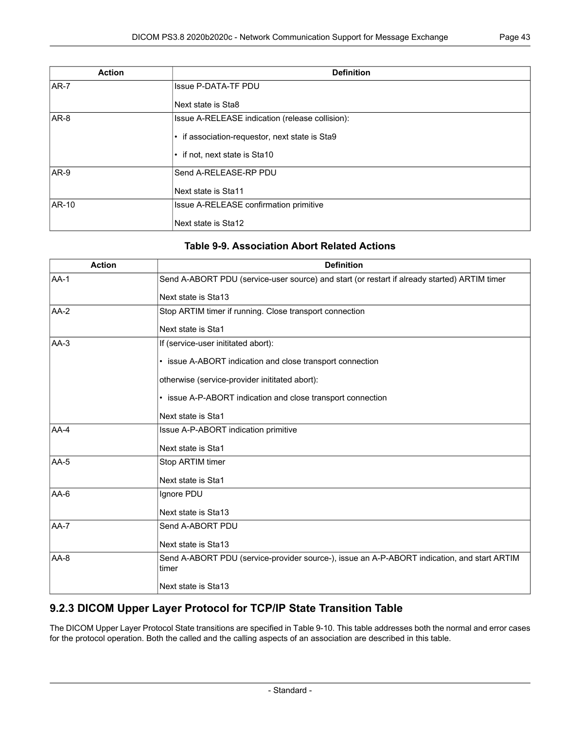| Action | Definition |
|---|---|
| AR-7 | Issue P-DATA-TF PDU<br><br>Next state is Sta8 |
| AR-8 | Issue A-RELEASE indication (release collision):<br><br>• if association-requestor, next state is Sta9<br><br>• if not, next state is Sta10 |
| AR-9 | Send A-RELEASE-RP PDU<br><br>Next state is Sta11 |
| AR-10 | Issue A-RELEASE confirmation primitive<br><br>Next state is Sta12 |

**Table 9-9. Association Abort Related Actions**

| Action | Definition |
|---|---|
| AA-1 | Send A-ABORT PDU (service-user source) and start (or restart if already started) ARTIM timer<br><br>Next state is Sta13 |
| AA-2 | Stop ARTIM timer if running. Close transport connection<br><br>Next state is Sta1 |
| AA-3 | If (service-user inititated abort):<br><br>• issue A-ABORT indication and close transport connection<br><br>otherwise (service-provider inititated abort):<br><br>• issue A-P-ABORT indication and close transport connection<br><br>Next state is Sta1 |
| AA-4 | Issue A-P-ABORT indication primitive<br><br>Next state is Sta1 |
| AA-5 | Stop ARTIM timer<br><br>Next state is Sta1 |
| AA-6 | Ignore PDU<br><br>Next state is Sta13 |
| AA-7 | Send A-ABORT PDU<br><br>Next state is Sta13 |
| AA-8 | Send A-ABORT PDU (service-provider source-), issue an A-P-ABORT indication, and start ARTIM timer<br><br>Next state is Sta13 |

### 9.2.3 DICOM Upper Layer Protocol for TCP/IP State Transition Table

The DICOM Upper Layer Protocol State transitions are specified in Table 9-10. This table addresses both the normal and error cases for the protocol operation. Both the called and the calling aspects of an association are described in this table.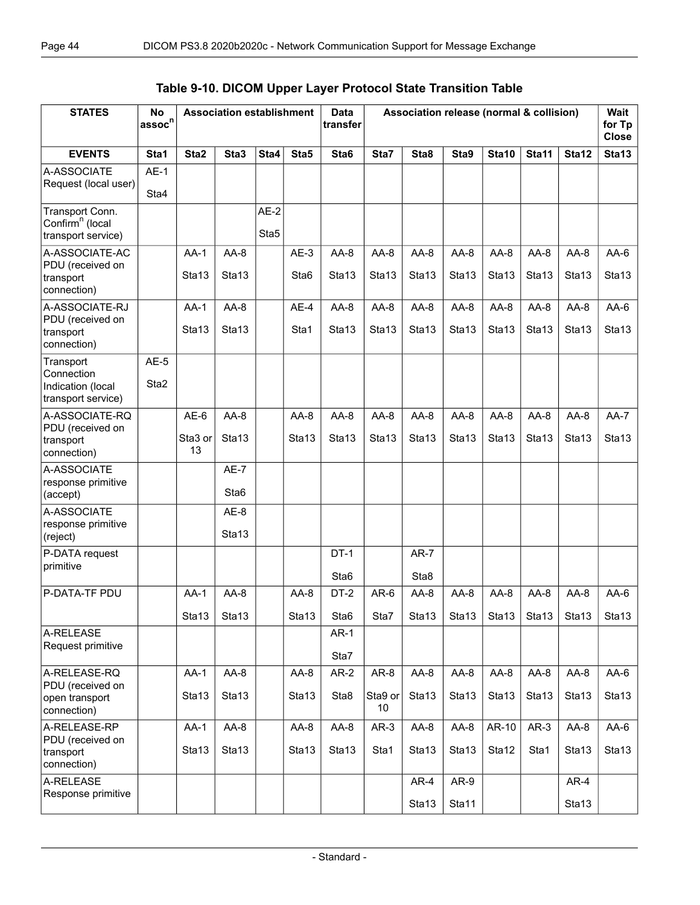**Table 9-10. DICOM Upper Layer Protocol State Transition Table**

| STATES | No assoc[n] | Association establishment | | | | Data transfer | Association release (normal & collision) | | | | | | Wait for Tp Close |
|---|---|---|---|---|---|---|---|---|---|---|---|---|---|
| **EVENTS** | **Sta1** | **Sta2** | **Sta3** | **Sta4** | **Sta5** | **Sta6** | **Sta7** | **Sta8** | **Sta9** | **Sta10** | **Sta11** | **Sta12** | **Sta13** |
| A-ASSOCIATE Request (local user) | AE-1 Sta4 | | | | | | | | | | | | |
| Transport Conn. Confirm[n] (local transport service) | | | | AE-2 Sta5 | | | | | | | | | |
| A-ASSOCIATE-AC PDU (received on transport connection) | | AA-1 Sta13 | AA-8 Sta13 | | AE-3 Sta6 | AA-8 Sta13 | AA-8 Sta13 | AA-8 Sta13 | AA-8 Sta13 | AA-8 Sta13 | AA-8 Sta13 | AA-8 Sta13 | AA-6 Sta13 |
| A-ASSOCIATE-RJ PDU (received on transport connection) | | AA-1 Sta13 | AA-8 Sta13 | | AE-4 Sta1 | AA-8 Sta13 | AA-8 Sta13 | AA-8 Sta13 | AA-8 Sta13 | AA-8 Sta13 | AA-8 Sta13 | AA-8 Sta13 | AA-6 Sta13 |
| Transport Connection Indication (local transport service) | AE-5 Sta2 | | | | | | | | | | | | |
| A-ASSOCIATE-RQ PDU (received on transport connection) | | AE-6 Sta3 or 13 | AA-8 Sta13 | | AA-8 Sta13 | AA-8 Sta13 | AA-8 Sta13 | AA-8 Sta13 | AA-8 Sta13 | AA-8 Sta13 | AA-8 Sta13 | AA-8 Sta13 | AA-7 Sta13 |
| A-ASSOCIATE response primitive (accept) | | | AE-7 Sta6 | | | | | | | | | | |
| A-ASSOCIATE response primitive (reject) | | | AE-8 Sta13 | | | | | | | | | | |
| P-DATA request primitive | | | | | | DT-1 Sta6 | | AR-7 Sta8 | | | | | |
| P-DATA-TF PDU | | AA-1 Sta13 | AA-8 Sta13 | | AA-8 Sta13 | DT-2 Sta6 | AR-6 Sta7 | AA-8 Sta13 | AA-8 Sta13 | AA-8 Sta13 | AA-8 Sta13 | AA-8 Sta13 | AA-6 Sta13 |
| A-RELEASE Request primitive | | | | | | AR-1 Sta7 | | | | | | | |
| A-RELEASE-RQ PDU (received on open transport connection) | | AA-1 Sta13 | AA-8 Sta13 | | AA-8 Sta13 | AR-2 Sta8 | AR-8 Sta9 or 10 | AA-8 Sta13 | AA-8 Sta13 | AA-8 Sta13 | AA-8 Sta13 | AA-8 Sta13 | AA-6 Sta13 |
| A-RELEASE-RP PDU (received on transport connection) | | AA-1 Sta13 | AA-8 Sta13 | | AA-8 Sta13 | AA-8 Sta13 | AR-3 Sta1 | AA-8 Sta13 | AA-8 Sta13 | AR-10 Sta12 | AR-3 Sta1 | AA-8 Sta13 | AA-6 Sta13 |
| A-RELEASE Response primitive | | | | | | | | AR-4 Sta13 | AR-9 Sta11 | | | AR-4 Sta13 | |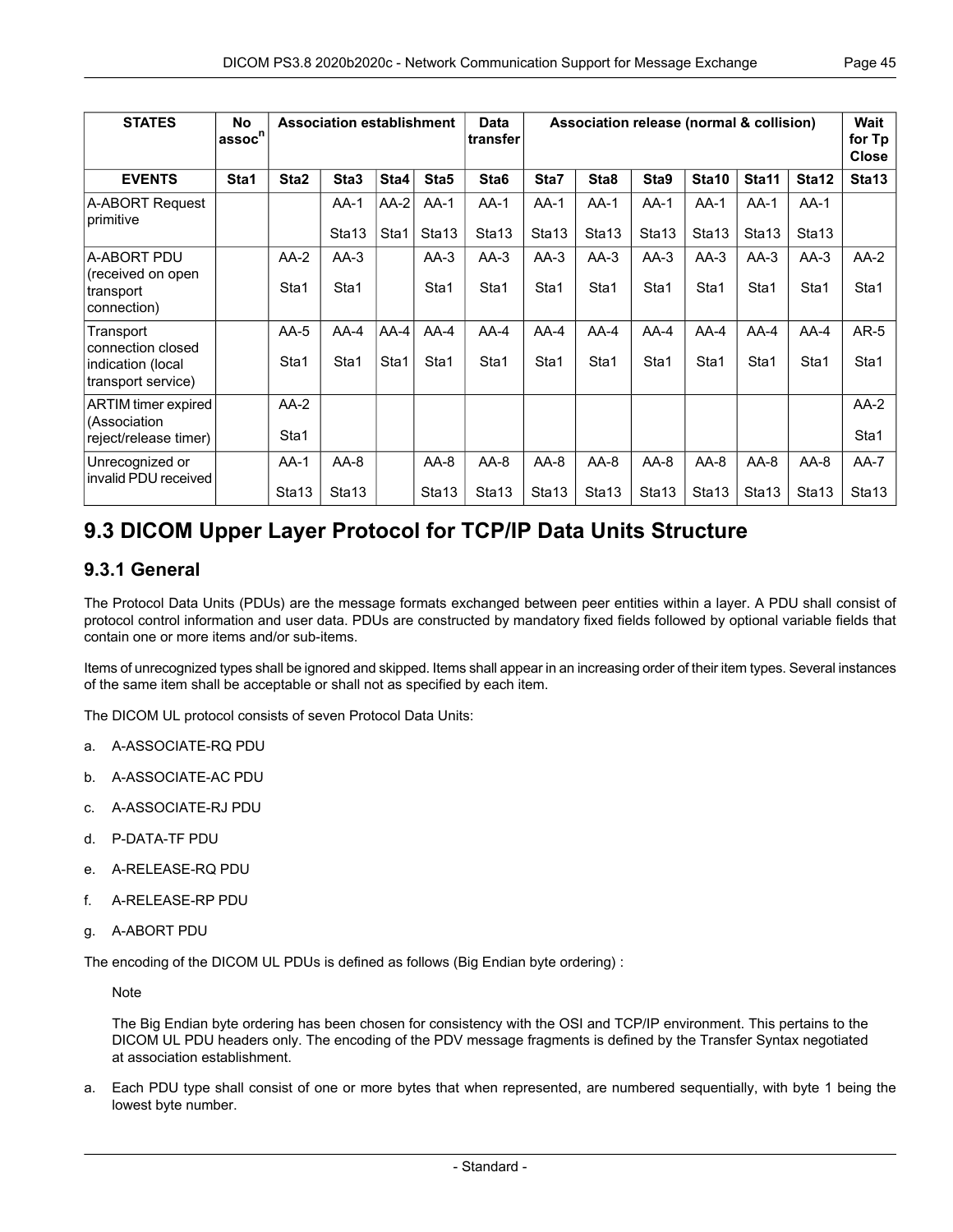| STATES | No assoc[n] | Association establishment | | | | Data transfer | Association release (normal & collision) | | | | | | Wait for Tp Close |
|---|---|---|---|---|---|---|---|---|---|---|---|---|---|
| **EVENTS** | **Sta1** | **Sta2** | **Sta3** | **Sta4** | **Sta5** | **Sta6** | **Sta7** | **Sta8** | **Sta9** | **Sta10** | **Sta11** | **Sta12** | **Sta13** |
| A-ABORT Request primitive | | | AA-1 Sta13 | AA-2 Sta1 | AA-1 Sta13 | AA-1 Sta13 | AA-1 Sta13 | AA-1 Sta13 | AA-1 Sta13 | AA-1 Sta13 | AA-1 Sta13 | AA-1 Sta13 | |
| A-ABORT PDU (received on open transport connection) | | AA-2 Sta1 | AA-3 Sta1 | | AA-3 Sta1 | AA-3 Sta1 | AA-3 Sta1 | AA-3 Sta1 | AA-3 Sta1 | AA-3 Sta1 | AA-3 Sta1 | AA-3 Sta1 | AA-2 Sta1 |
| Transport connection closed indication (local transport service) | | AA-5 Sta1 | AA-4 Sta1 | AA-4 Sta1 | AA-4 Sta1 | AA-4 Sta1 | AA-4 Sta1 | AA-4 Sta1 | AA-4 Sta1 | AA-4 Sta1 | AA-4 Sta1 | AA-4 Sta1 | AR-5 Sta1 |
| ARTIM timer expired (Association reject/release timer) | | AA-2 Sta1 | | | | | | | | | | | AA-2 Sta1 |
| Unrecognized or invalid PDU received | | AA-1 Sta13 | AA-8 Sta13 | | AA-8 Sta13 | AA-8 Sta13 | AA-8 Sta13 | AA-8 Sta13 | AA-8 Sta13 | AA-8 Sta13 | AA-8 Sta13 | AA-8 Sta13 | AA-7 Sta13 |

# 9.3 DICOM Upper Layer Protocol for TCP/IP Data Units Structure

## 9.3.1 General

The Protocol Data Units (PDUs) are the message formats exchanged between peer entities within a layer. A PDU shall consist of protocol control information and user data. PDUs are constructed by mandatory fixed fields followed by optional variable fields that contain one or more items and/or sub-items.

Items of unrecognized types shall be ignored and skipped. Items shall appear in an increasing order of their item types. Several instances of the same item shall be acceptable or shall not as specified by each item.

The DICOM UL protocol consists of seven Protocol Data Units:

a. A-ASSOCIATE-RQ PDU

b. A-ASSOCIATE-AC PDU

c. A-ASSOCIATE-RJ PDU

d. P-DATA-TF PDU

e. A-RELEASE-RQ PDU

f. A-RELEASE-RP PDU

g. A-ABORT PDU

The encoding of the DICOM UL PDUs is defined as follows (Big Endian byte ordering) :

Note

The Big Endian byte ordering has been chosen for consistency with the OSI and TCP/IP environment. This pertains to the DICOM UL PDU headers only. The encoding of the PDV message fragments is defined by the Transfer Syntax negotiated at association establishment.

a. Each PDU type shall consist of one or more bytes that when represented, are numbered sequentially, with byte 1 being the lowest byte number.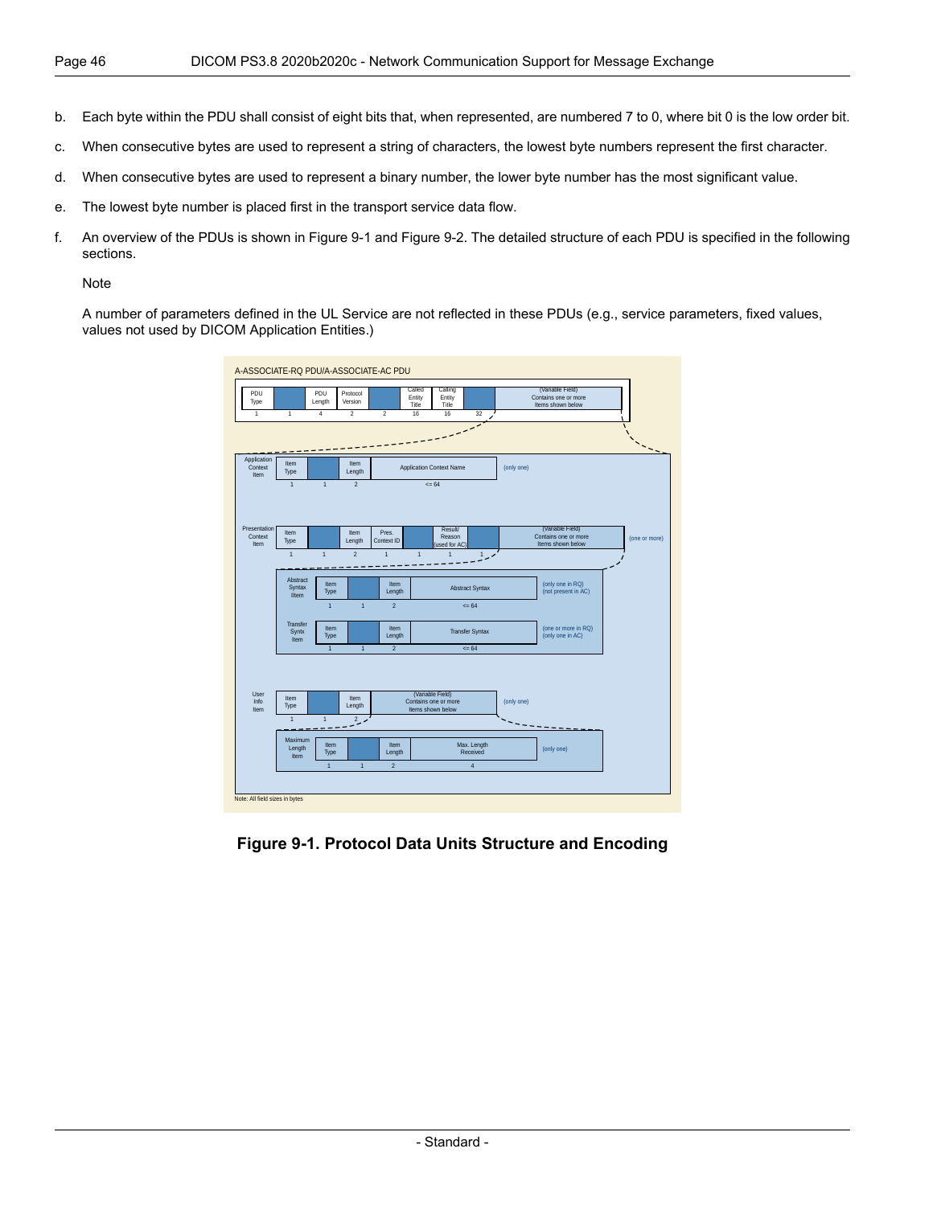b. Each byte within the PDU shall consist of eight bits that, when represented, are numbered 7 to 0, where bit 0 is the low order bit.

c. When consecutive bytes are used to represent a string of characters, the lowest byte numbers represent the first character.

d. When consecutive bytes are used to represent a binary number, the lower byte number has the most significant value.

e. The lowest byte number is placed first in the transport service data flow.

f. An overview of the PDUs is shown in Figure 9-1 and Figure 9-2. The detailed structure of each PDU is specified in the following sections.

   Note

   A number of parameters defined in the UL Service are not reflected in these PDUs (e.g., service parameters, fixed values, values not used by DICOM Application Entities.)

A-ASSOCIATE-RQ PDU/A-ASSOCIATE-AC PDU

| PDU Type | | PDU Length | Protocol Version | | Called Entity Title | Calling Entity Title | | (Variable Field) Contains one or more Items shown below |
|---|---|---|---|---|---|---|---|---|
| 1 | 1 | 4 | 2 | 2 | 16 | 16 | 32 | |

Application Context Item (only one)

| Item Type | | Item Length | Application Context Name |
|---|---|---|---|
| 1 | 1 | 2 | <= 64 |

Presentation Context Item (one or more)

| Item Type | | Item Length | Pres. Context ID | | Result/ Reason (used for AC) | | (Variable Field) Contains one or more Items shown below |
|---|---|---|---|---|---|---|---|
| 1 | 1 | 2 | 1 | 1 | 1 | 1 | |

Abstract Syntax Item (only one in RQ) (not present in AC)

| Item Type | | Item Length | Abstract Syntax |
|---|---|---|---|
| 1 | 1 | 2 | <= 64 |

Transfer Syntx Item (one or more in RQ) (only one in AC)

| Item Type | | Item Length | Transfer Syntax |
|---|---|---|---|
| 1 | 1 | 2 | <= 64 |

User Info Item (only one)

| Item Type | | Item Length | (Variable Field) Contains one or more Items shown below |
|---|---|---|---|
| 1 | 1 | 2 | |

Maximum Length Item (only one)

| Item Type | | Item Length | Max. Length Received |
|---|---|---|---|
| 1 | 1 | 2 | 4 |

Note: All field sizes in bytes

**Figure 9-1. Protocol Data Units Structure and Encoding**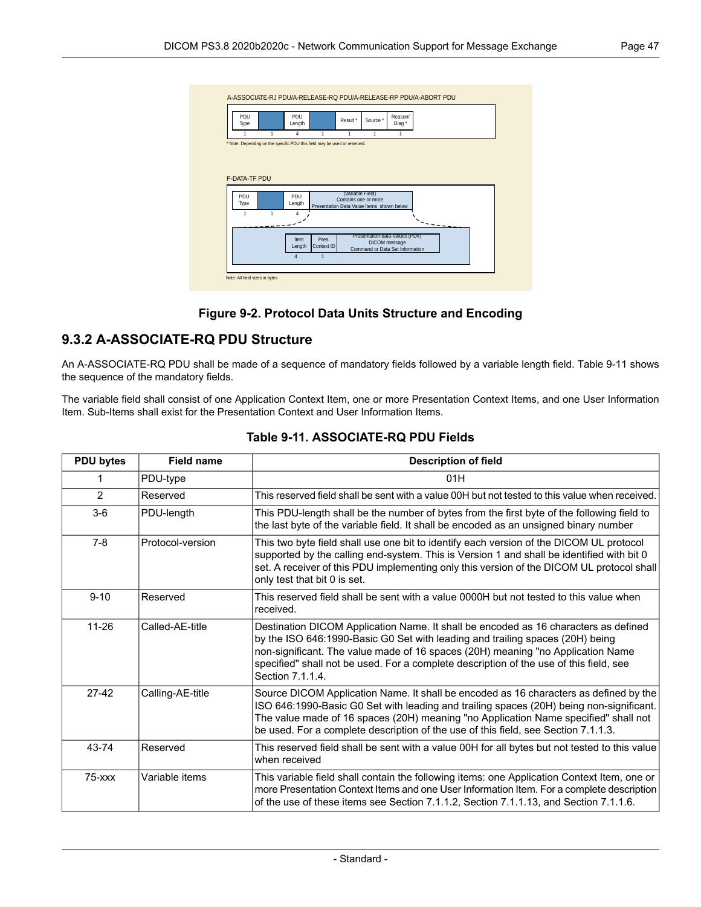**Figure 9-2. Protocol Data Units Structure and Encoding**

### 9.3.2 A-ASSOCIATE-RQ PDU Structure

An A-ASSOCIATE-RQ PDU shall be made of a sequence of mandatory fields followed by a variable length field. Table 9-11 shows the sequence of the mandatory fields.

The variable field shall consist of one Application Context Item, one or more Presentation Context Items, and one User Information Item. Sub-Items shall exist for the Presentation Context and User Information Items.

**Table 9-11. ASSOCIATE-RQ PDU Fields**

| PDU bytes | Field name | Description of field |
|---|---|---|
| 1 | PDU-type | 01H |
| 2 | Reserved | This reserved field shall be sent with a value 00H but not tested to this value when received. |
| 3-6 | PDU-length | This PDU-length shall be the number of bytes from the first byte of the following field to the last byte of the variable field. It shall be encoded as an unsigned binary number |
| 7-8 | Protocol-version | This two byte field shall use one bit to identify each version of the DICOM UL protocol supported by the calling end-system. This is Version 1 and shall be identified with bit 0 set. A receiver of this PDU implementing only this version of the DICOM UL protocol shall only test that bit 0 is set. |
| 9-10 | Reserved | This reserved field shall be sent with a value 0000H but not tested to this value when received. |
| 11-26 | Called-AE-title | Destination DICOM Application Name. It shall be encoded as 16 characters as defined by the ISO 646:1990-Basic G0 Set with leading and trailing spaces (20H) being non-significant. The value made of 16 spaces (20H) meaning "no Application Name specified" shall not be used. For a complete description of the use of this field, see Section 7.1.1.4. |
| 27-42 | Calling-AE-title | Source DICOM Application Name. It shall be encoded as 16 characters as defined by the ISO 646:1990-Basic G0 Set with leading and trailing spaces (20H) being non-significant. The value made of 16 spaces (20H) meaning "no Application Name specified" shall not be used. For a complete description of the use of this field, see Section 7.1.1.3. |
| 43-74 | Reserved | This reserved field shall be sent with a value 00H for all bytes but not tested to this value when received |
| 75-xxx | Variable items | This variable field shall contain the following items: one Application Context Item, one or more Presentation Context Items and one User Information Item. For a complete description of the use of these items see Section 7.1.1.2, Section 7.1.1.13, and Section 7.1.1.6. |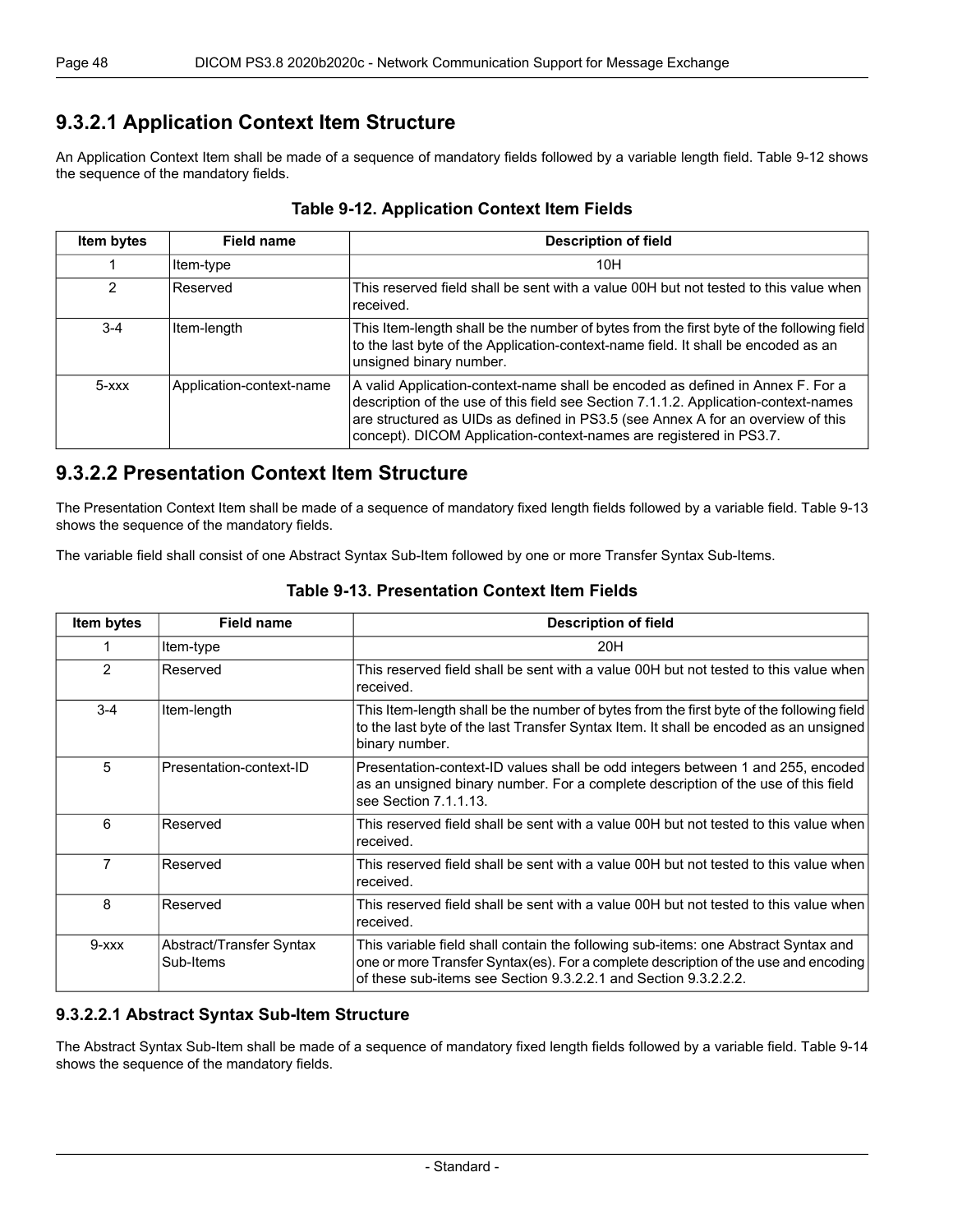### 9.3.2.1 Application Context Item Structure

An Application Context Item shall be made of a sequence of mandatory fields followed by a variable length field. Table 9-12 shows the sequence of the mandatory fields.

**Table 9-12. Application Context Item Fields**

| Item bytes | Field name | Description of field |
|---|---|---|
| 1 | Item-type | 10H |
| 2 | Reserved | This reserved field shall be sent with a value 00H but not tested to this value when received. |
| 3-4 | Item-length | This Item-length shall be the number of bytes from the first byte of the following field to the last byte of the Application-context-name field. It shall be encoded as an unsigned binary number. |
| 5-xxx | Application-context-name | A valid Application-context-name shall be encoded as defined in Annex F. For a description of the use of this field see Section 7.1.1.2. Application-context-names are structured as UIDs as defined in PS3.5 (see Annex A for an overview of this concept). DICOM Application-context-names are registered in PS3.7. |

### 9.3.2.2 Presentation Context Item Structure

The Presentation Context Item shall be made of a sequence of mandatory fixed length fields followed by a variable field. Table 9-13 shows the sequence of the mandatory fields.

The variable field shall consist of one Abstract Syntax Sub-Item followed by one or more Transfer Syntax Sub-Items.

**Table 9-13. Presentation Context Item Fields**

| Item bytes | Field name | Description of field |
|---|---|---|
| 1 | Item-type | 20H |
| 2 | Reserved | This reserved field shall be sent with a value 00H but not tested to this value when received. |
| 3-4 | Item-length | This Item-length shall be the number of bytes from the first byte of the following field to the last byte of the last Transfer Syntax Item. It shall be encoded as an unsigned binary number. |
| 5 | Presentation-context-ID | Presentation-context-ID values shall be odd integers between 1 and 255, encoded as an unsigned binary number. For a complete description of the use of this field see Section 7.1.1.13. |
| 6 | Reserved | This reserved field shall be sent with a value 00H but not tested to this value when received. |
| 7 | Reserved | This reserved field shall be sent with a value 00H but not tested to this value when received. |
| 8 | Reserved | This reserved field shall be sent with a value 00H but not tested to this value when received. |
| 9-xxx | Abstract/Transfer Syntax Sub-Items | This variable field shall contain the following sub-items: one Abstract Syntax and one or more Transfer Syntax(es). For a complete description of the use and encoding of these sub-items see Section 9.3.2.2.1 and Section 9.3.2.2.2. |

#### 9.3.2.2.1 Abstract Syntax Sub-Item Structure

The Abstract Syntax Sub-Item shall be made of a sequence of mandatory fixed length fields followed by a variable field. Table 9-14 shows the sequence of the mandatory fields.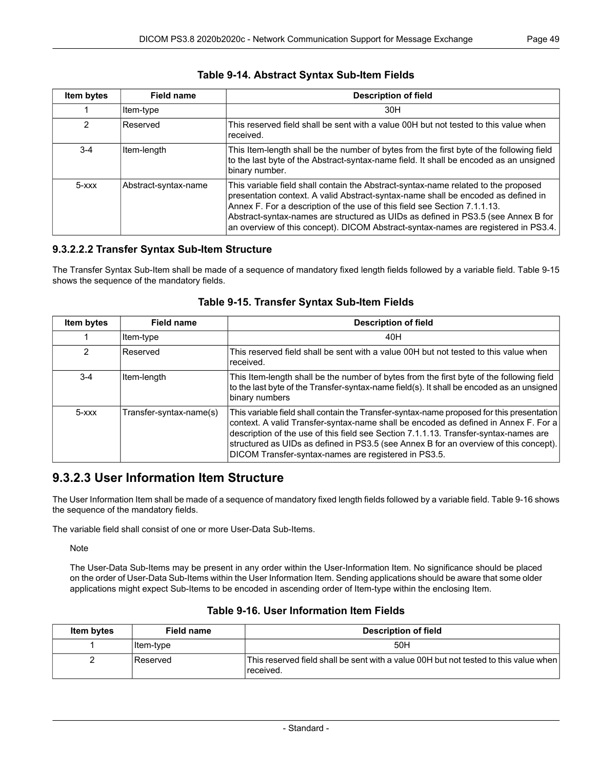**Table 9-14. Abstract Syntax Sub-Item Fields**

| Item bytes | Field name | Description of field |
|---|---|---|
| 1 | Item-type | 30H |
| 2 | Reserved | This reserved field shall be sent with a value 00H but not tested to this value when received. |
| 3-4 | Item-length | This Item-length shall be the number of bytes from the first byte of the following field to the last byte of the Abstract-syntax-name field. It shall be encoded as an unsigned binary number. |
| 5-xxx | Abstract-syntax-name | This variable field shall contain the Abstract-syntax-name related to the proposed presentation context. A valid Abstract-syntax-name shall be encoded as defined in Annex F. For a description of the use of this field see Section 7.1.1.13. Abstract-syntax-names are structured as UIDs as defined in PS3.5 (see Annex B for an overview of this concept). DICOM Abstract-syntax-names are registered in PS3.4. |

### 9.3.2.2.2 Transfer Syntax Sub-Item Structure

The Transfer Syntax Sub-Item shall be made of a sequence of mandatory fixed length fields followed by a variable field. Table 9-15 shows the sequence of the mandatory fields.

**Table 9-15. Transfer Syntax Sub-Item Fields**

| Item bytes | Field name | Description of field |
|---|---|---|
| 1 | Item-type | 40H |
| 2 | Reserved | This reserved field shall be sent with a value 00H but not tested to this value when received. |
| 3-4 | Item-length | This Item-length shall be the number of bytes from the first byte of the following field to the last byte of the Transfer-syntax-name field(s). It shall be encoded as an unsigned binary numbers |
| 5-xxx | Transfer-syntax-name(s) | This variable field shall contain the Transfer-syntax-name proposed for this presentation context. A valid Transfer-syntax-name shall be encoded as defined in Annex F. For a description of the use of this field see Section 7.1.1.13. Transfer-syntax-names are structured as UIDs as defined in PS3.5 (see Annex B for an overview of this concept). DICOM Transfer-syntax-names are registered in PS3.5. |

## 9.3.2.3 User Information Item Structure

The User Information Item shall be made of a sequence of mandatory fixed length fields followed by a variable field. Table 9-16 shows the sequence of the mandatory fields.

The variable field shall consist of one or more User-Data Sub-Items.

Note

The User-Data Sub-Items may be present in any order within the User-Information Item. No significance should be placed on the order of User-Data Sub-Items within the User Information Item. Sending applications should be aware that some older applications might expect Sub-Items to be encoded in ascending order of Item-type within the enclosing Item.

**Table 9-16. User Information Item Fields**

| Item bytes | Field name | Description of field |
|---|---|---|
| 1 | Item-type | 50H |
| 2 | Reserved | This reserved field shall be sent with a value 00H but not tested to this value when received. |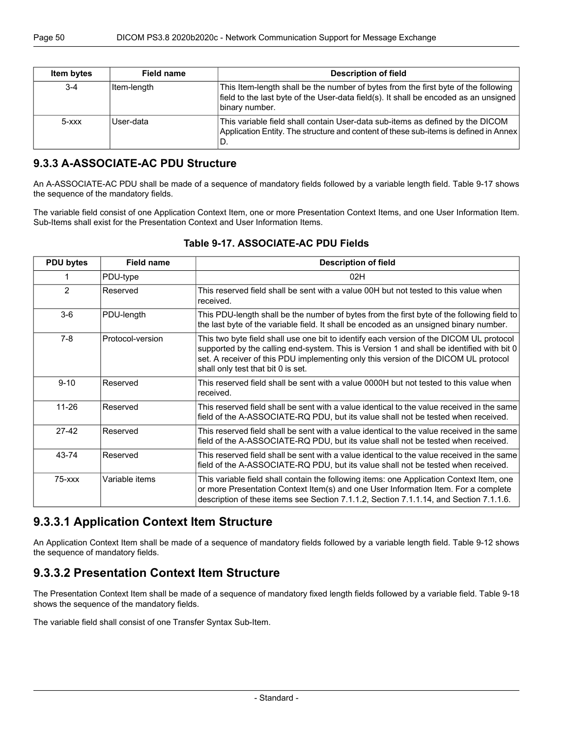| Item bytes | Field name | Description of field |
|---|---|---|
| 3-4 | Item-length | This Item-length shall be the number of bytes from the first byte of the following field to the last byte of the User-data field(s). It shall be encoded as an unsigned binary number. |
| 5-xxx | User-data | This variable field shall contain User-data sub-items as defined by the DICOM Application Entity. The structure and content of these sub-items is defined in Annex D. |

## 9.3.3 A-ASSOCIATE-AC PDU Structure

An A-ASSOCIATE-AC PDU shall be made of a sequence of mandatory fields followed by a variable length field. Table 9-17 shows the sequence of the mandatory fields.

The variable field consist of one Application Context Item, one or more Presentation Context Items, and one User Information Item. Sub-Items shall exist for the Presentation Context and User Information Items.

**Table 9-17. ASSOCIATE-AC PDU Fields**

| PDU bytes | Field name | Description of field |
|---|---|---|
| 1 | PDU-type | 02H |
| 2 | Reserved | This reserved field shall be sent with a value 00H but not tested to this value when received. |
| 3-6 | PDU-length | This PDU-length shall be the number of bytes from the first byte of the following field to the last byte of the variable field. It shall be encoded as an unsigned binary number. |
| 7-8 | Protocol-version | This two byte field shall use one bit to identify each version of the DICOM UL protocol supported by the calling end-system. This is Version 1 and shall be identified with bit 0 set. A receiver of this PDU implementing only this version of the DICOM UL protocol shall only test that bit 0 is set. |
| 9-10 | Reserved | This reserved field shall be sent with a value 0000H but not tested to this value when received. |
| 11-26 | Reserved | This reserved field shall be sent with a value identical to the value received in the same field of the A-ASSOCIATE-RQ PDU, but its value shall not be tested when received. |
| 27-42 | Reserved | This reserved field shall be sent with a value identical to the value received in the same field of the A-ASSOCIATE-RQ PDU, but its value shall not be tested when received. |
| 43-74 | Reserved | This reserved field shall be sent with a value identical to the value received in the same field of the A-ASSOCIATE-RQ PDU, but its value shall not be tested when received. |
| 75-xxx | Variable items | This variable field shall contain the following items: one Application Context Item, one or more Presentation Context Item(s) and one User Information Item. For a complete description of these items see Section 7.1.1.2, Section 7.1.1.14, and Section 7.1.1.6. |

## 9.3.3.1 Application Context Item Structure

An Application Context Item shall be made of a sequence of mandatory fields followed by a variable length field. Table 9-12 shows the sequence of mandatory fields.

## 9.3.3.2 Presentation Context Item Structure

The Presentation Context Item shall be made of a sequence of mandatory fixed length fields followed by a variable field. Table 9-18 shows the sequence of the mandatory fields.

The variable field shall consist of one Transfer Syntax Sub-Item.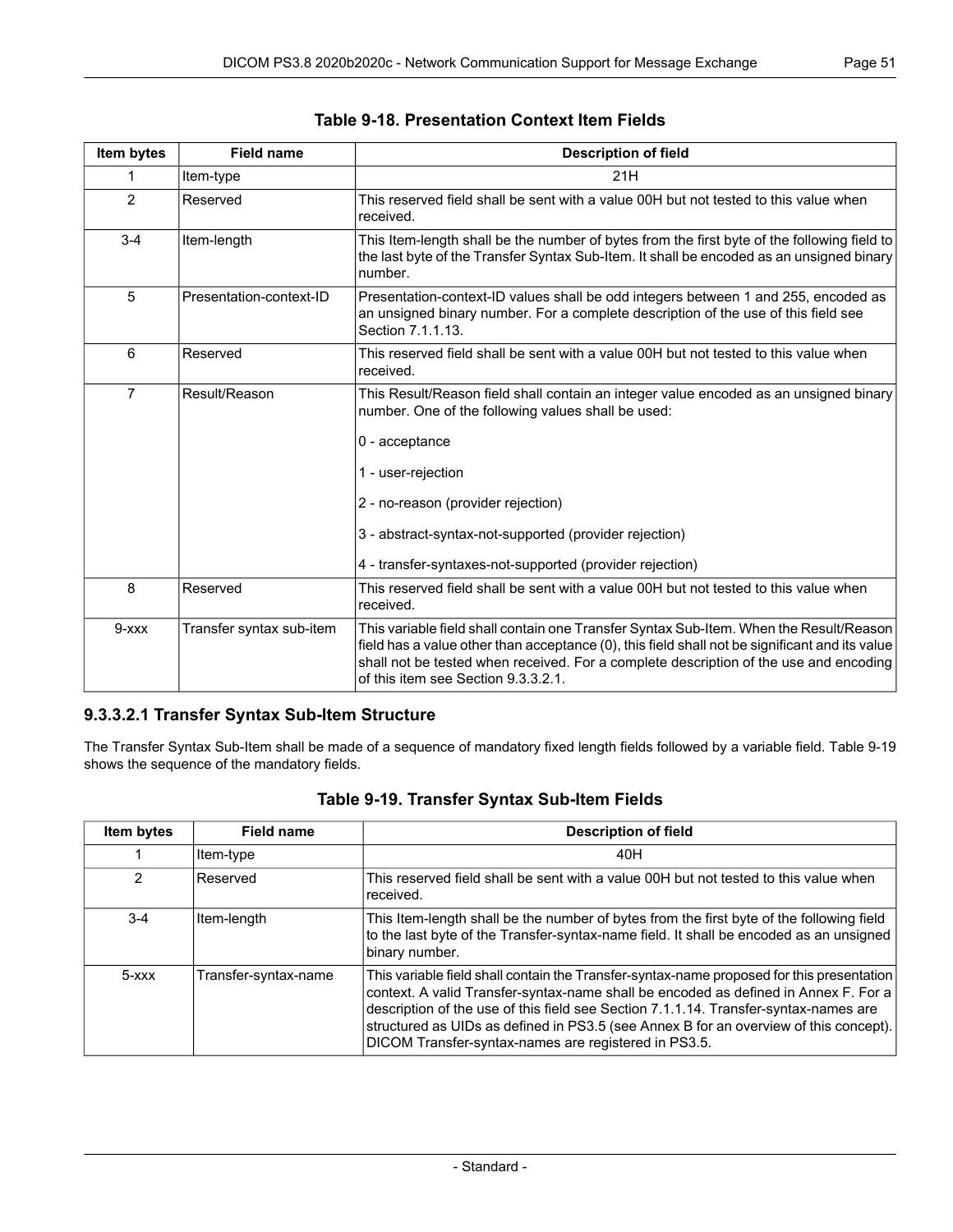**Table 9-18. Presentation Context Item Fields**

| Item bytes | Field name | Description of field |
|---|---|---|
| 1 | Item-type | 21H |
| 2 | Reserved | This reserved field shall be sent with a value 00H but not tested to this value when received. |
| 3-4 | Item-length | This Item-length shall be the number of bytes from the first byte of the following field to the last byte of the Transfer Syntax Sub-Item. It shall be encoded as an unsigned binary number. |
| 5 | Presentation-context-ID | Presentation-context-ID values shall be odd integers between 1 and 255, encoded as an unsigned binary number. For a complete description of the use of this field see Section 7.1.1.13. |
| 6 | Reserved | This reserved field shall be sent with a value 00H but not tested to this value when received. |
| 7 | Result/Reason | This Result/Reason field shall contain an integer value encoded as an unsigned binary number. One of the following values shall be used:<br><br>0 - acceptance<br><br>1 - user-rejection<br><br>2 - no-reason (provider rejection)<br><br>3 - abstract-syntax-not-supported (provider rejection)<br><br>4 - transfer-syntaxes-not-supported (provider rejection) |
| 8 | Reserved | This reserved field shall be sent with a value 00H but not tested to this value when received. |
| 9-xxx | Transfer syntax sub-item | This variable field shall contain one Transfer Syntax Sub-Item. When the Result/Reason field has a value other than acceptance (0), this field shall not be significant and its value shall not be tested when received. For a complete description of the use and encoding of this item see Section 9.3.3.2.1. |

### 9.3.3.2.1 Transfer Syntax Sub-Item Structure

The Transfer Syntax Sub-Item shall be made of a sequence of mandatory fixed length fields followed by a variable field. Table 9-19 shows the sequence of the mandatory fields.

**Table 9-19. Transfer Syntax Sub-Item Fields**

| Item bytes | Field name | Description of field |
|---|---|---|
| 1 | Item-type | 40H |
| 2 | Reserved | This reserved field shall be sent with a value 00H but not tested to this value when received. |
| 3-4 | Item-length | This Item-length shall be the number of bytes from the first byte of the following field to the last byte of the Transfer-syntax-name field. It shall be encoded as an unsigned binary number. |
| 5-xxx | Transfer-syntax-name | This variable field shall contain the Transfer-syntax-name proposed for this presentation context. A valid Transfer-syntax-name shall be encoded as defined in Annex F. For a description of the use of this field see Section 7.1.1.14. Transfer-syntax-names are structured as UIDs as defined in PS3.5 (see Annex B for an overview of this concept). DICOM Transfer-syntax-names are registered in PS3.5. |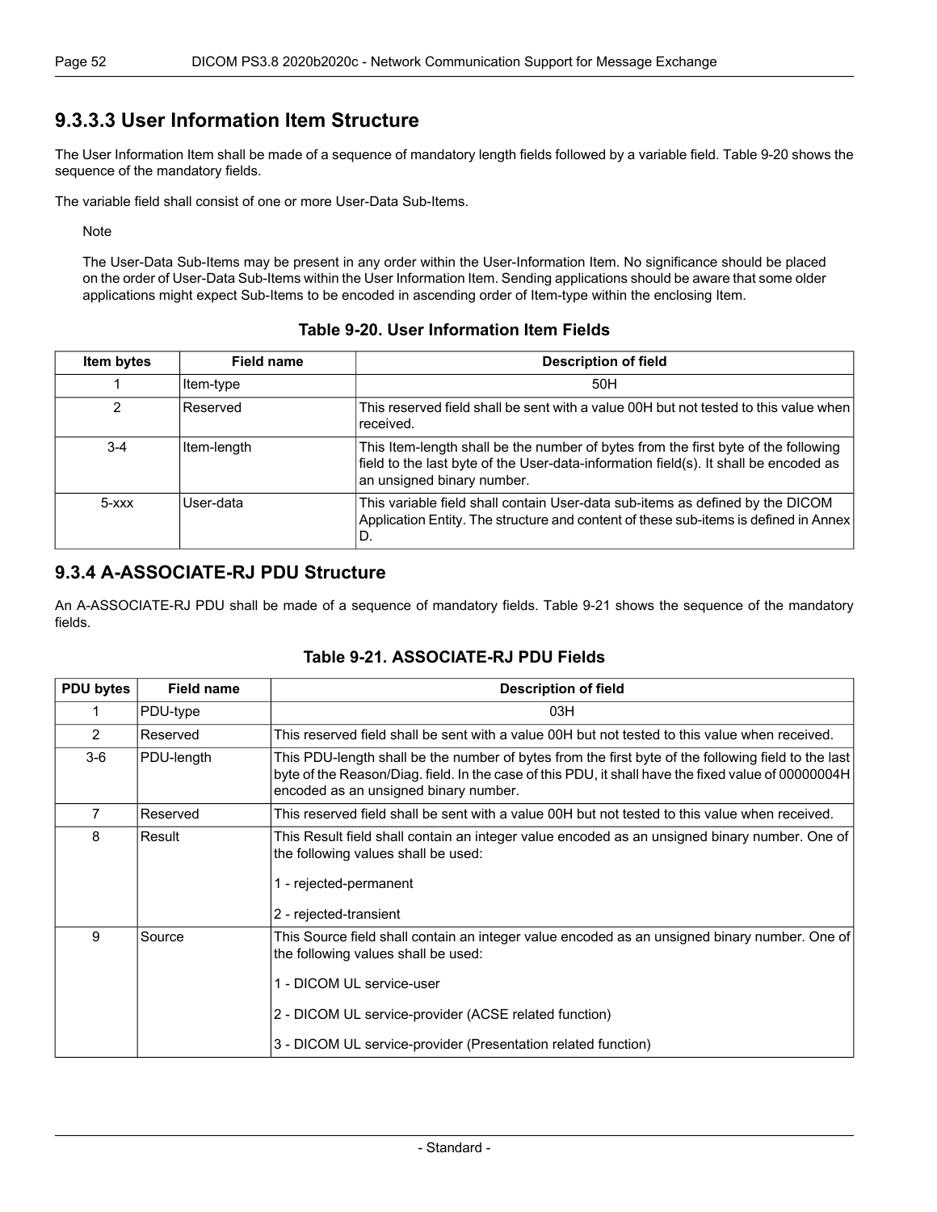### 9.3.3.3 User Information Item Structure

The User Information Item shall be made of a sequence of mandatory length fields followed by a variable field. Table 9-20 shows the sequence of the mandatory fields.

The variable field shall consist of one or more User-Data Sub-Items.

Note

The User-Data Sub-Items may be present in any order within the User-Information Item. No significance should be placed on the order of User-Data Sub-Items within the User Information Item. Sending applications should be aware that some older applications might expect Sub-Items to be encoded in ascending order of Item-type within the enclosing Item.

**Table 9-20. User Information Item Fields**

| Item bytes | Field name | Description of field |
|---|---|---|
| 1 | Item-type | 50H |
| 2 | Reserved | This reserved field shall be sent with a value 00H but not tested to this value when received. |
| 3-4 | Item-length | This Item-length shall be the number of bytes from the first byte of the following field to the last byte of the User-data-information field(s). It shall be encoded as an unsigned binary number. |
| 5-xxx | User-data | This variable field shall contain User-data sub-items as defined by the DICOM Application Entity. The structure and content of these sub-items is defined in Annex D. |

## 9.3.4 A-ASSOCIATE-RJ PDU Structure

An A-ASSOCIATE-RJ PDU shall be made of a sequence of mandatory fields. Table 9-21 shows the sequence of the mandatory fields.

**Table 9-21. ASSOCIATE-RJ PDU Fields**

| PDU bytes | Field name | Description of field |
|---|---|---|
| 1 | PDU-type | 03H |
| 2 | Reserved | This reserved field shall be sent with a value 00H but not tested to this value when received. |
| 3-6 | PDU-length | This PDU-length shall be the number of bytes from the first byte of the following field to the last byte of the Reason/Diag. field. In the case of this PDU, it shall have the fixed value of 00000004H encoded as an unsigned binary number. |
| 7 | Reserved | This reserved field shall be sent with a value 00H but not tested to this value when received. |
| 8 | Result | This Result field shall contain an integer value encoded as an unsigned binary number. One of the following values shall be used:<br><br>1 - rejected-permanent<br><br>2 - rejected-transient |
| 9 | Source | This Source field shall contain an integer value encoded as an unsigned binary number. One of the following values shall be used:<br><br>1 - DICOM UL service-user<br><br>2 - DICOM UL service-provider (ACSE related function)<br><br>3 - DICOM UL service-provider (Presentation related function) |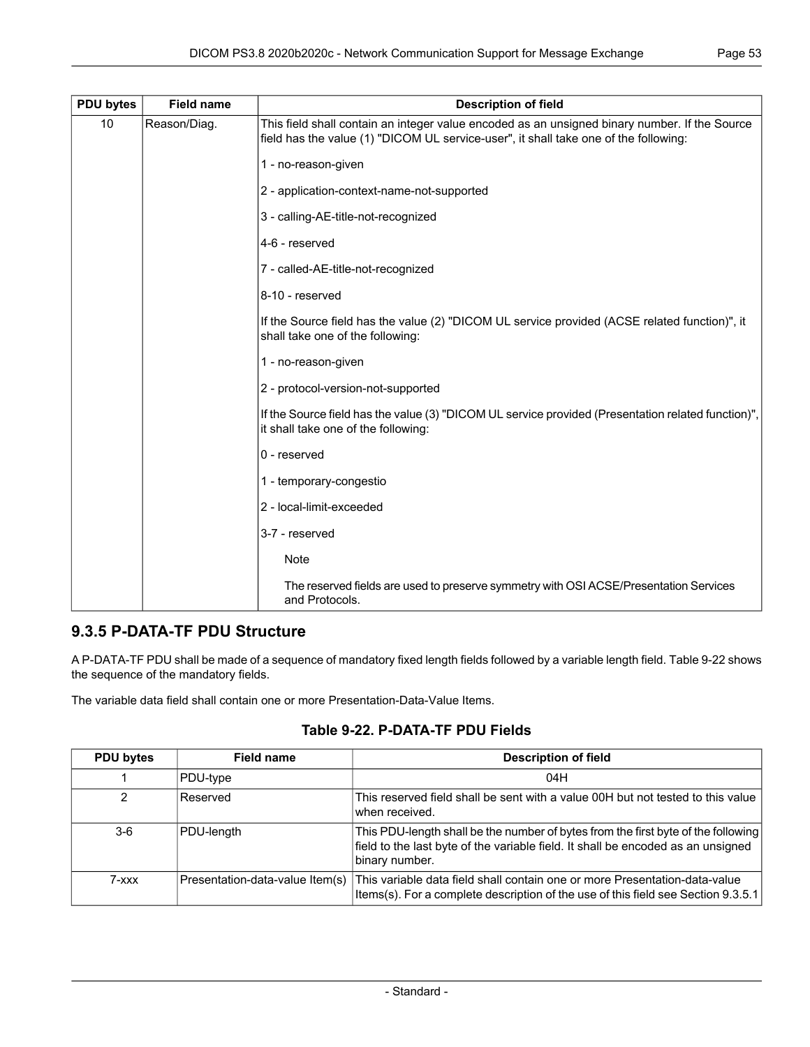| PDU bytes | Field name | Description of field |
|---|---|---|
| 10 | Reason/Diag. | This field shall contain an integer value encoded as an unsigned binary number. If the Source field has the value (1) "DICOM UL service-user", it shall take one of the following:<br><br>1 - no-reason-given<br><br>2 - application-context-name-not-supported<br><br>3 - calling-AE-title-not-recognized<br><br>4-6 - reserved<br><br>7 - called-AE-title-not-recognized<br><br>8-10 - reserved<br><br>If the Source field has the value (2) "DICOM UL service provided (ACSE related function)", it shall take one of the following:<br><br>1 - no-reason-given<br><br>2 - protocol-version-not-supported<br><br>If the Source field has the value (3) "DICOM UL service provided (Presentation related function)", it shall take one of the following:<br><br>0 - reserved<br><br>1 - temporary-congestio<br><br>2 - local-limit-exceeded<br><br>3-7 - reserved<br><br>Note<br><br>The reserved fields are used to preserve symmetry with OSI ACSE/Presentation Services and Protocols. |

### 9.3.5 P-DATA-TF PDU Structure

A P-DATA-TF PDU shall be made of a sequence of mandatory fixed length fields followed by a variable length field. Table 9-22 shows the sequence of the mandatory fields.

The variable data field shall contain one or more Presentation-Data-Value Items.

**Table 9-22. P-DATA-TF PDU Fields**

| PDU bytes | Field name | Description of field |
|---|---|---|
| 1 | PDU-type | 04H |
| 2 | Reserved | This reserved field shall be sent with a value 00H but not tested to this value when received. |
| 3-6 | PDU-length | This PDU-length shall be the number of bytes from the first byte of the following field to the last byte of the variable field. It shall be encoded as an unsigned binary number. |
| 7-xxx | Presentation-data-value Item(s) | This variable data field shall contain one or more Presentation-data-value Items(s). For a complete description of the use of this field see Section 9.3.5.1 |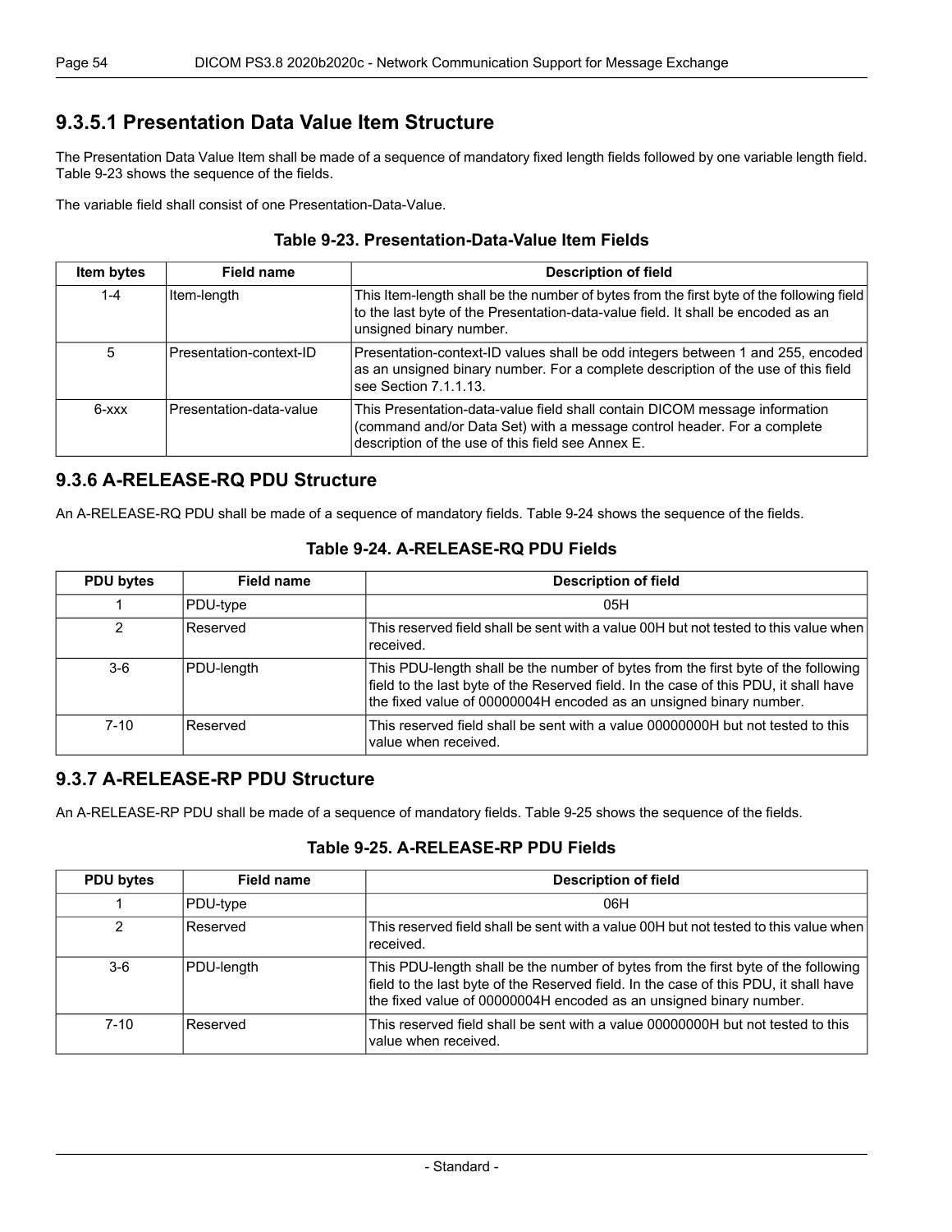### 9.3.5.1 Presentation Data Value Item Structure

The Presentation Data Value Item shall be made of a sequence of mandatory fixed length fields followed by one variable length field. Table 9-23 shows the sequence of the fields.

The variable field shall consist of one Presentation-Data-Value.

**Table 9-23. Presentation-Data-Value Item Fields**

| Item bytes | Field name | Description of field |
|---|---|---|
| 1-4 | Item-length | This Item-length shall be the number of bytes from the first byte of the following field to the last byte of the Presentation-data-value field. It shall be encoded as an unsigned binary number. |
| 5 | Presentation-context-ID | Presentation-context-ID values shall be odd integers between 1 and 255, encoded as an unsigned binary number. For a complete description of the use of this field see Section 7.1.1.13. |
| 6-xxx | Presentation-data-value | This Presentation-data-value field shall contain DICOM message information (command and/or Data Set) with a message control header. For a complete description of the use of this field see Annex E. |

## 9.3.6 A-RELEASE-RQ PDU Structure

An A-RELEASE-RQ PDU shall be made of a sequence of mandatory fields. Table 9-24 shows the sequence of the fields.

**Table 9-24. A-RELEASE-RQ PDU Fields**

| PDU bytes | Field name | Description of field |
|---|---|---|
| 1 | PDU-type | 05H |
| 2 | Reserved | This reserved field shall be sent with a value 00H but not tested to this value when received. |
| 3-6 | PDU-length | This PDU-length shall be the number of bytes from the first byte of the following field to the last byte of the Reserved field. In the case of this PDU, it shall have the fixed value of 00000004H encoded as an unsigned binary number. |
| 7-10 | Reserved | This reserved field shall be sent with a value 00000000H but not tested to this value when received. |

## 9.3.7 A-RELEASE-RP PDU Structure

An A-RELEASE-RP PDU shall be made of a sequence of mandatory fields. Table 9-25 shows the sequence of the fields.

**Table 9-25. A-RELEASE-RP PDU Fields**

| PDU bytes | Field name | Description of field |
|---|---|---|
| 1 | PDU-type | 06H |
| 2 | Reserved | This reserved field shall be sent with a value 00H but not tested to this value when received. |
| 3-6 | PDU-length | This PDU-length shall be the number of bytes from the first byte of the following field to the last byte of the Reserved field. In the case of this PDU, it shall have the fixed value of 00000004H encoded as an unsigned binary number. |
| 7-10 | Reserved | This reserved field shall be sent with a value 00000000H but not tested to this value when received. |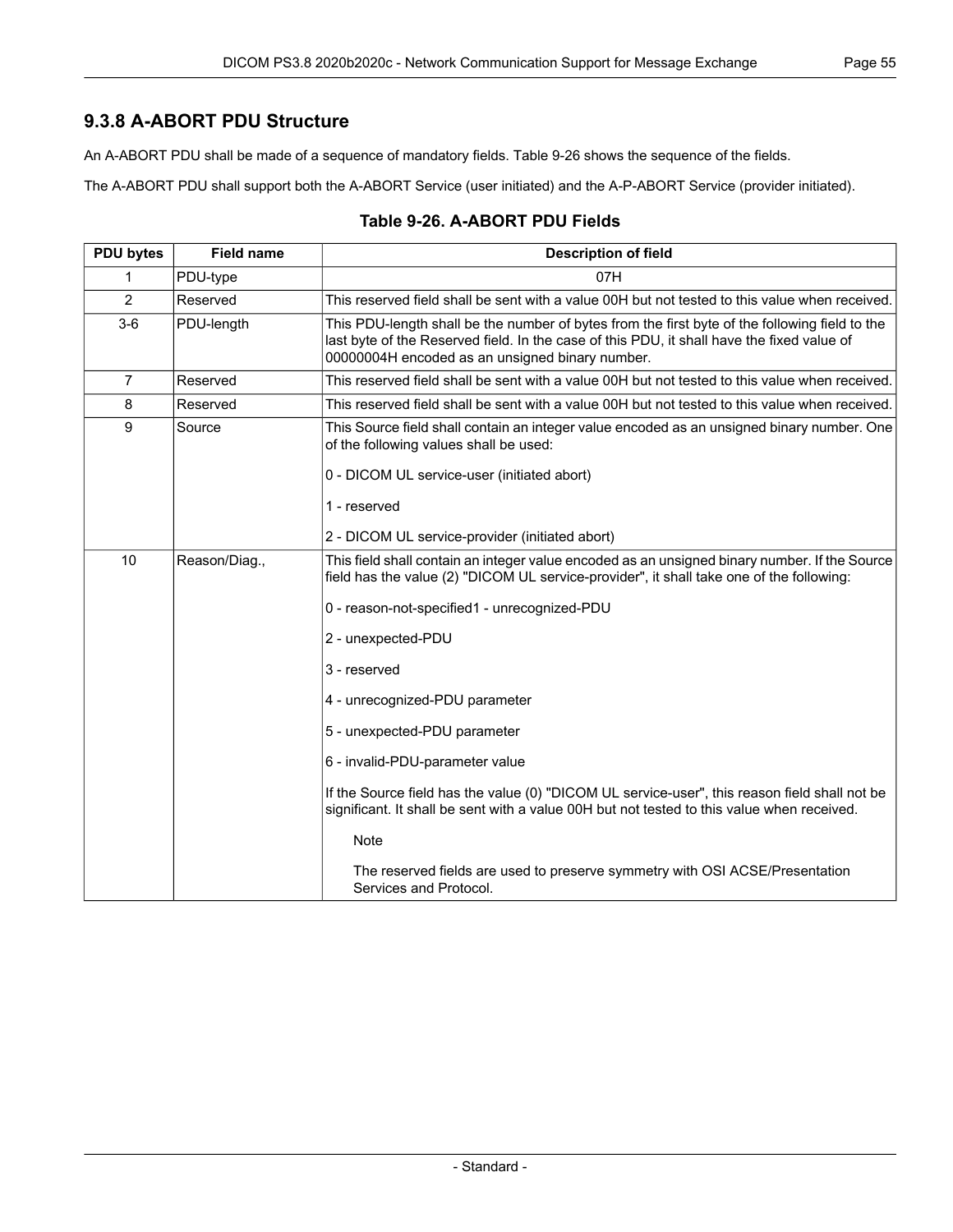### 9.3.8 A-ABORT PDU Structure

An A-ABORT PDU shall be made of a sequence of mandatory fields. Table 9-26 shows the sequence of the fields.

The A-ABORT PDU shall support both the A-ABORT Service (user initiated) and the A-P-ABORT Service (provider initiated).

**Table 9-26. A-ABORT PDU Fields**

| PDU bytes | Field name | Description of field |
|---|---|---|
| 1 | PDU-type | 07H |
| 2 | Reserved | This reserved field shall be sent with a value 00H but not tested to this value when received. |
| 3-6 | PDU-length | This PDU-length shall be the number of bytes from the first byte of the following field to the last byte of the Reserved field. In the case of this PDU, it shall have the fixed value of 00000004H encoded as an unsigned binary number. |
| 7 | Reserved | This reserved field shall be sent with a value 00H but not tested to this value when received. |
| 8 | Reserved | This reserved field shall be sent with a value 00H but not tested to this value when received. |
| 9 | Source | This Source field shall contain an integer value encoded as an unsigned binary number. One of the following values shall be used:<br><br>0 - DICOM UL service-user (initiated abort)<br><br>1 - reserved<br><br>2 - DICOM UL service-provider (initiated abort) |
| 10 | Reason/Diag., | This field shall contain an integer value encoded as an unsigned binary number. If the Source field has the value (2) "DICOM UL service-provider", it shall take one of the following:<br><br>0 - reason-not-specified1 - unrecognized-PDU<br><br>2 - unexpected-PDU<br><br>3 - reserved<br><br>4 - unrecognized-PDU parameter<br><br>5 - unexpected-PDU parameter<br><br>6 - invalid-PDU-parameter value<br><br>If the Source field has the value (0) "DICOM UL service-user", this reason field shall not be significant. It shall be sent with a value 00H but not tested to this value when received.<br><br>Note<br><br>The reserved fields are used to preserve symmetry with OSI ACSE/Presentation Services and Protocol. |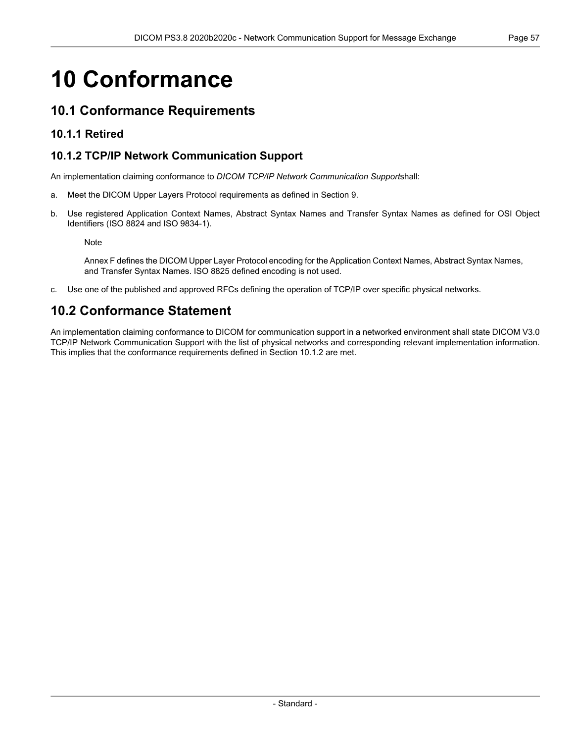# 10 Conformance

## 10.1 Conformance Requirements

### 10.1.1 Retired

### 10.1.2 TCP/IP Network Communication Support

An implementation claiming conformance to *DICOM TCP/IP Network Communication Support*shall:

a. Meet the DICOM Upper Layers Protocol requirements as defined in Section 9.

b. Use registered Application Context Names, Abstract Syntax Names and Transfer Syntax Names as defined for OSI Object Identifiers (ISO 8824 and ISO 9834-1).

   Note

   Annex F defines the DICOM Upper Layer Protocol encoding for the Application Context Names, Abstract Syntax Names, and Transfer Syntax Names. ISO 8825 defined encoding is not used.

c. Use one of the published and approved RFCs defining the operation of TCP/IP over specific physical networks.

## 10.2 Conformance Statement

An implementation claiming conformance to DICOM for communication support in a networked environment shall state DICOM V3.0 TCP/IP Network Communication Support with the list of physical networks and corresponding relevant implementation information. This implies that the conformance requirements defined in Section 10.1.2 are met.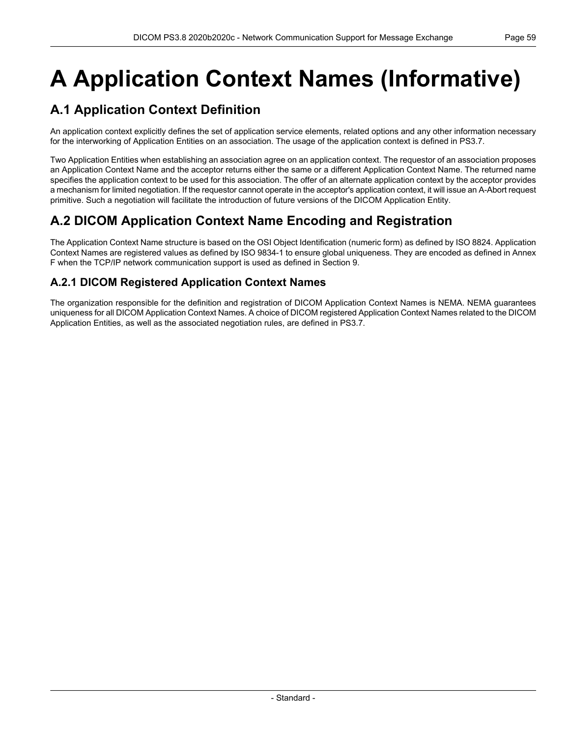# A Application Context Names (Informative)

## A.1 Application Context Definition

An application context explicitly defines the set of application service elements, related options and any other information necessary for the interworking of Application Entities on an association. The usage of the application context is defined in PS3.7.

Two Application Entities when establishing an association agree on an application context. The requestor of an association proposes an Application Context Name and the acceptor returns either the same or a different Application Context Name. The returned name specifies the application context to be used for this association. The offer of an alternate application context by the acceptor provides a mechanism for limited negotiation. If the requestor cannot operate in the acceptor's application context, it will issue an A-Abort request primitive. Such a negotiation will facilitate the introduction of future versions of the DICOM Application Entity.

## A.2 DICOM Application Context Name Encoding and Registration

The Application Context Name structure is based on the OSI Object Identification (numeric form) as defined by ISO 8824. Application Context Names are registered values as defined by ISO 9834-1 to ensure global uniqueness. They are encoded as defined in Annex F when the TCP/IP network communication support is used as defined in Section 9.

### A.2.1 DICOM Registered Application Context Names

The organization responsible for the definition and registration of DICOM Application Context Names is NEMA. NEMA guarantees uniqueness for all DICOM Application Context Names. A choice of DICOM registered Application Context Names related to the DICOM Application Entities, as well as the associated negotiation rules, are defined in PS3.7.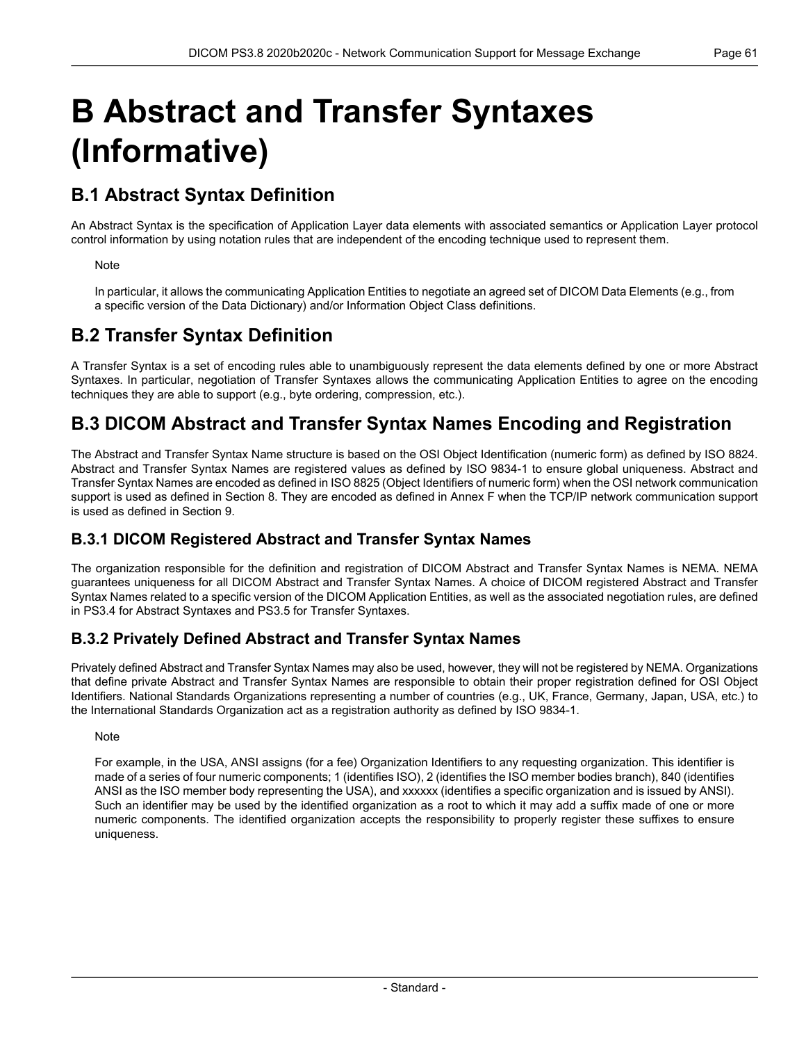# B Abstract and Transfer Syntaxes (Informative)

## B.1 Abstract Syntax Definition

An Abstract Syntax is the specification of Application Layer data elements with associated semantics or Application Layer protocol control information by using notation rules that are independent of the encoding technique used to represent them.

> Note
>
> In particular, it allows the communicating Application Entities to negotiate an agreed set of DICOM Data Elements (e.g., from a specific version of the Data Dictionary) and/or Information Object Class definitions.

## B.2 Transfer Syntax Definition

A Transfer Syntax is a set of encoding rules able to unambiguously represent the data elements defined by one or more Abstract Syntaxes. In particular, negotiation of Transfer Syntaxes allows the communicating Application Entities to agree on the encoding techniques they are able to support (e.g., byte ordering, compression, etc.).

## B.3 DICOM Abstract and Transfer Syntax Names Encoding and Registration

The Abstract and Transfer Syntax Name structure is based on the OSI Object Identification (numeric form) as defined by ISO 8824. Abstract and Transfer Syntax Names are registered values as defined by ISO 9834-1 to ensure global uniqueness. Abstract and Transfer Syntax Names are encoded as defined in ISO 8825 (Object Identifiers of numeric form) when the OSI network communication support is used as defined in Section 8. They are encoded as defined in Annex F when the TCP/IP network communication support is used as defined in Section 9.

### B.3.1 DICOM Registered Abstract and Transfer Syntax Names

The organization responsible for the definition and registration of DICOM Abstract and Transfer Syntax Names is NEMA. NEMA guarantees uniqueness for all DICOM Abstract and Transfer Syntax Names. A choice of DICOM registered Abstract and Transfer Syntax Names related to a specific version of the DICOM Application Entities, as well as the associated negotiation rules, are defined in PS3.4 for Abstract Syntaxes and PS3.5 for Transfer Syntaxes.

### B.3.2 Privately Defined Abstract and Transfer Syntax Names

Privately defined Abstract and Transfer Syntax Names may also be used, however, they will not be registered by NEMA. Organizations that define private Abstract and Transfer Syntax Names are responsible to obtain their proper registration defined for OSI Object Identifiers. National Standards Organizations representing a number of countries (e.g., UK, France, Germany, Japan, USA, etc.) to the International Standards Organization act as a registration authority as defined by ISO 9834-1.

> Note
>
> For example, in the USA, ANSI assigns (for a fee) Organization Identifiers to any requesting organization. This identifier is made of a series of four numeric components; 1 (identifies ISO), 2 (identifies the ISO member bodies branch), 840 (identifies ANSI as the ISO member body representing the USA), and xxxxxx (identifies a specific organization and is issued by ANSI). Such an identifier may be used by the identified organization as a root to which it may add a suffix made of one or more numeric components. The identified organization accepts the responsibility to properly register these suffixes to ensure uniqueness.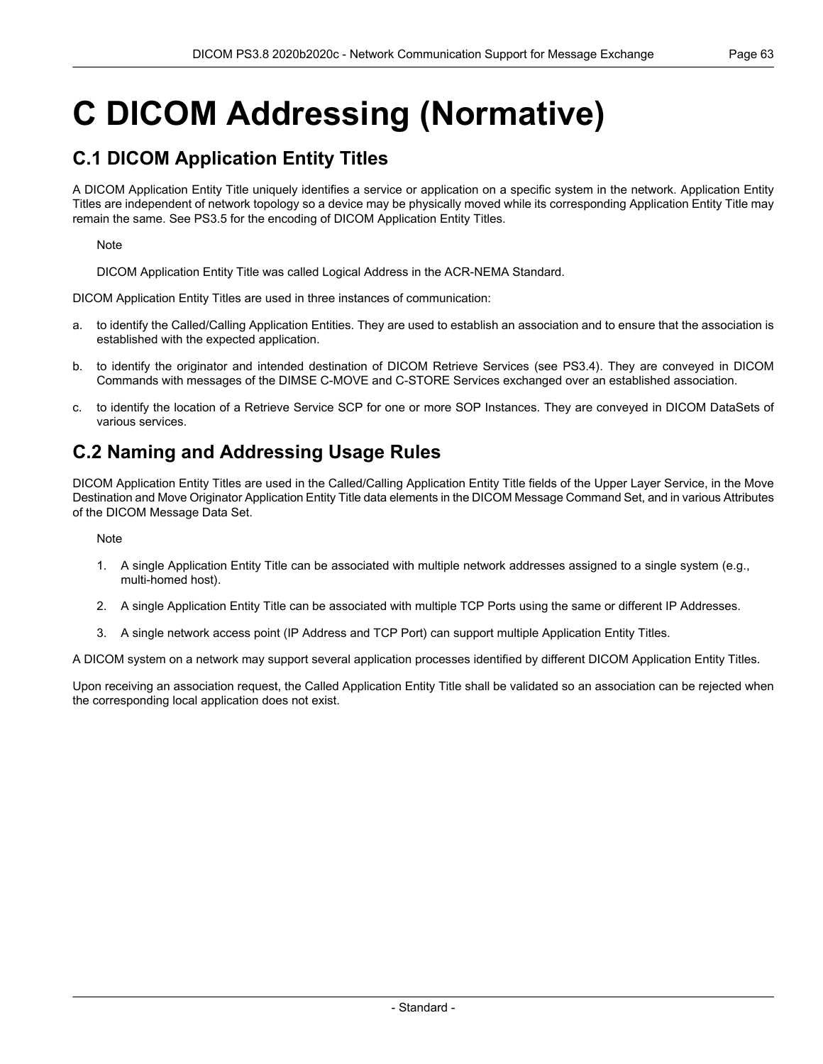# C DICOM Addressing (Normative)

## C.1 DICOM Application Entity Titles

A DICOM Application Entity Title uniquely identifies a service or application on a specific system in the network. Application Entity Titles are independent of network topology so a device may be physically moved while its corresponding Application Entity Title may remain the same. See PS3.5 for the encoding of DICOM Application Entity Titles.

Note

DICOM Application Entity Title was called Logical Address in the ACR-NEMA Standard.

DICOM Application Entity Titles are used in three instances of communication:

a. to identify the Called/Calling Application Entities. They are used to establish an association and to ensure that the association is established with the expected application.

b. to identify the originator and intended destination of DICOM Retrieve Services (see PS3.4). They are conveyed in DICOM Commands with messages of the DIMSE C-MOVE and C-STORE Services exchanged over an established association.

c. to identify the location of a Retrieve Service SCP for one or more SOP Instances. They are conveyed in DICOM DataSets of various services.

## C.2 Naming and Addressing Usage Rules

DICOM Application Entity Titles are used in the Called/Calling Application Entity Title fields of the Upper Layer Service, in the Move Destination and Move Originator Application Entity Title data elements in the DICOM Message Command Set, and in various Attributes of the DICOM Message Data Set.

Note

1. A single Application Entity Title can be associated with multiple network addresses assigned to a single system (e.g., multi-homed host).
2. A single Application Entity Title can be associated with multiple TCP Ports using the same or different IP Addresses.
3. A single network access point (IP Address and TCP Port) can support multiple Application Entity Titles.

A DICOM system on a network may support several application processes identified by different DICOM Application Entity Titles.

Upon receiving an association request, the Called Application Entity Title shall be validated so an association can be rejected when the corresponding local application does not exist.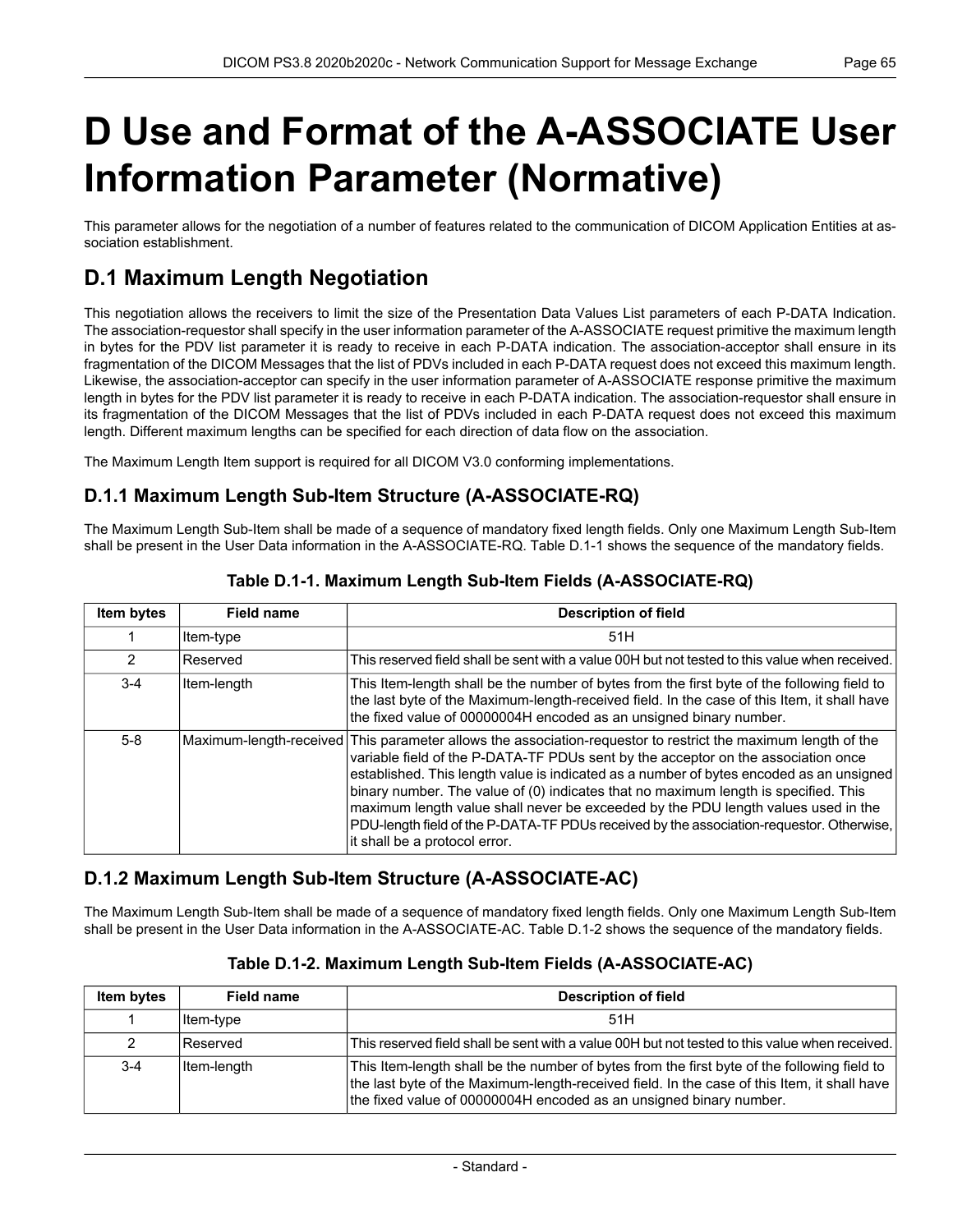# D Use and Format of the A-ASSOCIATE User Information Parameter (Normative)

This parameter allows for the negotiation of a number of features related to the communication of DICOM Application Entities at association establishment.

## D.1 Maximum Length Negotiation

This negotiation allows the receivers to limit the size of the Presentation Data Values List parameters of each P-DATA Indication. The association-requestor shall specify in the user information parameter of the A-ASSOCIATE request primitive the maximum length in bytes for the PDV list parameter it is ready to receive in each P-DATA indication. The association-acceptor shall ensure in its fragmentation of the DICOM Messages that the list of PDVs included in each P-DATA request does not exceed this maximum length. Likewise, the association-acceptor can specify in the user information parameter of A-ASSOCIATE response primitive the maximum length in bytes for the PDV list parameter it is ready to receive in each P-DATA indication. The association-requestor shall ensure in its fragmentation of the DICOM Messages that the list of PDVs included in each P-DATA request does not exceed this maximum length. Different maximum lengths can be specified for each direction of data flow on the association.

The Maximum Length Item support is required for all DICOM V3.0 conforming implementations.

### D.1.1 Maximum Length Sub-Item Structure (A-ASSOCIATE-RQ)

The Maximum Length Sub-Item shall be made of a sequence of mandatory fixed length fields. Only one Maximum Length Sub-Item shall be present in the User Data information in the A-ASSOCIATE-RQ. Table D.1-1 shows the sequence of the mandatory fields.

**Table D.1-1. Maximum Length Sub-Item Fields (A-ASSOCIATE-RQ)**

| Item bytes | Field name | Description of field |
|---|---|---|
| 1 | Item-type | 51H |
| 2 | Reserved | This reserved field shall be sent with a value 00H but not tested to this value when received. |
| 3-4 | Item-length | This Item-length shall be the number of bytes from the first byte of the following field to the last byte of the Maximum-length-received field. In the case of this Item, it shall have the fixed value of 00000004H encoded as an unsigned binary number. |
| 5-8 | Maximum-length-received | This parameter allows the association-requestor to restrict the maximum length of the variable field of the P-DATA-TF PDUs sent by the acceptor on the association once established. This length value is indicated as a number of bytes encoded as an unsigned binary number. The value of (0) indicates that no maximum length is specified. This maximum length value shall never be exceeded by the PDU length values used in the PDU-length field of the P-DATA-TF PDUs received by the association-requestor. Otherwise, it shall be a protocol error. |

### D.1.2 Maximum Length Sub-Item Structure (A-ASSOCIATE-AC)

The Maximum Length Sub-Item shall be made of a sequence of mandatory fixed length fields. Only one Maximum Length Sub-Item shall be present in the User Data information in the A-ASSOCIATE-AC. Table D.1-2 shows the sequence of the mandatory fields.

**Table D.1-2. Maximum Length Sub-Item Fields (A-ASSOCIATE-AC)**

| Item bytes | Field name | Description of field |
|---|---|---|
| 1 | Item-type | 51H |
| 2 | Reserved | This reserved field shall be sent with a value 00H but not tested to this value when received. |
| 3-4 | Item-length | This Item-length shall be the number of bytes from the first byte of the following field to the last byte of the Maximum-length-received field. In the case of this Item, it shall have the fixed value of 00000004H encoded as an unsigned binary number. |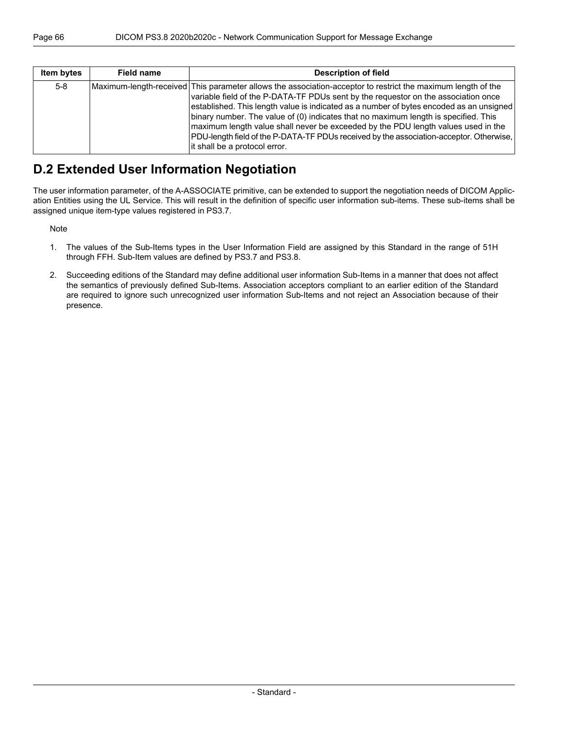| Item bytes | Field name | Description of field |
|---|---|---|
| 5-8 | Maximum-length-received | This parameter allows the association-acceptor to restrict the maximum length of the variable field of the P-DATA-TF PDUs sent by the requestor on the association once established. This length value is indicated as a number of bytes encoded as an unsigned binary number. The value of (0) indicates that no maximum length is specified. This maximum length value shall never be exceeded by the PDU length values used in the PDU-length field of the P-DATA-TF PDUs received by the association-acceptor. Otherwise, it shall be a protocol error. |

## D.2 Extended User Information Negotiation

The user information parameter, of the A-ASSOCIATE primitive, can be extended to support the negotiation needs of DICOM Application Entities using the UL Service. This will result in the definition of specific user information sub-items. These sub-items shall be assigned unique item-type values registered in PS3.7.

Note

1. The values of the Sub-Items types in the User Information Field are assigned by this Standard in the range of 51H through FFH. Sub-Item values are defined by PS3.7 and PS3.8.
2. Succeeding editions of the Standard may define additional user information Sub-Items in a manner that does not affect the semantics of previously defined Sub-Items. Association acceptors compliant to an earlier edition of the Standard are required to ignore such unrecognized user information Sub-Items and not reject an Association because of their presence.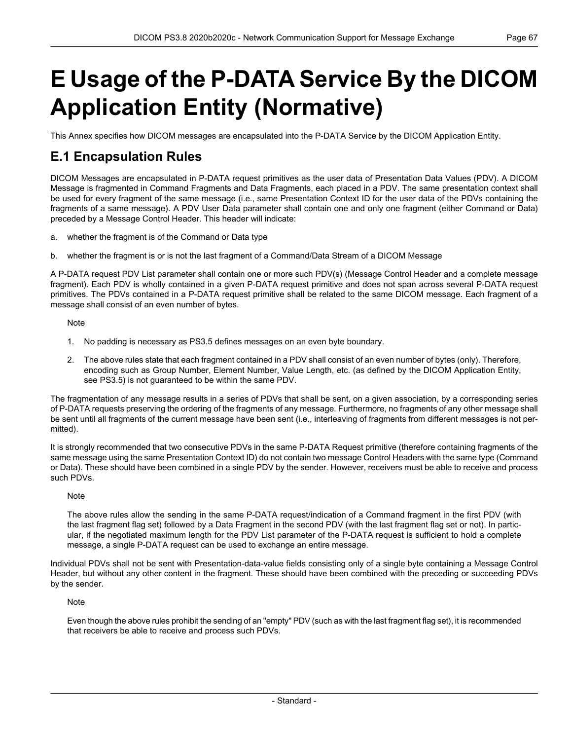# E Usage of the P-DATA Service By the DICOM Application Entity (Normative)

This Annex specifies how DICOM messages are encapsulated into the P-DATA Service by the DICOM Application Entity.

## E.1 Encapsulation Rules

DICOM Messages are encapsulated in P-DATA request primitives as the user data of Presentation Data Values (PDV). A DICOM Message is fragmented in Command Fragments and Data Fragments, each placed in a PDV. The same presentation context shall be used for every fragment of the same message (i.e., same Presentation Context ID for the user data of the PDVs containing the fragments of a same message). A PDV User Data parameter shall contain one and only one fragment (either Command or Data) preceded by a Message Control Header. This header will indicate:

a. whether the fragment is of the Command or Data type

b. whether the fragment is or is not the last fragment of a Command/Data Stream of a DICOM Message

A P-DATA request PDV List parameter shall contain one or more such PDV(s) (Message Control Header and a complete message fragment). Each PDV is wholly contained in a given P-DATA request primitive and does not span across several P-DATA request primitives. The PDVs contained in a P-DATA request primitive shall be related to the same DICOM message. Each fragment of a message shall consist of an even number of bytes.

Note

1. No padding is necessary as PS3.5 defines messages on an even byte boundary.
2. The above rules state that each fragment contained in a PDV shall consist of an even number of bytes (only). Therefore, encoding such as Group Number, Element Number, Value Length, etc. (as defined by the DICOM Application Entity, see PS3.5) is not guaranteed to be within the same PDV.

The fragmentation of any message results in a series of PDVs that shall be sent, on a given association, by a corresponding series of P-DATA requests preserving the ordering of the fragments of any message. Furthermore, no fragments of any other message shall be sent until all fragments of the current message have been sent (i.e., interleaving of fragments from different messages is not permitted).

It is strongly recommended that two consecutive PDVs in the same P-DATA Request primitive (therefore containing fragments of the same message using the same Presentation Context ID) do not contain two message Control Headers with the same type (Command or Data). These should have been combined in a single PDV by the sender. However, receivers must be able to receive and process such PDVs.

Note

The above rules allow the sending in the same P-DATA request/indication of a Command fragment in the first PDV (with the last fragment flag set) followed by a Data Fragment in the second PDV (with the last fragment flag set or not). In particular, if the negotiated maximum length for the PDV List parameter of the P-DATA request is sufficient to hold a complete message, a single P-DATA request can be used to exchange an entire message.

Individual PDVs shall not be sent with Presentation-data-value fields consisting only of a single byte containing a Message Control Header, but without any other content in the fragment. These should have been combined with the preceding or succeeding PDVs by the sender.

Note

Even though the above rules prohibit the sending of an "empty" PDV (such as with the last fragment flag set), it is recommended that receivers be able to receive and process such PDVs.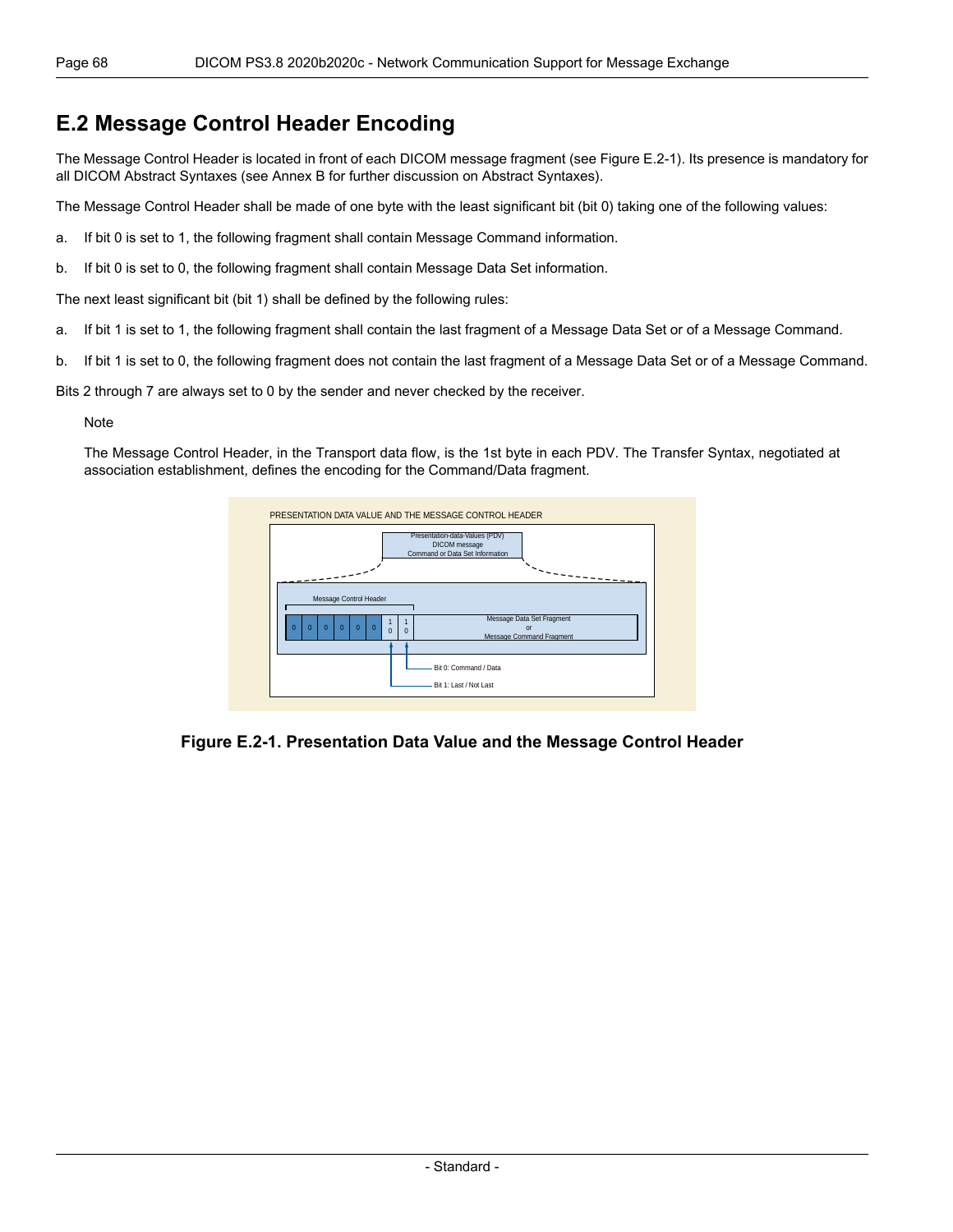## E.2 Message Control Header Encoding

The Message Control Header is located in front of each DICOM message fragment (see Figure E.2-1). Its presence is mandatory for all DICOM Abstract Syntaxes (see Annex B for further discussion on Abstract Syntaxes).

The Message Control Header shall be made of one byte with the least significant bit (bit 0) taking one of the following values:

a. If bit 0 is set to 1, the following fragment shall contain Message Command information.

b. If bit 0 is set to 0, the following fragment shall contain Message Data Set information.

The next least significant bit (bit 1) shall be defined by the following rules:

a. If bit 1 is set to 1, the following fragment shall contain the last fragment of a Message Data Set or of a Message Command.

b. If bit 1 is set to 0, the following fragment does not contain the last fragment of a Message Data Set or of a Message Command.

Bits 2 through 7 are always set to 0 by the sender and never checked by the receiver.

Note

The Message Control Header, in the Transport data flow, is the 1st byte in each PDV. The Transfer Syntax, negotiated at association establishment, defines the encoding for the Command/Data fragment.

PRESENTATION DATA VALUE AND THE MESSAGE CONTROL HEADER

Presentation-data-Values (PDV)
DICOM message
Command or Data Set Information

Message Control Header

| 0 | 0 | 0 | 0 | 0 | 0 | 1 0 | 1 0 | Message Data Set Fragment or Message Command Fragment |
|---|---|---|---|---|---|---|---|---|

Bit 0: Command / Data

Bit 1: Last / Not Last

**Figure E.2-1. Presentation Data Value and the Message Control Header**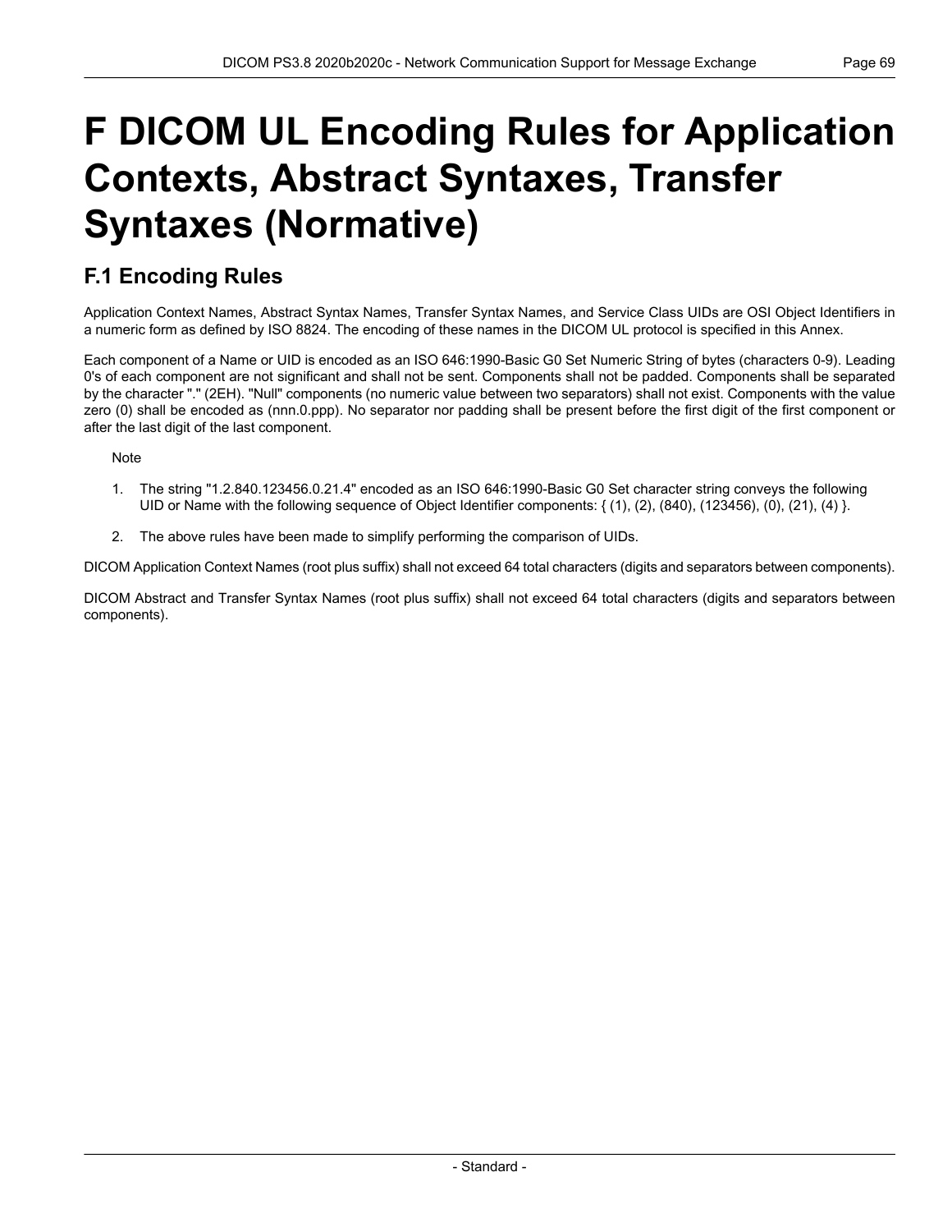# F DICOM UL Encoding Rules for Application Contexts, Abstract Syntaxes, Transfer Syntaxes (Normative)

## F.1 Encoding Rules

Application Context Names, Abstract Syntax Names, Transfer Syntax Names, and Service Class UIDs are OSI Object Identifiers in a numeric form as defined by ISO 8824. The encoding of these names in the DICOM UL protocol is specified in this Annex.

Each component of a Name or UID is encoded as an ISO 646:1990-Basic G0 Set Numeric String of bytes (characters 0-9). Leading 0's of each component are not significant and shall not be sent. Components shall not be padded. Components shall be separated by the character "." (2EH). "Null" components (no numeric value between two separators) shall not exist. Components with the value zero (0) shall be encoded as (nnn.0.ppp). No separator nor padding shall be present before the first digit of the first component or after the last digit of the last component.

Note

1. The string "1.2.840.123456.0.21.4" encoded as an ISO 646:1990-Basic G0 Set character string conveys the following UID or Name with the following sequence of Object Identifier components: { (1), (2), (840), (123456), (0), (21), (4) }.
2. The above rules have been made to simplify performing the comparison of UIDs.

DICOM Application Context Names (root plus suffix) shall not exceed 64 total characters (digits and separators between components).

DICOM Abstract and Transfer Syntax Names (root plus suffix) shall not exceed 64 total characters (digits and separators between components).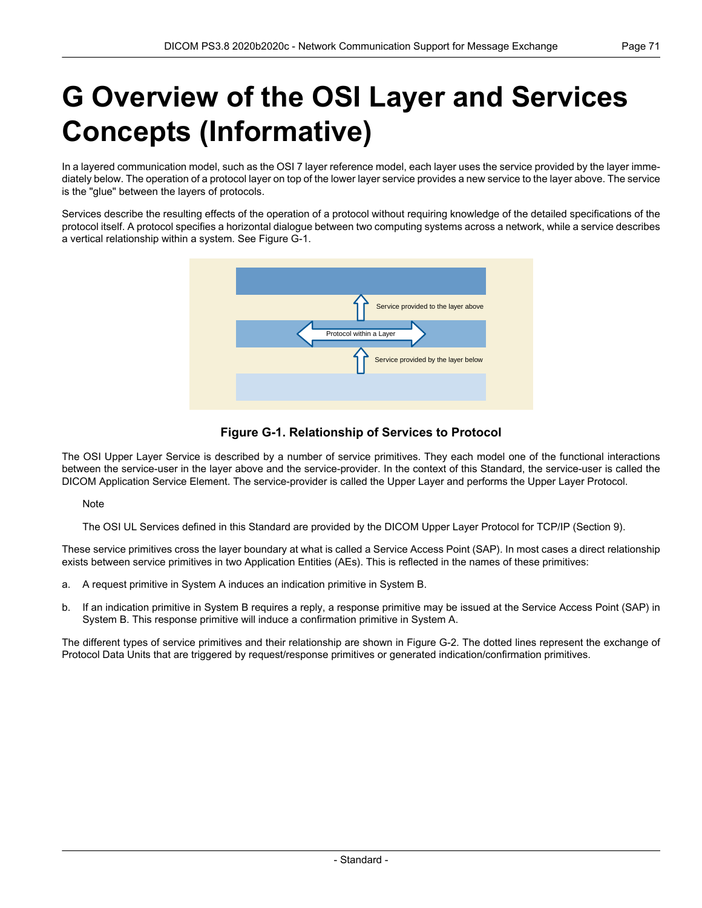# G Overview of the OSI Layer and Services Concepts (Informative)

In a layered communication model, such as the OSI 7 layer reference model, each layer uses the service provided by the layer immediately below. The operation of a protocol layer on top of the lower layer service provides a new service to the layer above. The service is the "glue" between the layers of protocols.

Services describe the resulting effects of the operation of a protocol without requiring knowledge of the detailed specifications of the protocol itself. A protocol specifies a horizontal dialogue between two computing systems across a network, while a service describes a vertical relationship within a system. See Figure G-1.

**Figure G-1. Relationship of Services to Protocol**

The OSI Upper Layer Service is described by a number of service primitives. They each model one of the functional interactions between the service-user in the layer above and the service-provider. In the context of this Standard, the service-user is called the DICOM Application Service Element. The service-provider is called the Upper Layer and performs the Upper Layer Protocol.

> Note
>
> The OSI UL Services defined in this Standard are provided by the DICOM Upper Layer Protocol for TCP/IP (Section 9).

These service primitives cross the layer boundary at what is called a Service Access Point (SAP). In most cases a direct relationship exists between service primitives in two Application Entities (AEs). This is reflected in the names of these primitives:

a. A request primitive in System A induces an indication primitive in System B.

b. If an indication primitive in System B requires a reply, a response primitive may be issued at the Service Access Point (SAP) in System B. This response primitive will induce a confirmation primitive in System A.

The different types of service primitives and their relationship are shown in Figure G-2. The dotted lines represent the exchange of Protocol Data Units that are triggered by request/response primitives or generated indication/confirmation primitives.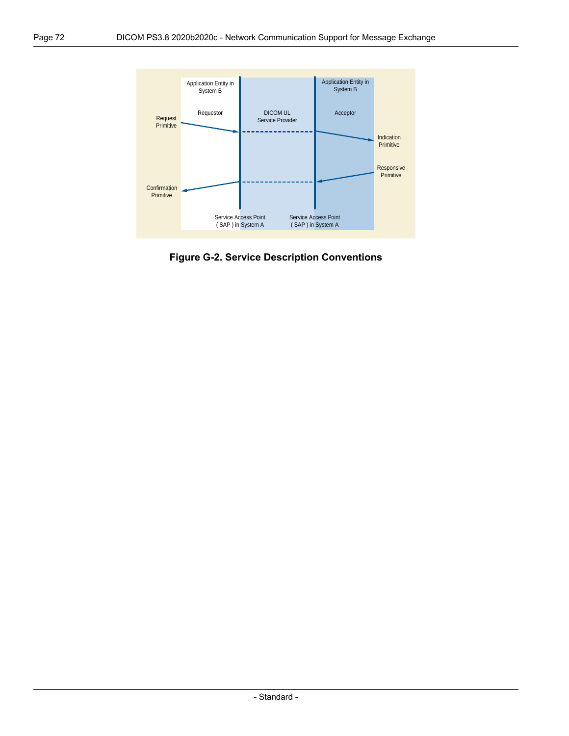Application Entity in System B

Requestor

DICOM UL Service Provider

Application Entity in System B

Acceptor

Request Primitive

Indication Primitive

Responsive Primitive

Confirmation Primitive

Service Access Point ( SAP ) in System A

Service Access Point ( SAP ) in System A

**Figure G-2. Service Description Conventions**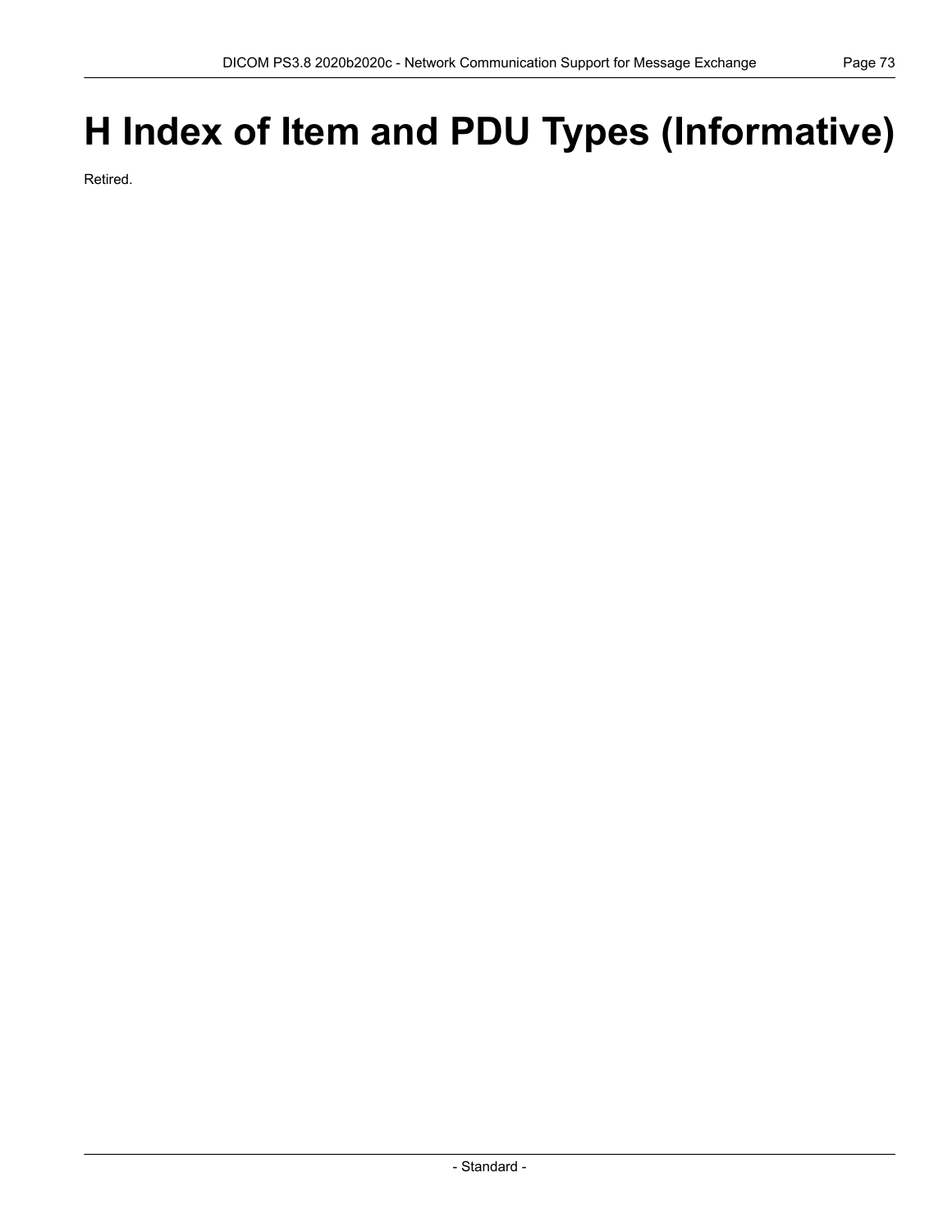# H Index of Item and PDU Types (Informative)

Retired.